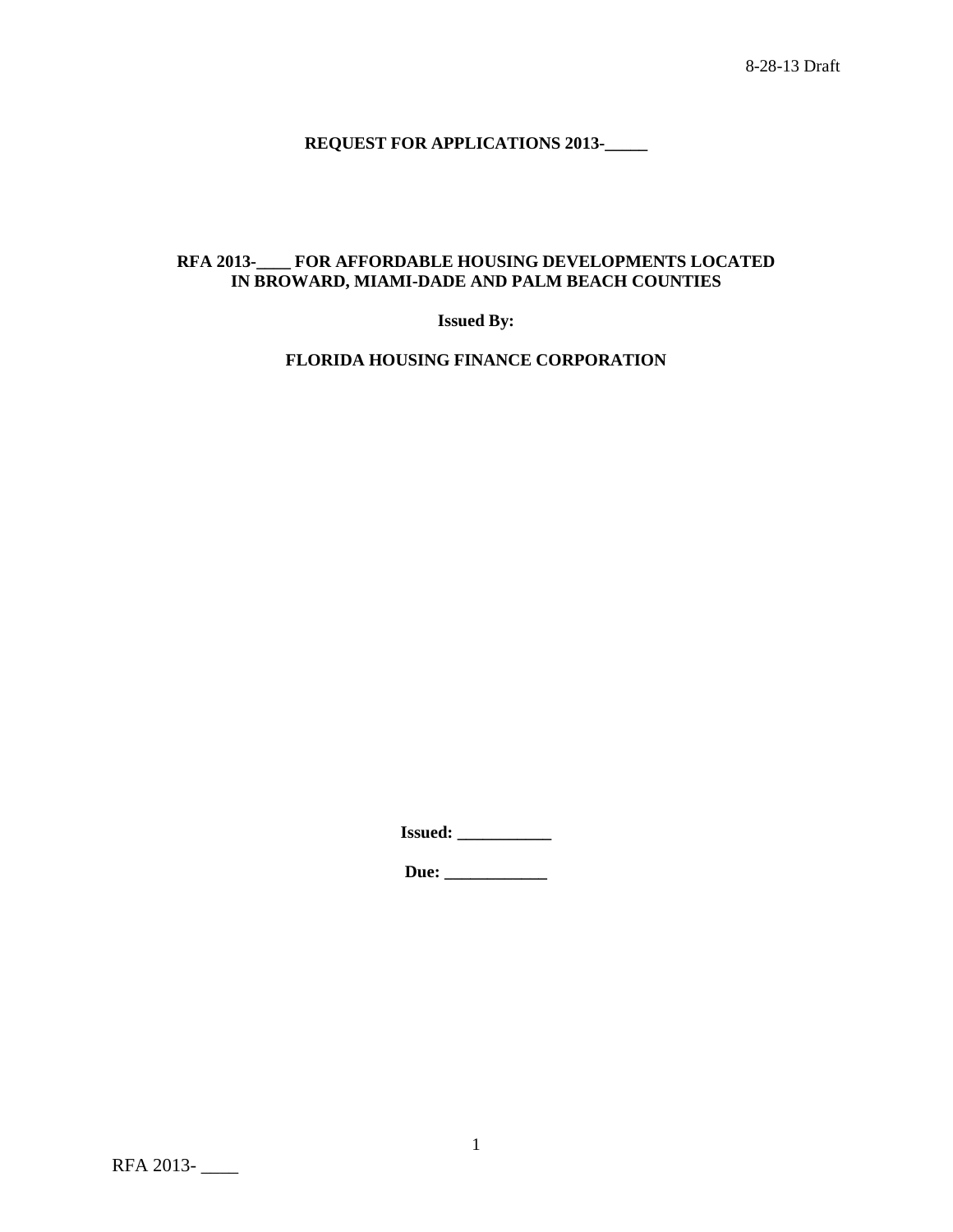8-28-13 Draft

# REQUEST FOR APPLICATIONS 2013-_____

## RFA 2013-____ FOR AFFORDABLE HOUSING DEVELOPMENTS LOCATED IN BROWARD, MIAMI-DADE AND PALM BEACH COUNTIES

**Issued By:**

**FLORIDA HOUSING FINANCE CORPORATION**

**Issued: ___________**

**Due: ____________**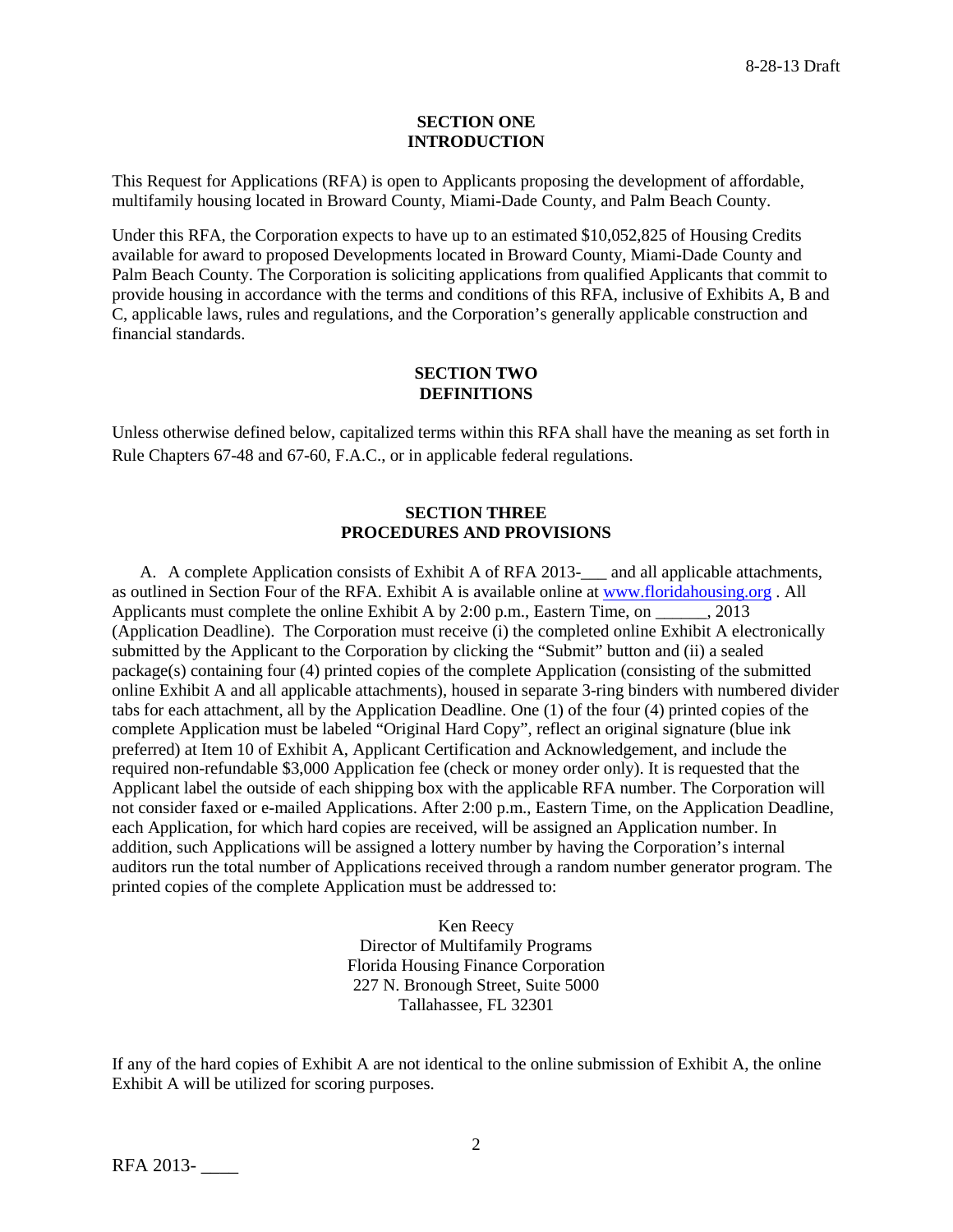## SECTION ONE
## INTRODUCTION

This Request for Applications (RFA) is open to Applicants proposing the development of affordable, multifamily housing located in Broward County, Miami-Dade County, and Palm Beach County.

Under this RFA, the Corporation expects to have up to an estimated $10,052,825 of Housing Credits available for award to proposed Developments located in Broward County, Miami-Dade County and Palm Beach County. The Corporation is soliciting applications from qualified Applicants that commit to provide housing in accordance with the terms and conditions of this RFA, inclusive of Exhibits A, B and C, applicable laws, rules and regulations, and the Corporation's generally applicable construction and financial standards.

## SECTION TWO
## DEFINITIONS

Unless otherwise defined below, capitalized terms within this RFA shall have the meaning as set forth in Rule Chapters 67-48 and 67-60, F.A.C., or in applicable federal regulations.

## SECTION THREE
## PROCEDURES AND PROVISIONS

A. A complete Application consists of Exhibit A of RFA 2013-___ and all applicable attachments, as outlined in Section Four of the RFA. Exhibit A is available online at www.floridahousing.org . All Applicants must complete the online Exhibit A by 2:00 p.m., Eastern Time, on ______, 2013 (Application Deadline). The Corporation must receive (i) the completed online Exhibit A electronically submitted by the Applicant to the Corporation by clicking the "Submit" button and (ii) a sealed package(s) containing four (4) printed copies of the complete Application (consisting of the submitted online Exhibit A and all applicable attachments), housed in separate 3-ring binders with numbered divider tabs for each attachment, all by the Application Deadline. One (1) of the four (4) printed copies of the complete Application must be labeled "Original Hard Copy", reflect an original signature (blue ink preferred) at Item 10 of Exhibit A, Applicant Certification and Acknowledgement, and include the required non-refundable $3,000 Application fee (check or money order only). It is requested that the Applicant label the outside of each shipping box with the applicable RFA number. The Corporation will not consider faxed or e-mailed Applications. After 2:00 p.m., Eastern Time, on the Application Deadline, each Application, for which hard copies are received, will be assigned an Application number. In addition, such Applications will be assigned a lottery number by having the Corporation's internal auditors run the total number of Applications received through a random number generator program. The printed copies of the complete Application must be addressed to:

Ken Reecy
Director of Multifamily Programs
Florida Housing Finance Corporation
227 N. Bronough Street, Suite 5000
Tallahassee, FL 32301

If any of the hard copies of Exhibit A are not identical to the online submission of Exhibit A, the online Exhibit A will be utilized for scoring purposes.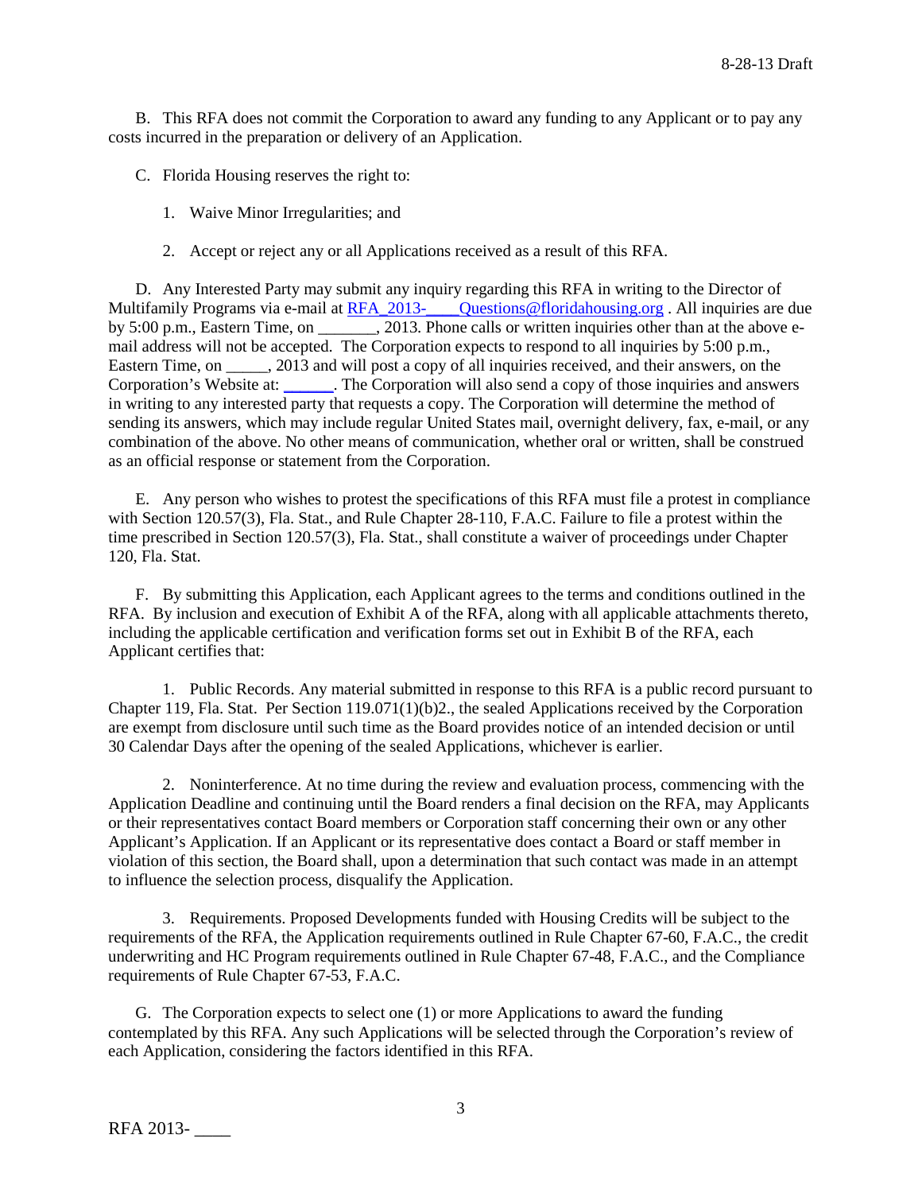B. This RFA does not commit the Corporation to award any funding to any Applicant or to pay any costs incurred in the preparation or delivery of an Application.

C. Florida Housing reserves the right to:

1. Waive Minor Irregularities; and

2. Accept or reject any or all Applications received as a result of this RFA.

D. Any Interested Party may submit any inquiry regarding this RFA in writing to the Director of Multifamily Programs via e-mail at RFA_2013-____Questions@floridahousing.org . All inquiries are due by 5:00 p.m., Eastern Time, on _______, 2013. Phone calls or written inquiries other than at the above e-mail address will not be accepted. The Corporation expects to respond to all inquiries by 5:00 p.m., Eastern Time, on _____, 2013 and will post a copy of all inquiries received, and their answers, on the Corporation's Website at: ______. The Corporation will also send a copy of those inquiries and answers in writing to any interested party that requests a copy. The Corporation will determine the method of sending its answers, which may include regular United States mail, overnight delivery, fax, e-mail, or any combination of the above. No other means of communication, whether oral or written, shall be construed as an official response or statement from the Corporation.

E. Any person who wishes to protest the specifications of this RFA must file a protest in compliance with Section 120.57(3), Fla. Stat., and Rule Chapter 28-110, F.A.C. Failure to file a protest within the time prescribed in Section 120.57(3), Fla. Stat., shall constitute a waiver of proceedings under Chapter 120, Fla. Stat.

F. By submitting this Application, each Applicant agrees to the terms and conditions outlined in the RFA. By inclusion and execution of Exhibit A of the RFA, along with all applicable attachments thereto, including the applicable certification and verification forms set out in Exhibit B of the RFA, each Applicant certifies that:

1. Public Records. Any material submitted in response to this RFA is a public record pursuant to Chapter 119, Fla. Stat. Per Section 119.071(1)(b)2., the sealed Applications received by the Corporation are exempt from disclosure until such time as the Board provides notice of an intended decision or until 30 Calendar Days after the opening of the sealed Applications, whichever is earlier.

2. Noninterference. At no time during the review and evaluation process, commencing with the Application Deadline and continuing until the Board renders a final decision on the RFA, may Applicants or their representatives contact Board members or Corporation staff concerning their own or any other Applicant's Application. If an Applicant or its representative does contact a Board or staff member in violation of this section, the Board shall, upon a determination that such contact was made in an attempt to influence the selection process, disqualify the Application.

3. Requirements. Proposed Developments funded with Housing Credits will be subject to the requirements of the RFA, the Application requirements outlined in Rule Chapter 67-60, F.A.C., the credit underwriting and HC Program requirements outlined in Rule Chapter 67-48, F.A.C., and the Compliance requirements of Rule Chapter 67-53, F.A.C.

G. The Corporation expects to select one (1) or more Applications to award the funding contemplated by this RFA. Any such Applications will be selected through the Corporation's review of each Application, considering the factors identified in this RFA.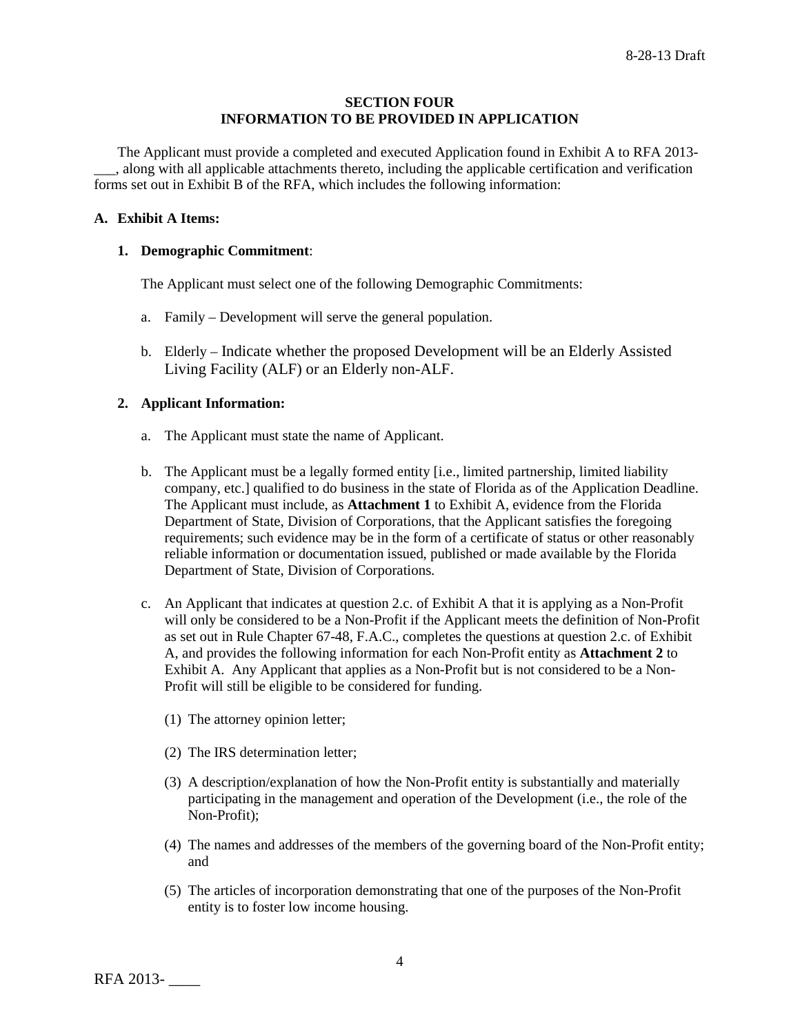## SECTION FOUR
## INFORMATION TO BE PROVIDED IN APPLICATION

The Applicant must provide a completed and executed Application found in Exhibit A to RFA 2013-___, along with all applicable attachments thereto, including the applicable certification and verification forms set out in Exhibit B of the RFA, which includes the following information:

**A. Exhibit A Items:**

**1. Demographic Commitment**:

The Applicant must select one of the following Demographic Commitments:

a. Family – Development will serve the general population.

b. Elderly – Indicate whether the proposed Development will be an Elderly Assisted Living Facility (ALF) or an Elderly non-ALF.

**2. Applicant Information:**

a. The Applicant must state the name of Applicant.

b. The Applicant must be a legally formed entity [i.e., limited partnership, limited liability company, etc.] qualified to do business in the state of Florida as of the Application Deadline. The Applicant must include, as **Attachment 1** to Exhibit A, evidence from the Florida Department of State, Division of Corporations, that the Applicant satisfies the foregoing requirements; such evidence may be in the form of a certificate of status or other reasonably reliable information or documentation issued, published or made available by the Florida Department of State, Division of Corporations.

c. An Applicant that indicates at question 2.c. of Exhibit A that it is applying as a Non-Profit will only be considered to be a Non-Profit if the Applicant meets the definition of Non-Profit as set out in Rule Chapter 67-48, F.A.C., completes the questions at question 2.c. of Exhibit A, and provides the following information for each Non-Profit entity as **Attachment 2** to Exhibit A. Any Applicant that applies as a Non-Profit but is not considered to be a Non-Profit will still be eligible to be considered for funding.

(1) The attorney opinion letter;

(2) The IRS determination letter;

(3) A description/explanation of how the Non-Profit entity is substantially and materially participating in the management and operation of the Development (i.e., the role of the Non-Profit);

(4) The names and addresses of the members of the governing board of the Non-Profit entity; and

(5) The articles of incorporation demonstrating that one of the purposes of the Non-Profit entity is to foster low income housing.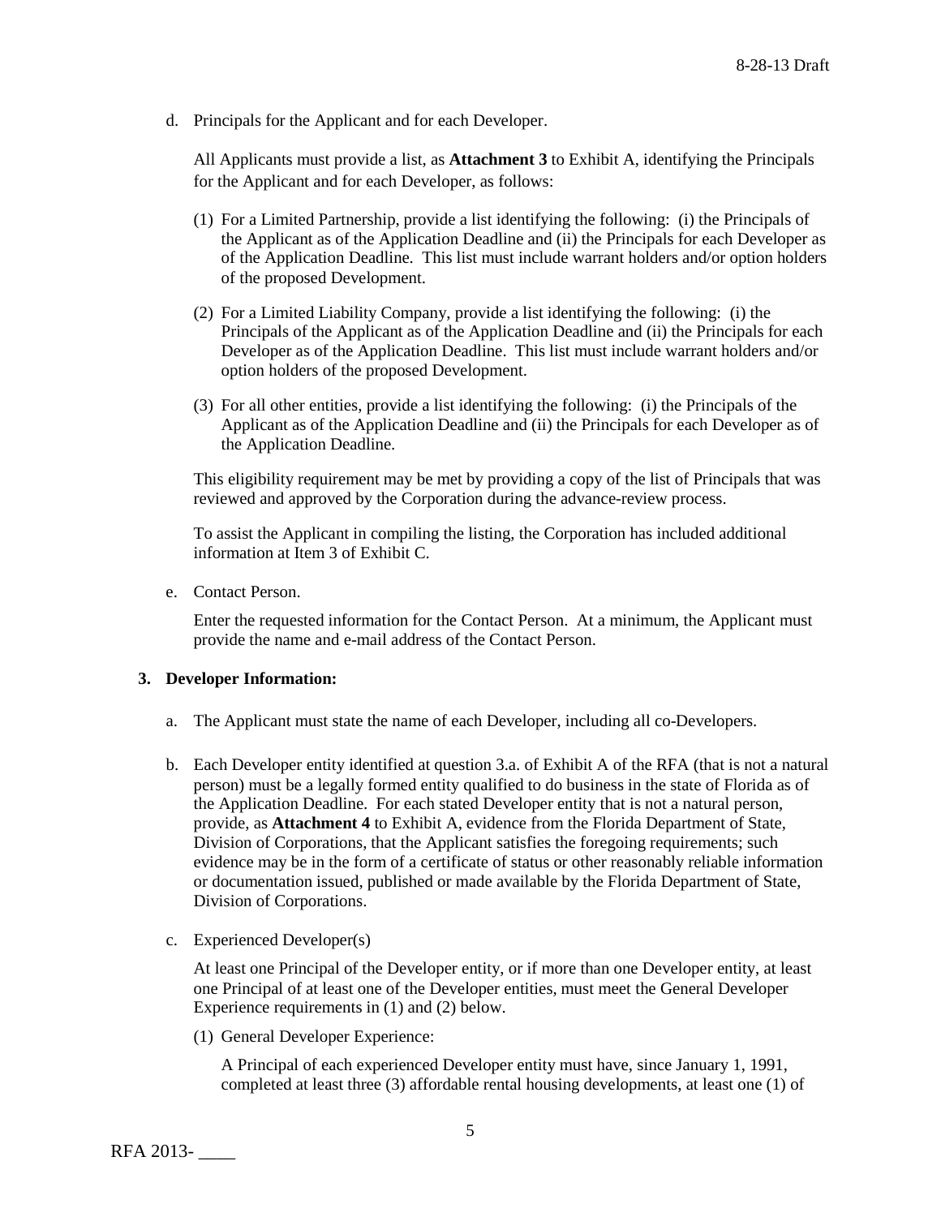d. Principals for the Applicant and for each Developer.

All Applicants must provide a list, as **Attachment 3** to Exhibit A, identifying the Principals for the Applicant and for each Developer, as follows:

(1) For a Limited Partnership, provide a list identifying the following: (i) the Principals of the Applicant as of the Application Deadline and (ii) the Principals for each Developer as of the Application Deadline. This list must include warrant holders and/or option holders of the proposed Development.

(2) For a Limited Liability Company, provide a list identifying the following: (i) the Principals of the Applicant as of the Application Deadline and (ii) the Principals for each Developer as of the Application Deadline. This list must include warrant holders and/or option holders of the proposed Development.

(3) For all other entities, provide a list identifying the following: (i) the Principals of the Applicant as of the Application Deadline and (ii) the Principals for each Developer as of the Application Deadline.

This eligibility requirement may be met by providing a copy of the list of Principals that was reviewed and approved by the Corporation during the advance-review process.

To assist the Applicant in compiling the listing, the Corporation has included additional information at Item 3 of Exhibit C.

e. Contact Person.

Enter the requested information for the Contact Person. At a minimum, the Applicant must provide the name and e-mail address of the Contact Person.

**3. Developer Information:**

a. The Applicant must state the name of each Developer, including all co-Developers.

b. Each Developer entity identified at question 3.a. of Exhibit A of the RFA (that is not a natural person) must be a legally formed entity qualified to do business in the state of Florida as of the Application Deadline. For each stated Developer entity that is not a natural person, provide, as **Attachment 4** to Exhibit A, evidence from the Florida Department of State, Division of Corporations, that the Applicant satisfies the foregoing requirements; such evidence may be in the form of a certificate of status or other reasonably reliable information or documentation issued, published or made available by the Florida Department of State, Division of Corporations.

c. Experienced Developer(s)

At least one Principal of the Developer entity, or if more than one Developer entity, at least one Principal of at least one of the Developer entities, must meet the General Developer Experience requirements in (1) and (2) below.

(1) General Developer Experience:

A Principal of each experienced Developer entity must have, since January 1, 1991, completed at least three (3) affordable rental housing developments, at least one (1) of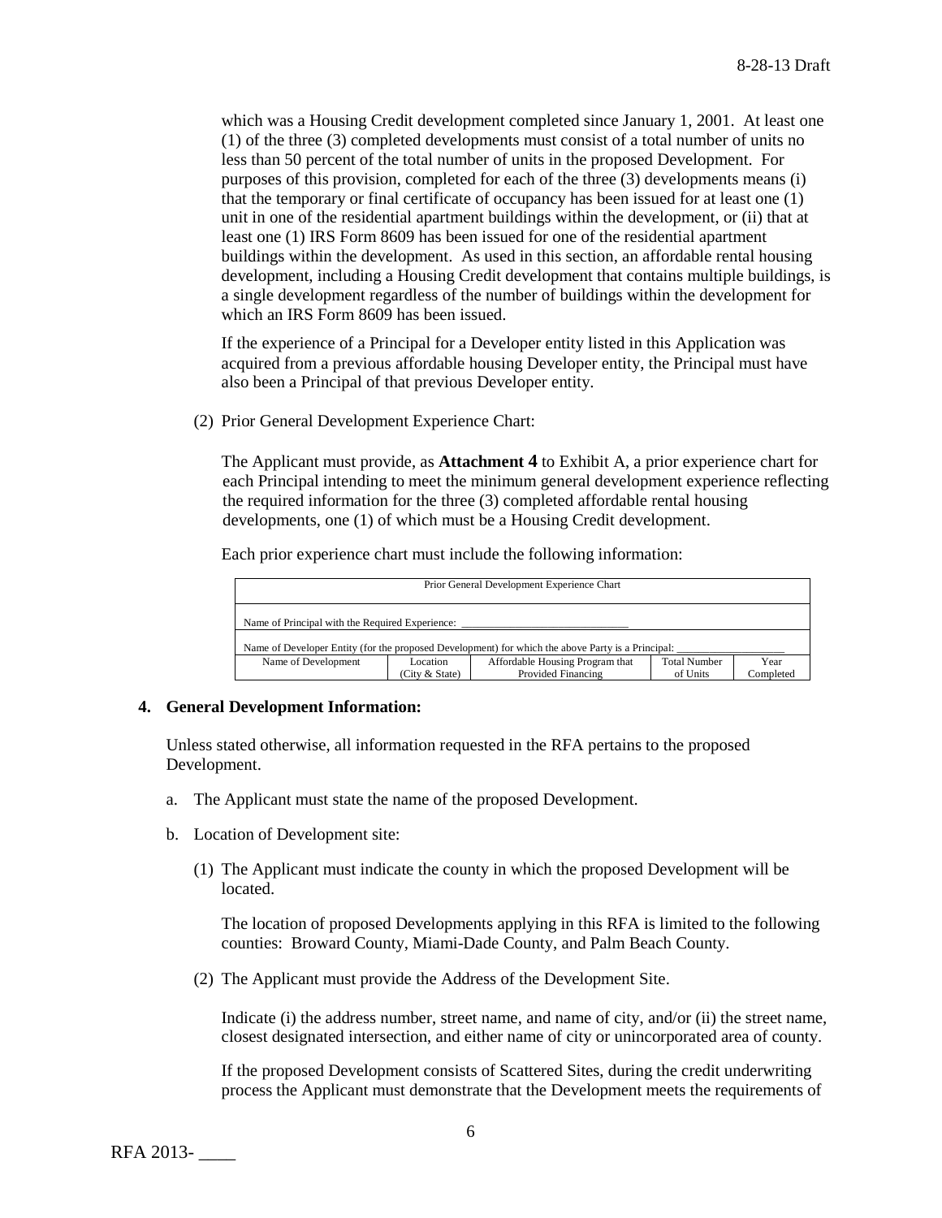which was a Housing Credit development completed since January 1, 2001. At least one (1) of the three (3) completed developments must consist of a total number of units no less than 50 percent of the total number of units in the proposed Development. For purposes of this provision, completed for each of the three (3) developments means (i) that the temporary or final certificate of occupancy has been issued for at least one (1) unit in one of the residential apartment buildings within the development, or (ii) that at least one (1) IRS Form 8609 has been issued for one of the residential apartment buildings within the development. As used in this section, an affordable rental housing development, including a Housing Credit development that contains multiple buildings, is a single development regardless of the number of buildings within the development for which an IRS Form 8609 has been issued.

If the experience of a Principal for a Developer entity listed in this Application was acquired from a previous affordable housing Developer entity, the Principal must have also been a Principal of that previous Developer entity.

(2) Prior General Development Experience Chart:

The Applicant must provide, as **Attachment 4** to Exhibit A, a prior experience chart for each Principal intending to meet the minimum general development experience reflecting the required information for the three (3) completed affordable rental housing developments, one (1) of which must be a Housing Credit development.

Each prior experience chart must include the following information:

| Prior General Development Experience Chart | | | | |
|---|---|---|---|---|
| Name of Principal with the Required Experience: ____________________________ | | | | |
| Name of Developer Entity (for the proposed Development) for which the above Party is a Principal: ____________________ | | | | |
| Name of Development | Location (City & State) | Affordable Housing Program that Provided Financing | Total Number of Units | Year Completed |

**4. General Development Information:**

Unless stated otherwise, all information requested in the RFA pertains to the proposed Development.

a. The Applicant must state the name of the proposed Development.

b. Location of Development site:

(1) The Applicant must indicate the county in which the proposed Development will be located.

The location of proposed Developments applying in this RFA is limited to the following counties: Broward County, Miami-Dade County, and Palm Beach County.

(2) The Applicant must provide the Address of the Development Site.

Indicate (i) the address number, street name, and name of city, and/or (ii) the street name, closest designated intersection, and either name of city or unincorporated area of county.

If the proposed Development consists of Scattered Sites, during the credit underwriting process the Applicant must demonstrate that the Development meets the requirements of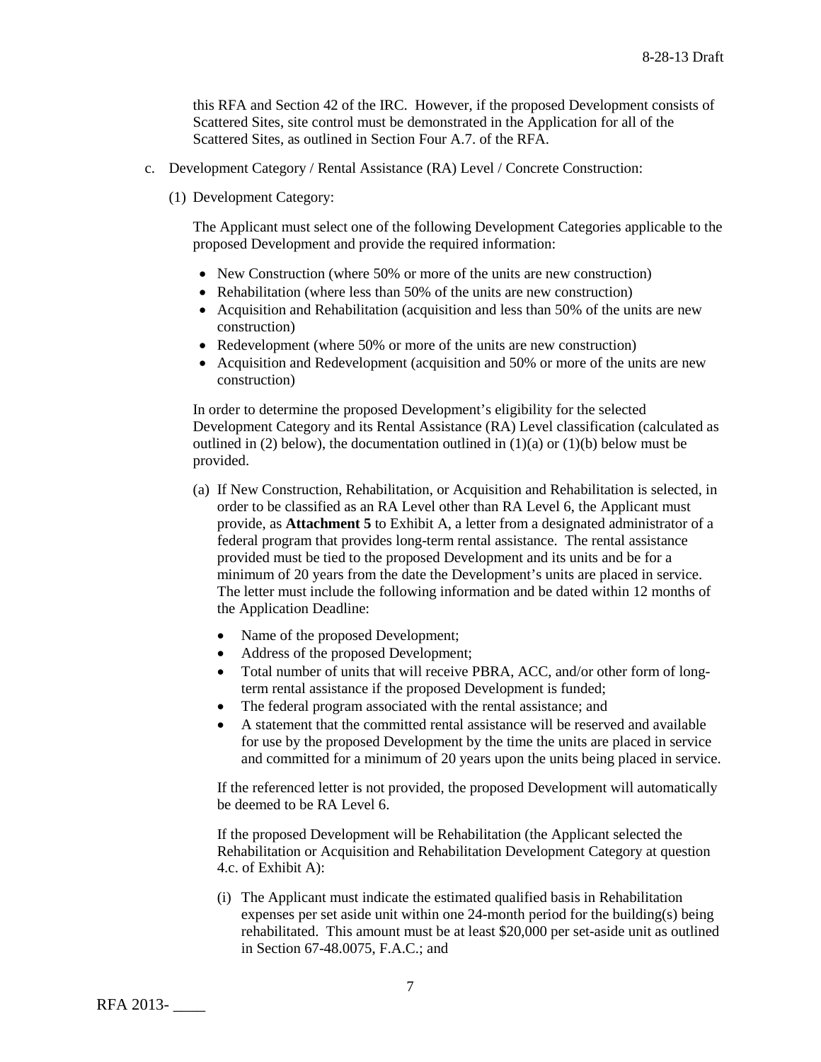this RFA and Section 42 of the IRC. However, if the proposed Development consists of Scattered Sites, site control must be demonstrated in the Application for all of the Scattered Sites, as outlined in Section Four A.7. of the RFA.

c. Development Category / Rental Assistance (RA) Level / Concrete Construction:

(1) Development Category:

The Applicant must select one of the following Development Categories applicable to the proposed Development and provide the required information:

- New Construction (where 50% or more of the units are new construction)
- Rehabilitation (where less than 50% of the units are new construction)
- Acquisition and Rehabilitation (acquisition and less than 50% of the units are new construction)
- Redevelopment (where 50% or more of the units are new construction)
- Acquisition and Redevelopment (acquisition and 50% or more of the units are new construction)

In order to determine the proposed Development's eligibility for the selected Development Category and its Rental Assistance (RA) Level classification (calculated as outlined in (2) below), the documentation outlined in (1)(a) or (1)(b) below must be provided.

(a) If New Construction, Rehabilitation, or Acquisition and Rehabilitation is selected, in order to be classified as an RA Level other than RA Level 6, the Applicant must provide, as **Attachment 5** to Exhibit A, a letter from a designated administrator of a federal program that provides long-term rental assistance. The rental assistance provided must be tied to the proposed Development and its units and be for a minimum of 20 years from the date the Development's units are placed in service. The letter must include the following information and be dated within 12 months of the Application Deadline:

- Name of the proposed Development;
- Address of the proposed Development;
- Total number of units that will receive PBRA, ACC, and/or other form of long-term rental assistance if the proposed Development is funded;
- The federal program associated with the rental assistance; and
- A statement that the committed rental assistance will be reserved and available for use by the proposed Development by the time the units are placed in service and committed for a minimum of 20 years upon the units being placed in service.

If the referenced letter is not provided, the proposed Development will automatically be deemed to be RA Level 6.

If the proposed Development will be Rehabilitation (the Applicant selected the Rehabilitation or Acquisition and Rehabilitation Development Category at question 4.c. of Exhibit A):

(i) The Applicant must indicate the estimated qualified basis in Rehabilitation expenses per set aside unit within one 24-month period for the building(s) being rehabilitated. This amount must be at least $20,000 per set-aside unit as outlined in Section 67-48.0075, F.A.C.; and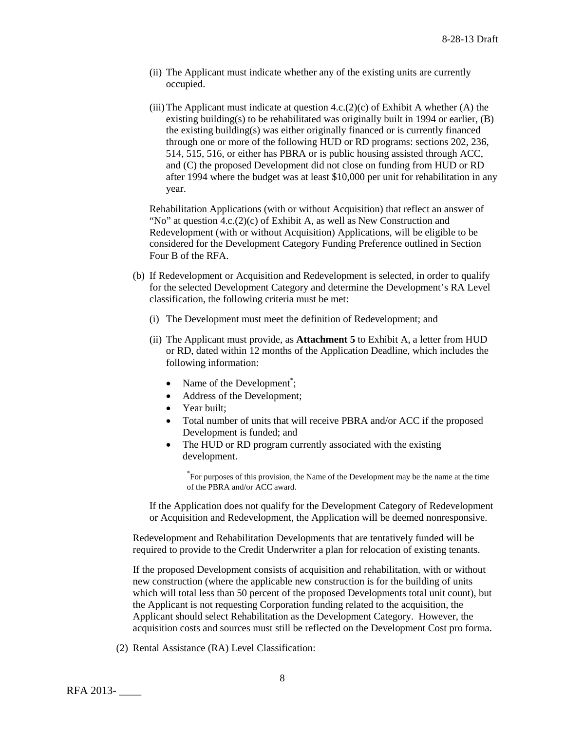(ii) The Applicant must indicate whether any of the existing units are currently occupied.

(iii) The Applicant must indicate at question 4.c.(2)(c) of Exhibit A whether (A) the existing building(s) to be rehabilitated was originally built in 1994 or earlier, (B) the existing building(s) was either originally financed or is currently financed through one or more of the following HUD or RD programs: sections 202, 236, 514, 515, 516, or either has PBRA or is public housing assisted through ACC, and (C) the proposed Development did not close on funding from HUD or RD after 1994 where the budget was at least $10,000 per unit for rehabilitation in any year.

Rehabilitation Applications (with or without Acquisition) that reflect an answer of "No" at question 4.c.(2)(c) of Exhibit A, as well as New Construction and Redevelopment (with or without Acquisition) Applications, will be eligible to be considered for the Development Category Funding Preference outlined in Section Four B of the RFA.

(b) If Redevelopment or Acquisition and Redevelopment is selected, in order to qualify for the selected Development Category and determine the Development's RA Level classification, the following criteria must be met:

(i) The Development must meet the definition of Redevelopment; and

(ii) The Applicant must provide, as **Attachment 5** to Exhibit A, a letter from HUD or RD, dated within 12 months of the Application Deadline, which includes the following information:

- Name of the Development*;
- Address of the Development;
- Year built;
- Total number of units that will receive PBRA and/or ACC if the proposed Development is funded; and
- The HUD or RD program currently associated with the existing development.

*For purposes of this provision, the Name of the Development may be the name at the time of the PBRA and/or ACC award.

If the Application does not qualify for the Development Category of Redevelopment or Acquisition and Redevelopment, the Application will be deemed nonresponsive.

Redevelopment and Rehabilitation Developments that are tentatively funded will be required to provide to the Credit Underwriter a plan for relocation of existing tenants.

If the proposed Development consists of acquisition and rehabilitation, with or without new construction (where the applicable new construction is for the building of units which will total less than 50 percent of the proposed Developments total unit count), but the Applicant is not requesting Corporation funding related to the acquisition, the Applicant should select Rehabilitation as the Development Category. However, the acquisition costs and sources must still be reflected on the Development Cost pro forma.

(2) Rental Assistance (RA) Level Classification: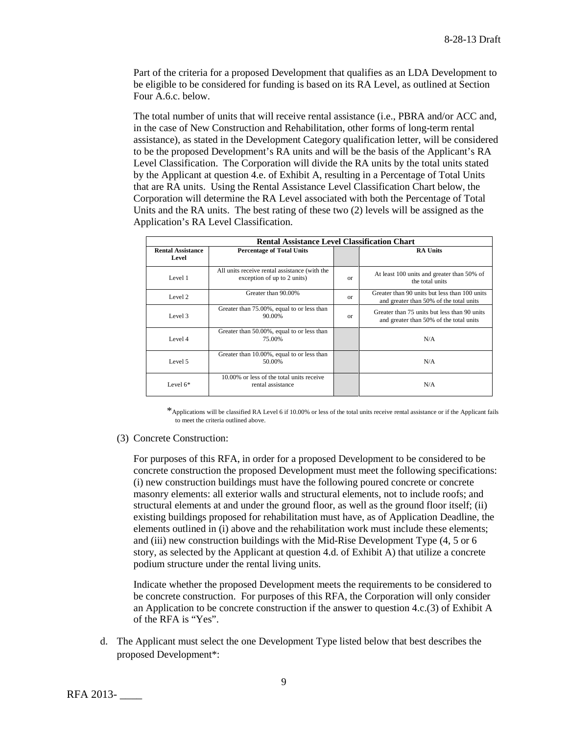Part of the criteria for a proposed Development that qualifies as an LDA Development to be eligible to be considered for funding is based on its RA Level, as outlined at Section Four A.6.c. below.

The total number of units that will receive rental assistance (i.e., PBRA and/or ACC and, in the case of New Construction and Rehabilitation, other forms of long-term rental assistance), as stated in the Development Category qualification letter, will be considered to be the proposed Development's RA units and will be the basis of the Applicant's RA Level Classification. The Corporation will divide the RA units by the total units stated by the Applicant at question 4.e. of Exhibit A, resulting in a Percentage of Total Units that are RA units. Using the Rental Assistance Level Classification Chart below, the Corporation will determine the RA Level associated with both the Percentage of Total Units and the RA units. The best rating of these two (2) levels will be assigned as the Application's RA Level Classification.

| **Rental Assistance Level Classification Chart** | | | |
|---|---|---|---|
| **Rental Assistance Level** | **Percentage of Total Units** | | **RA Units** |
| Level 1 | All units receive rental assistance (with the exception of up to 2 units) | or | At least 100 units and greater than 50% of the total units |
| Level 2 | Greater than 90.00% | or | Greater than 90 units but less than 100 units and greater than 50% of the total units |
| Level 3 | Greater than 75.00%, equal to or less than 90.00% | or | Greater than 75 units but less than 90 units and greater than 50% of the total units |
| Level 4 | Greater than 50.00%, equal to or less than 75.00% | | N/A |
| Level 5 | Greater than 10.00%, equal to or less than 50.00% | | N/A |
| Level 6* | 10.00% or less of the total units receive rental assistance | | N/A |

*Applications will be classified RA Level 6 if 10.00% or less of the total units receive rental assistance or if the Applicant fails to meet the criteria outlined above.

(3) Concrete Construction:

For purposes of this RFA, in order for a proposed Development to be considered to be concrete construction the proposed Development must meet the following specifications: (i) new construction buildings must have the following poured concrete or concrete masonry elements: all exterior walls and structural elements, not to include roofs; and structural elements at and under the ground floor, as well as the ground floor itself; (ii) existing buildings proposed for rehabilitation must have, as of Application Deadline, the elements outlined in (i) above and the rehabilitation work must include these elements; and (iii) new construction buildings with the Mid-Rise Development Type (4, 5 or 6 story, as selected by the Applicant at question 4.d. of Exhibit A) that utilize a concrete podium structure under the rental living units.

Indicate whether the proposed Development meets the requirements to be considered to be concrete construction. For purposes of this RFA, the Corporation will only consider an Application to be concrete construction if the answer to question 4.c.(3) of Exhibit A of the RFA is "Yes".

d. The Applicant must select the one Development Type listed below that best describes the proposed Development*: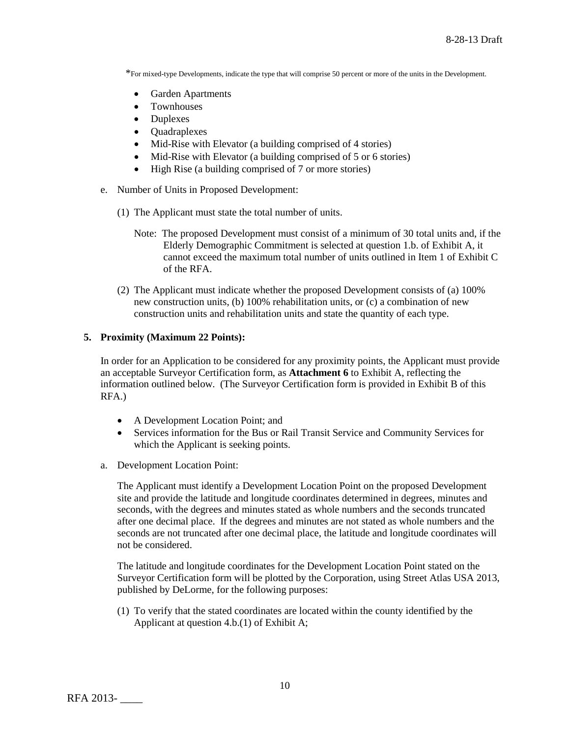*For mixed-type Developments, indicate the type that will comprise 50 percent or more of the units in the Development.

- Garden Apartments
- Townhouses
- Duplexes
- Quadraplexes
- Mid-Rise with Elevator (a building comprised of 4 stories)
- Mid-Rise with Elevator (a building comprised of 5 or 6 stories)
- High Rise (a building comprised of 7 or more stories)

e. Number of Units in Proposed Development:

(1) The Applicant must state the total number of units.

Note: The proposed Development must consist of a minimum of 30 total units and, if the Elderly Demographic Commitment is selected at question 1.b. of Exhibit A, it cannot exceed the maximum total number of units outlined in Item 1 of Exhibit C of the RFA.

(2) The Applicant must indicate whether the proposed Development consists of (a) 100% new construction units, (b) 100% rehabilitation units, or (c) a combination of new construction units and rehabilitation units and state the quantity of each type.

**5. Proximity (Maximum 22 Points):**

In order for an Application to be considered for any proximity points, the Applicant must provide an acceptable Surveyor Certification form, as **Attachment 6** to Exhibit A, reflecting the information outlined below. (The Surveyor Certification form is provided in Exhibit B of this RFA.)

- A Development Location Point; and
- Services information for the Bus or Rail Transit Service and Community Services for which the Applicant is seeking points.

a. Development Location Point:

The Applicant must identify a Development Location Point on the proposed Development site and provide the latitude and longitude coordinates determined in degrees, minutes and seconds, with the degrees and minutes stated as whole numbers and the seconds truncated after one decimal place. If the degrees and minutes are not stated as whole numbers and the seconds are not truncated after one decimal place, the latitude and longitude coordinates will not be considered.

The latitude and longitude coordinates for the Development Location Point stated on the Surveyor Certification form will be plotted by the Corporation, using Street Atlas USA 2013, published by DeLorme, for the following purposes:

(1) To verify that the stated coordinates are located within the county identified by the Applicant at question 4.b.(1) of Exhibit A;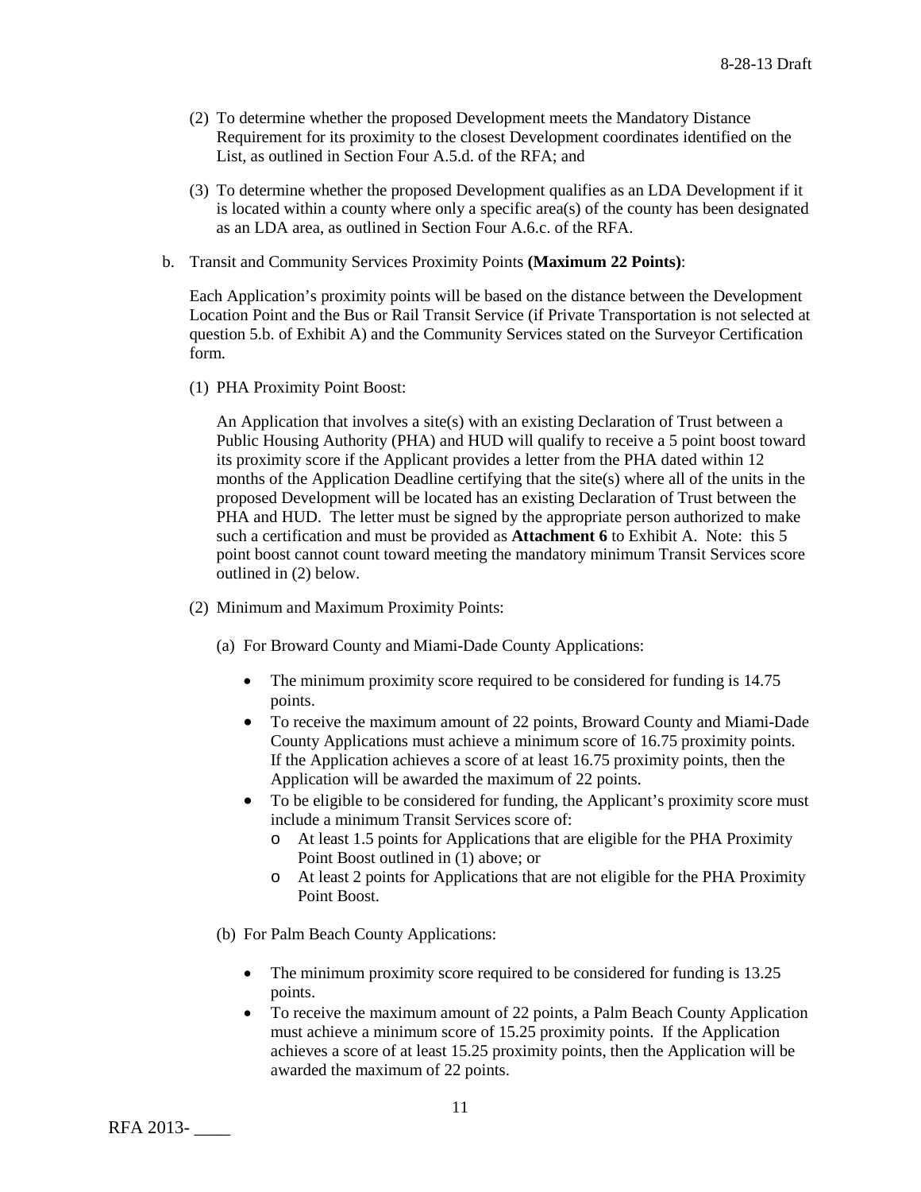(2) To determine whether the proposed Development meets the Mandatory Distance Requirement for its proximity to the closest Development coordinates identified on the List, as outlined in Section Four A.5.d. of the RFA; and

(3) To determine whether the proposed Development qualifies as an LDA Development if it is located within a county where only a specific area(s) of the county has been designated as an LDA area, as outlined in Section Four A.6.c. of the RFA.

b. Transit and Community Services Proximity Points **(Maximum 22 Points)**:

Each Application's proximity points will be based on the distance between the Development Location Point and the Bus or Rail Transit Service (if Private Transportation is not selected at question 5.b. of Exhibit A) and the Community Services stated on the Surveyor Certification form.

(1) PHA Proximity Point Boost:

An Application that involves a site(s) with an existing Declaration of Trust between a Public Housing Authority (PHA) and HUD will qualify to receive a 5 point boost toward its proximity score if the Applicant provides a letter from the PHA dated within 12 months of the Application Deadline certifying that the site(s) where all of the units in the proposed Development will be located has an existing Declaration of Trust between the PHA and HUD. The letter must be signed by the appropriate person authorized to make such a certification and must be provided as **Attachment 6** to Exhibit A. Note: this 5 point boost cannot count toward meeting the mandatory minimum Transit Services score outlined in (2) below.

(2) Minimum and Maximum Proximity Points:

(a) For Broward County and Miami-Dade County Applications:

- The minimum proximity score required to be considered for funding is 14.75 points.
- To receive the maximum amount of 22 points, Broward County and Miami-Dade County Applications must achieve a minimum score of 16.75 proximity points. If the Application achieves a score of at least 16.75 proximity points, then the Application will be awarded the maximum of 22 points.
- To be eligible to be considered for funding, the Applicant's proximity score must include a minimum Transit Services score of:
  - At least 1.5 points for Applications that are eligible for the PHA Proximity Point Boost outlined in (1) above; or
  - At least 2 points for Applications that are not eligible for the PHA Proximity Point Boost.

(b) For Palm Beach County Applications:

- The minimum proximity score required to be considered for funding is 13.25 points.
- To receive the maximum amount of 22 points, a Palm Beach County Application must achieve a minimum score of 15.25 proximity points. If the Application achieves a score of at least 15.25 proximity points, then the Application will be awarded the maximum of 22 points.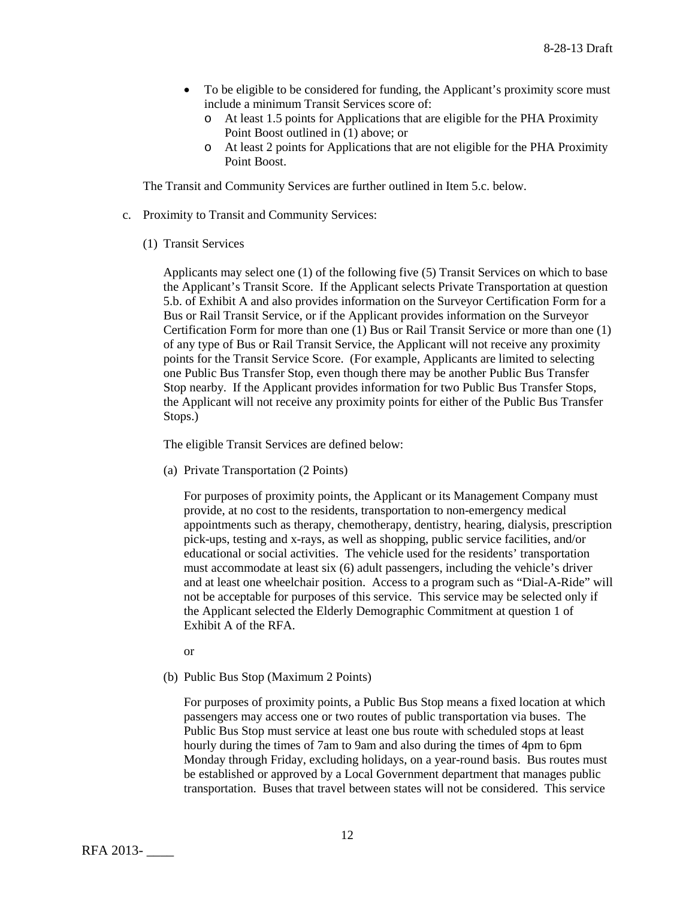- To be eligible to be considered for funding, the Applicant's proximity score must include a minimum Transit Services score of:
  - o At least 1.5 points for Applications that are eligible for the PHA Proximity Point Boost outlined in (1) above; or
  - o At least 2 points for Applications that are not eligible for the PHA Proximity Point Boost.

The Transit and Community Services are further outlined in Item 5.c. below.

c. Proximity to Transit and Community Services:

(1) Transit Services

Applicants may select one (1) of the following five (5) Transit Services on which to base the Applicant's Transit Score. If the Applicant selects Private Transportation at question 5.b. of Exhibit A and also provides information on the Surveyor Certification Form for a Bus or Rail Transit Service, or if the Applicant provides information on the Surveyor Certification Form for more than one (1) Bus or Rail Transit Service or more than one (1) of any type of Bus or Rail Transit Service, the Applicant will not receive any proximity points for the Transit Service Score. (For example, Applicants are limited to selecting one Public Bus Transfer Stop, even though there may be another Public Bus Transfer Stop nearby. If the Applicant provides information for two Public Bus Transfer Stops, the Applicant will not receive any proximity points for either of the Public Bus Transfer Stops.)

The eligible Transit Services are defined below:

(a) Private Transportation (2 Points)

For purposes of proximity points, the Applicant or its Management Company must provide, at no cost to the residents, transportation to non-emergency medical appointments such as therapy, chemotherapy, dentistry, hearing, dialysis, prescription pick-ups, testing and x-rays, as well as shopping, public service facilities, and/or educational or social activities. The vehicle used for the residents' transportation must accommodate at least six (6) adult passengers, including the vehicle's driver and at least one wheelchair position. Access to a program such as "Dial-A-Ride" will not be acceptable for purposes of this service. This service may be selected only if the Applicant selected the Elderly Demographic Commitment at question 1 of Exhibit A of the RFA.

or

(b) Public Bus Stop (Maximum 2 Points)

For purposes of proximity points, a Public Bus Stop means a fixed location at which passengers may access one or two routes of public transportation via buses. The Public Bus Stop must service at least one bus route with scheduled stops at least hourly during the times of 7am to 9am and also during the times of 4pm to 6pm Monday through Friday, excluding holidays, on a year-round basis. Bus routes must be established or approved by a Local Government department that manages public transportation. Buses that travel between states will not be considered. This service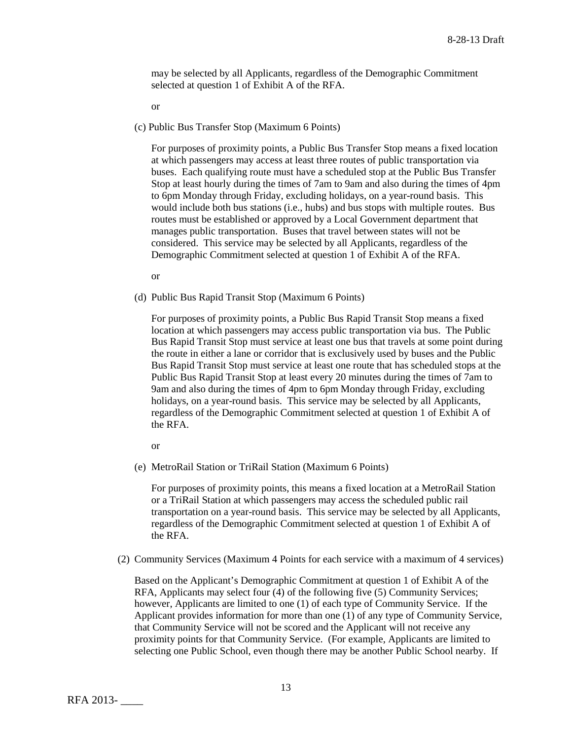may be selected by all Applicants, regardless of the Demographic Commitment selected at question 1 of Exhibit A of the RFA.

or

(c) Public Bus Transfer Stop (Maximum 6 Points)

For purposes of proximity points, a Public Bus Transfer Stop means a fixed location at which passengers may access at least three routes of public transportation via buses. Each qualifying route must have a scheduled stop at the Public Bus Transfer Stop at least hourly during the times of 7am to 9am and also during the times of 4pm to 6pm Monday through Friday, excluding holidays, on a year-round basis. This would include both bus stations (i.e., hubs) and bus stops with multiple routes. Bus routes must be established or approved by a Local Government department that manages public transportation. Buses that travel between states will not be considered. This service may be selected by all Applicants, regardless of the Demographic Commitment selected at question 1 of Exhibit A of the RFA.

or

(d) Public Bus Rapid Transit Stop (Maximum 6 Points)

For purposes of proximity points, a Public Bus Rapid Transit Stop means a fixed location at which passengers may access public transportation via bus. The Public Bus Rapid Transit Stop must service at least one bus that travels at some point during the route in either a lane or corridor that is exclusively used by buses and the Public Bus Rapid Transit Stop must service at least one route that has scheduled stops at the Public Bus Rapid Transit Stop at least every 20 minutes during the times of 7am to 9am and also during the times of 4pm to 6pm Monday through Friday, excluding holidays, on a year-round basis. This service may be selected by all Applicants, regardless of the Demographic Commitment selected at question 1 of Exhibit A of the RFA.

or

(e) MetroRail Station or TriRail Station (Maximum 6 Points)

For purposes of proximity points, this means a fixed location at a MetroRail Station or a TriRail Station at which passengers may access the scheduled public rail transportation on a year-round basis. This service may be selected by all Applicants, regardless of the Demographic Commitment selected at question 1 of Exhibit A of the RFA.

(2) Community Services (Maximum 4 Points for each service with a maximum of 4 services)

Based on the Applicant's Demographic Commitment at question 1 of Exhibit A of the RFA, Applicants may select four (4) of the following five (5) Community Services; however, Applicants are limited to one (1) of each type of Community Service. If the Applicant provides information for more than one (1) of any type of Community Service, that Community Service will not be scored and the Applicant will not receive any proximity points for that Community Service. (For example, Applicants are limited to selecting one Public School, even though there may be another Public School nearby. If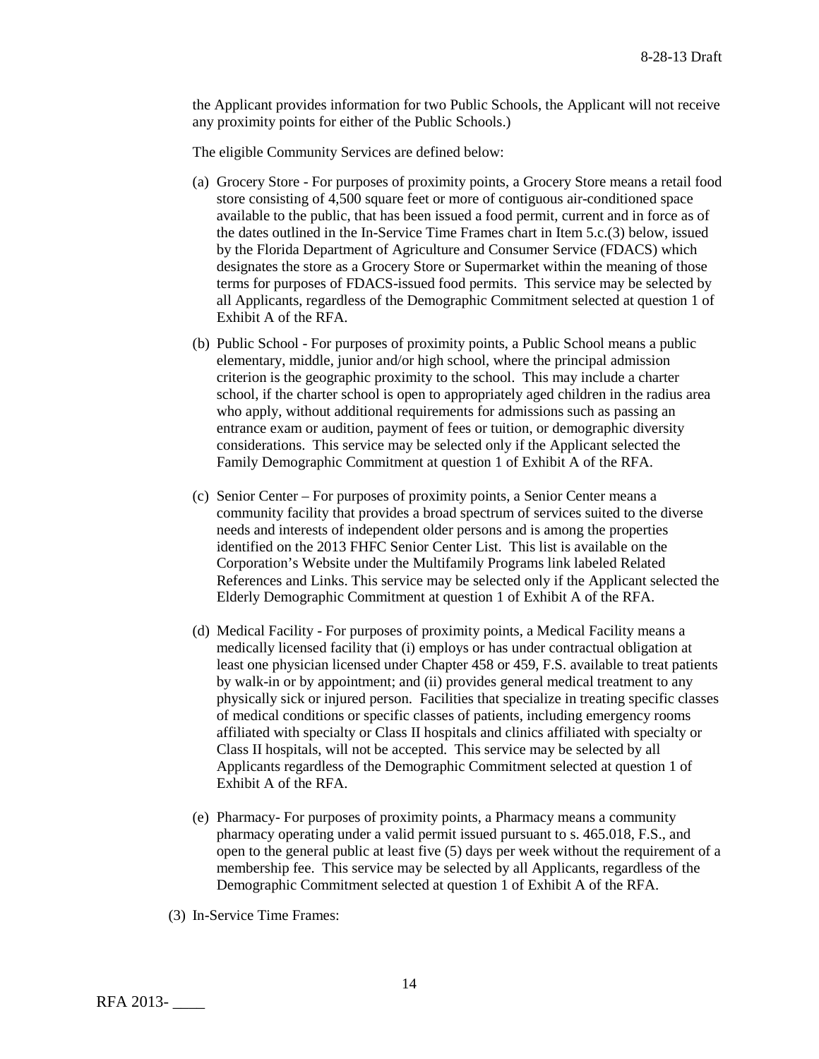the Applicant provides information for two Public Schools, the Applicant will not receive any proximity points for either of the Public Schools.)

The eligible Community Services are defined below:

(a) Grocery Store - For purposes of proximity points, a Grocery Store means a retail food store consisting of 4,500 square feet or more of contiguous air-conditioned space available to the public, that has been issued a food permit, current and in force as of the dates outlined in the In-Service Time Frames chart in Item 5.c.(3) below, issued by the Florida Department of Agriculture and Consumer Service (FDACS) which designates the store as a Grocery Store or Supermarket within the meaning of those terms for purposes of FDACS-issued food permits. This service may be selected by all Applicants, regardless of the Demographic Commitment selected at question 1 of Exhibit A of the RFA.

(b) Public School - For purposes of proximity points, a Public School means a public elementary, middle, junior and/or high school, where the principal admission criterion is the geographic proximity to the school. This may include a charter school, if the charter school is open to appropriately aged children in the radius area who apply, without additional requirements for admissions such as passing an entrance exam or audition, payment of fees or tuition, or demographic diversity considerations. This service may be selected only if the Applicant selected the Family Demographic Commitment at question 1 of Exhibit A of the RFA.

(c) Senior Center – For purposes of proximity points, a Senior Center means a community facility that provides a broad spectrum of services suited to the diverse needs and interests of independent older persons and is among the properties identified on the 2013 FHFC Senior Center List. This list is available on the Corporation's Website under the Multifamily Programs link labeled Related References and Links. This service may be selected only if the Applicant selected the Elderly Demographic Commitment at question 1 of Exhibit A of the RFA.

(d) Medical Facility - For purposes of proximity points, a Medical Facility means a medically licensed facility that (i) employs or has under contractual obligation at least one physician licensed under Chapter 458 or 459, F.S. available to treat patients by walk-in or by appointment; and (ii) provides general medical treatment to any physically sick or injured person. Facilities that specialize in treating specific classes of medical conditions or specific classes of patients, including emergency rooms affiliated with specialty or Class II hospitals and clinics affiliated with specialty or Class II hospitals, will not be accepted. This service may be selected by all Applicants regardless of the Demographic Commitment selected at question 1 of Exhibit A of the RFA.

(e) Pharmacy- For purposes of proximity points, a Pharmacy means a community pharmacy operating under a valid permit issued pursuant to s. 465.018, F.S., and open to the general public at least five (5) days per week without the requirement of a membership fee. This service may be selected by all Applicants, regardless of the Demographic Commitment selected at question 1 of Exhibit A of the RFA.

(3) In-Service Time Frames: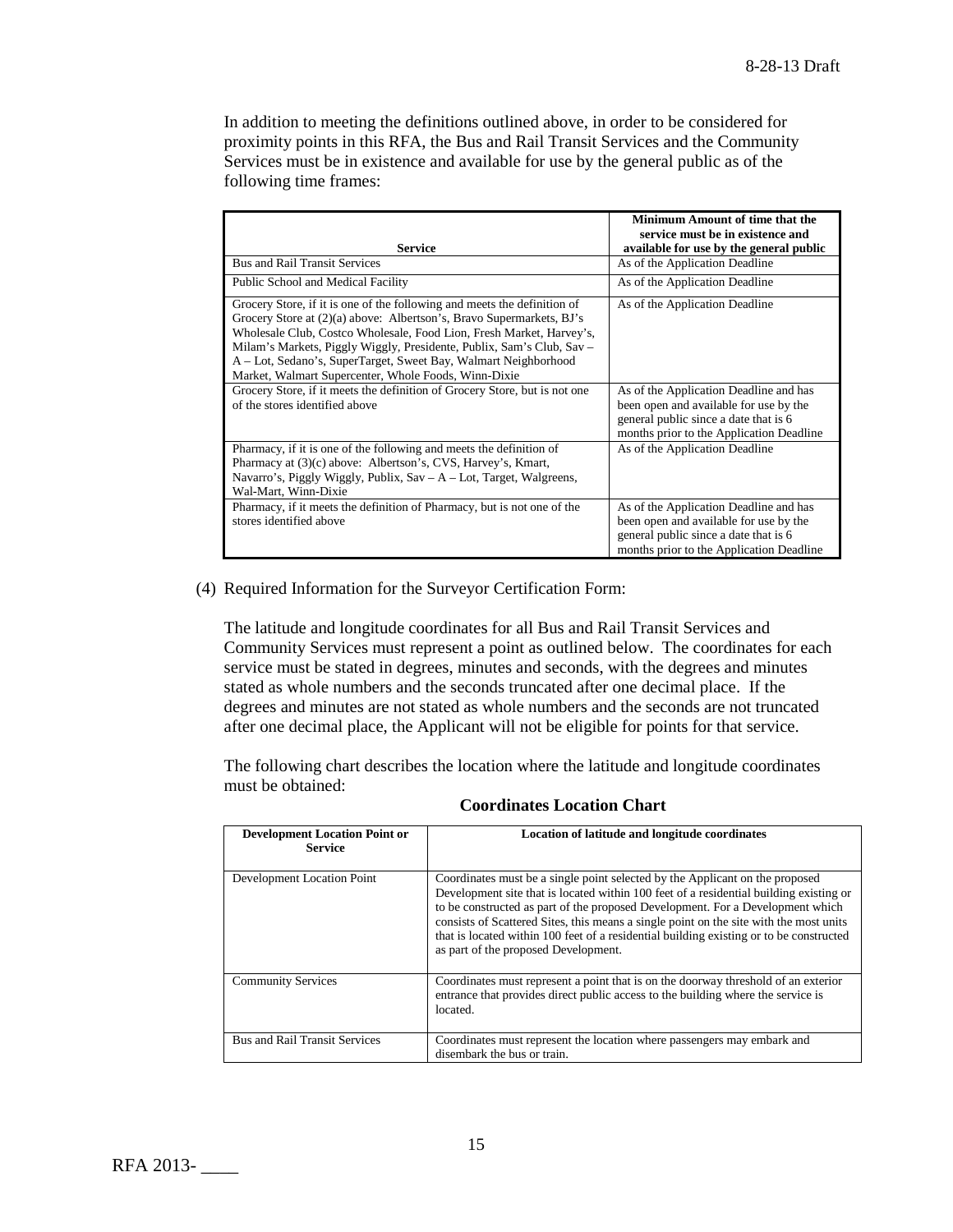In addition to meeting the definitions outlined above, in order to be considered for proximity points in this RFA, the Bus and Rail Transit Services and the Community Services must be in existence and available for use by the general public as of the following time frames:

| Service | Minimum Amount of time that the service must be in existence and available for use by the general public |
|---|---|
| Bus and Rail Transit Services | As of the Application Deadline |
| Public School and Medical Facility | As of the Application Deadline |
| Grocery Store, if it is one of the following and meets the definition of Grocery Store at (2)(a) above: Albertson's, Bravo Supermarkets, BJ's Wholesale Club, Costco Wholesale, Food Lion, Fresh Market, Harvey's, Milam's Markets, Piggly Wiggly, Presidente, Publix, Sam's Club, Sav – A – Lot, Sedano's, SuperTarget, Sweet Bay, Walmart Neighborhood Market, Walmart Supercenter, Whole Foods, Winn-Dixie | As of the Application Deadline |
| Grocery Store, if it meets the definition of Grocery Store, but is not one of the stores identified above | As of the Application Deadline and has been open and available for use by the general public since a date that is 6 months prior to the Application Deadline |
| Pharmacy, if it is one of the following and meets the definition of Pharmacy at (3)(c) above: Albertson's, CVS, Harvey's, Kmart, Navarro's, Piggly Wiggly, Publix, Sav – A – Lot, Target, Walgreens, Wal-Mart, Winn-Dixie | As of the Application Deadline |
| Pharmacy, if it meets the definition of Pharmacy, but is not one of the stores identified above | As of the Application Deadline and has been open and available for use by the general public since a date that is 6 months prior to the Application Deadline |

(4) Required Information for the Surveyor Certification Form:

The latitude and longitude coordinates for all Bus and Rail Transit Services and Community Services must represent a point as outlined below. The coordinates for each service must be stated in degrees, minutes and seconds, with the degrees and minutes stated as whole numbers and the seconds truncated after one decimal place. If the degrees and minutes are not stated as whole numbers and the seconds are not truncated after one decimal place, the Applicant will not be eligible for points for that service.

The following chart describes the location where the latitude and longitude coordinates must be obtained:

**Coordinates Location Chart**

| Development Location Point or Service | Location of latitude and longitude coordinates |
|---|---|
| Development Location Point | Coordinates must be a single point selected by the Applicant on the proposed Development site that is located within 100 feet of a residential building existing or to be constructed as part of the proposed Development. For a Development which consists of Scattered Sites, this means a single point on the site with the most units that is located within 100 feet of a residential building existing or to be constructed as part of the proposed Development. |
| Community Services | Coordinates must represent a point that is on the doorway threshold of an exterior entrance that provides direct public access to the building where the service is located. |
| Bus and Rail Transit Services | Coordinates must represent the location where passengers may embark and disembark the bus or train. |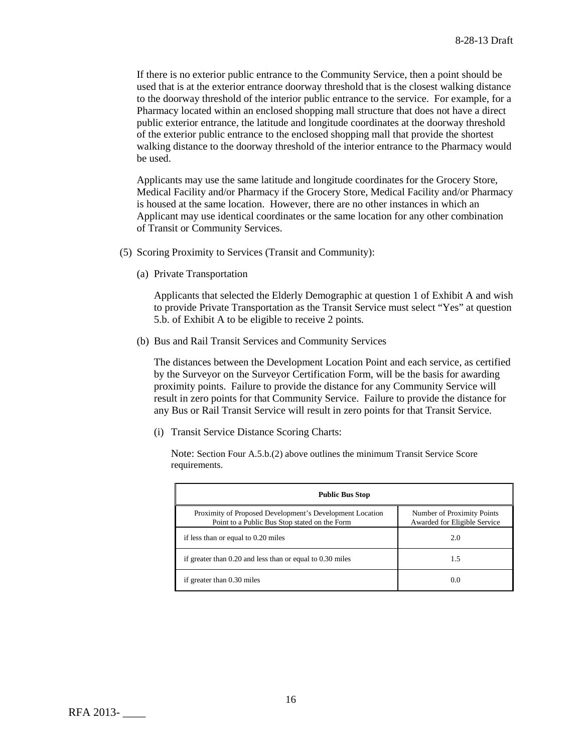If there is no exterior public entrance to the Community Service, then a point should be used that is at the exterior entrance doorway threshold that is the closest walking distance to the doorway threshold of the interior public entrance to the service. For example, for a Pharmacy located within an enclosed shopping mall structure that does not have a direct public exterior entrance, the latitude and longitude coordinates at the doorway threshold of the exterior public entrance to the enclosed shopping mall that provide the shortest walking distance to the doorway threshold of the interior entrance to the Pharmacy would be used.

Applicants may use the same latitude and longitude coordinates for the Grocery Store, Medical Facility and/or Pharmacy if the Grocery Store, Medical Facility and/or Pharmacy is housed at the same location. However, there are no other instances in which an Applicant may use identical coordinates or the same location for any other combination of Transit or Community Services.

(5) Scoring Proximity to Services (Transit and Community):

(a) Private Transportation

Applicants that selected the Elderly Demographic at question 1 of Exhibit A and wish to provide Private Transportation as the Transit Service must select "Yes" at question 5.b. of Exhibit A to be eligible to receive 2 points.

(b) Bus and Rail Transit Services and Community Services

The distances between the Development Location Point and each service, as certified by the Surveyor on the Surveyor Certification Form, will be the basis for awarding proximity points. Failure to provide the distance for any Community Service will result in zero points for that Community Service. Failure to provide the distance for any Bus or Rail Transit Service will result in zero points for that Transit Service.

(i) Transit Service Distance Scoring Charts:

Note: Section Four A.5.b.(2) above outlines the minimum Transit Service Score requirements.

| **Public Bus Stop** | |
|---|---|
| Proximity of Proposed Development's Development Location Point to a Public Bus Stop stated on the Form | Number of Proximity Points Awarded for Eligible Service |
| if less than or equal to 0.20 miles | 2.0 |
| if greater than 0.20 and less than or equal to 0.30 miles | 1.5 |
| if greater than 0.30 miles | 0.0 |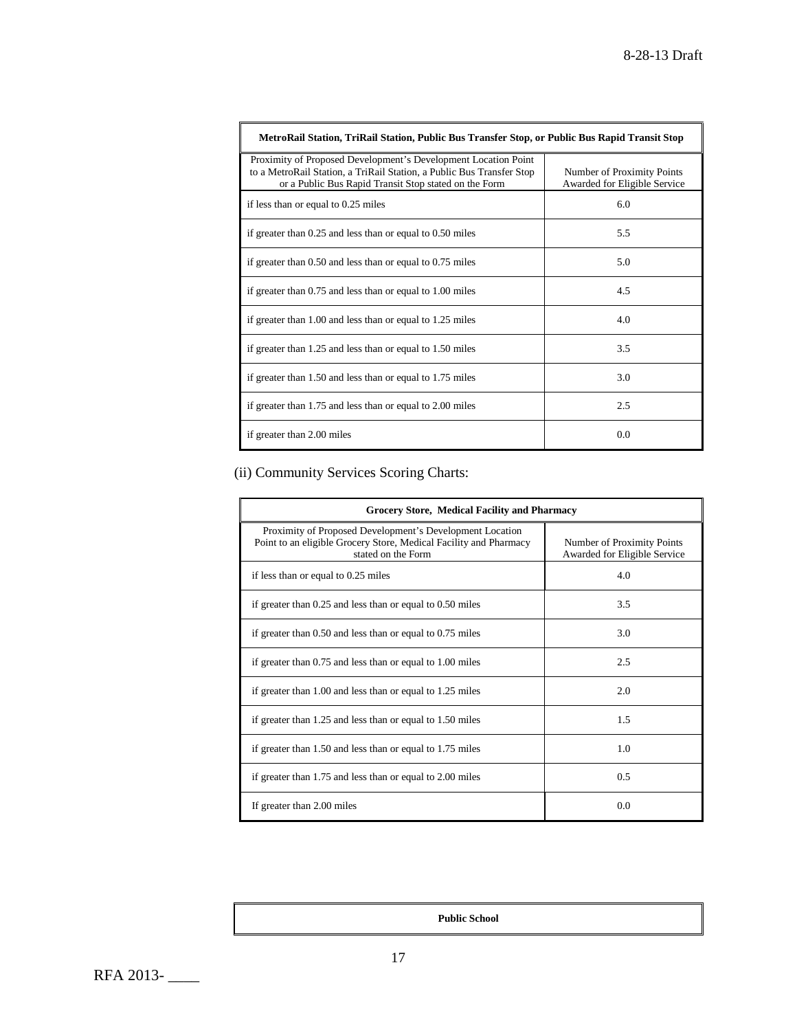| MetroRail Station, TriRail Station, Public Bus Transfer Stop, or Public Bus Rapid Transit Stop | |
|---|---|
| Proximity of Proposed Development's Development Location Point to a MetroRail Station, a TriRail Station, a Public Bus Transfer Stop or a Public Bus Rapid Transit Stop stated on the Form | Number of Proximity Points Awarded for Eligible Service |
| if less than or equal to 0.25 miles | 6.0 |
| if greater than 0.25 and less than or equal to 0.50 miles | 5.5 |
| if greater than 0.50 and less than or equal to 0.75 miles | 5.0 |
| if greater than 0.75 and less than or equal to 1.00 miles | 4.5 |
| if greater than 1.00 and less than or equal to 1.25 miles | 4.0 |
| if greater than 1.25 and less than or equal to 1.50 miles | 3.5 |
| if greater than 1.50 and less than or equal to 1.75 miles | 3.0 |
| if greater than 1.75 and less than or equal to 2.00 miles | 2.5 |
| if greater than 2.00 miles | 0.0 |

(ii) Community Services Scoring Charts:

| Grocery Store, Medical Facility and Pharmacy | |
|---|---|
| Proximity of Proposed Development's Development Location Point to an eligible Grocery Store, Medical Facility and Pharmacy stated on the Form | Number of Proximity Points Awarded for Eligible Service |
| if less than or equal to 0.25 miles | 4.0 |
| if greater than 0.25 and less than or equal to 0.50 miles | 3.5 |
| if greater than 0.50 and less than or equal to 0.75 miles | 3.0 |
| if greater than 0.75 and less than or equal to 1.00 miles | 2.5 |
| if greater than 1.00 and less than or equal to 1.25 miles | 2.0 |
| if greater than 1.25 and less than or equal to 1.50 miles | 1.5 |
| if greater than 1.50 and less than or equal to 1.75 miles | 1.0 |
| if greater than 1.75 and less than or equal to 2.00 miles | 0.5 |
| If greater than 2.00 miles | 0.0 |

| Public School |
|---|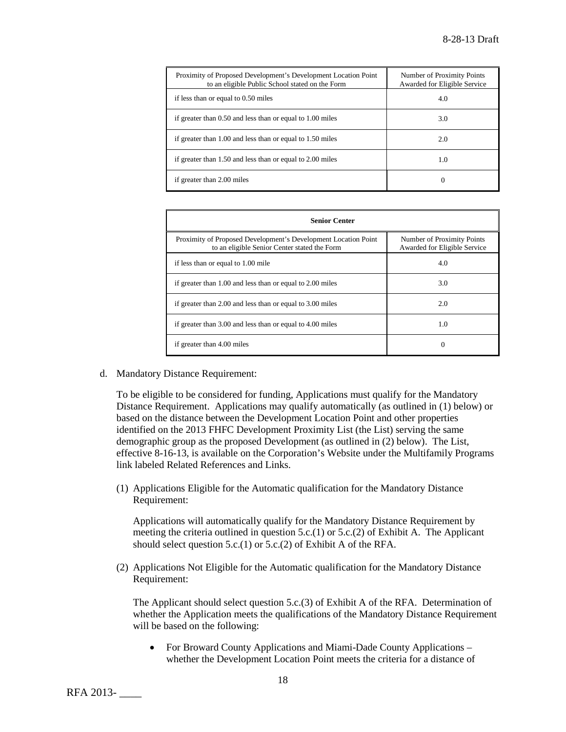| Proximity of Proposed Development's Development Location Point to an eligible Public School stated on the Form | Number of Proximity Points Awarded for Eligible Service |
|---|---|
| if less than or equal to 0.50 miles | 4.0 |
| if greater than 0.50 and less than or equal to 1.00 miles | 3.0 |
| if greater than 1.00 and less than or equal to 1.50 miles | 2.0 |
| if greater than 1.50 and less than or equal to 2.00 miles | 1.0 |
| if greater than 2.00 miles | 0 |

| **Senior Center** | |
|---|---|
| Proximity of Proposed Development's Development Location Point to an eligible Senior Center stated the Form | Number of Proximity Points Awarded for Eligible Service |
| if less than or equal to 1.00 mile | 4.0 |
| if greater than 1.00 and less than or equal to 2.00 miles | 3.0 |
| if greater than 2.00 and less than or equal to 3.00 miles | 2.0 |
| if greater than 3.00 and less than or equal to 4.00 miles | 1.0 |
| if greater than 4.00 miles | 0 |

d. Mandatory Distance Requirement:

To be eligible to be considered for funding, Applications must qualify for the Mandatory Distance Requirement. Applications may qualify automatically (as outlined in (1) below) or based on the distance between the Development Location Point and other properties identified on the 2013 FHFC Development Proximity List (the List) serving the same demographic group as the proposed Development (as outlined in (2) below). The List, effective 8-16-13, is available on the Corporation's Website under the Multifamily Programs link labeled Related References and Links.

(1) Applications Eligible for the Automatic qualification for the Mandatory Distance Requirement:

Applications will automatically qualify for the Mandatory Distance Requirement by meeting the criteria outlined in question 5.c.(1) or 5.c.(2) of Exhibit A. The Applicant should select question 5.c.(1) or 5.c.(2) of Exhibit A of the RFA.

(2) Applications Not Eligible for the Automatic qualification for the Mandatory Distance Requirement:

The Applicant should select question 5.c.(3) of Exhibit A of the RFA. Determination of whether the Application meets the qualifications of the Mandatory Distance Requirement will be based on the following:

- For Broward County Applications and Miami-Dade County Applications – whether the Development Location Point meets the criteria for a distance of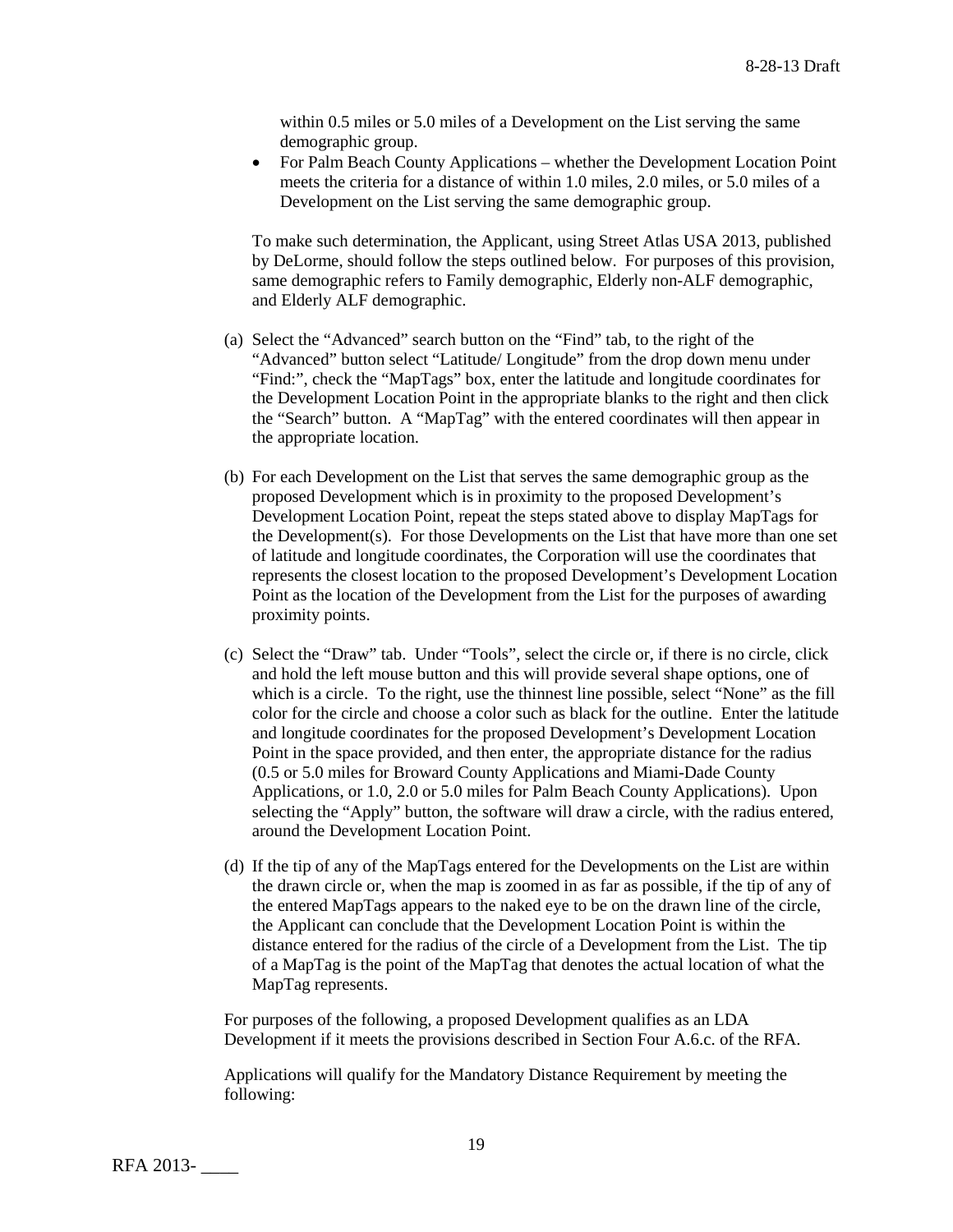within 0.5 miles or 5.0 miles of a Development on the List serving the same demographic group.

- For Palm Beach County Applications – whether the Development Location Point meets the criteria for a distance of within 1.0 miles, 2.0 miles, or 5.0 miles of a Development on the List serving the same demographic group.

To make such determination, the Applicant, using Street Atlas USA 2013, published by DeLorme, should follow the steps outlined below. For purposes of this provision, same demographic refers to Family demographic, Elderly non-ALF demographic, and Elderly ALF demographic.

(a) Select the "Advanced" search button on the "Find" tab, to the right of the "Advanced" button select "Latitude/ Longitude" from the drop down menu under "Find:", check the "MapTags" box, enter the latitude and longitude coordinates for the Development Location Point in the appropriate blanks to the right and then click the "Search" button. A "MapTag" with the entered coordinates will then appear in the appropriate location.

(b) For each Development on the List that serves the same demographic group as the proposed Development which is in proximity to the proposed Development's Development Location Point, repeat the steps stated above to display MapTags for the Development(s). For those Developments on the List that have more than one set of latitude and longitude coordinates, the Corporation will use the coordinates that represents the closest location to the proposed Development's Development Location Point as the location of the Development from the List for the purposes of awarding proximity points.

(c) Select the "Draw" tab. Under "Tools", select the circle or, if there is no circle, click and hold the left mouse button and this will provide several shape options, one of which is a circle. To the right, use the thinnest line possible, select "None" as the fill color for the circle and choose a color such as black for the outline. Enter the latitude and longitude coordinates for the proposed Development's Development Location Point in the space provided, and then enter, the appropriate distance for the radius (0.5 or 5.0 miles for Broward County Applications and Miami-Dade County Applications, or 1.0, 2.0 or 5.0 miles for Palm Beach County Applications). Upon selecting the "Apply" button, the software will draw a circle, with the radius entered, around the Development Location Point.

(d) If the tip of any of the MapTags entered for the Developments on the List are within the drawn circle or, when the map is zoomed in as far as possible, if the tip of any of the entered MapTags appears to the naked eye to be on the drawn line of the circle, the Applicant can conclude that the Development Location Point is within the distance entered for the radius of the circle of a Development from the List. The tip of a MapTag is the point of the MapTag that denotes the actual location of what the MapTag represents.

For purposes of the following, a proposed Development qualifies as an LDA Development if it meets the provisions described in Section Four A.6.c. of the RFA.

Applications will qualify for the Mandatory Distance Requirement by meeting the following: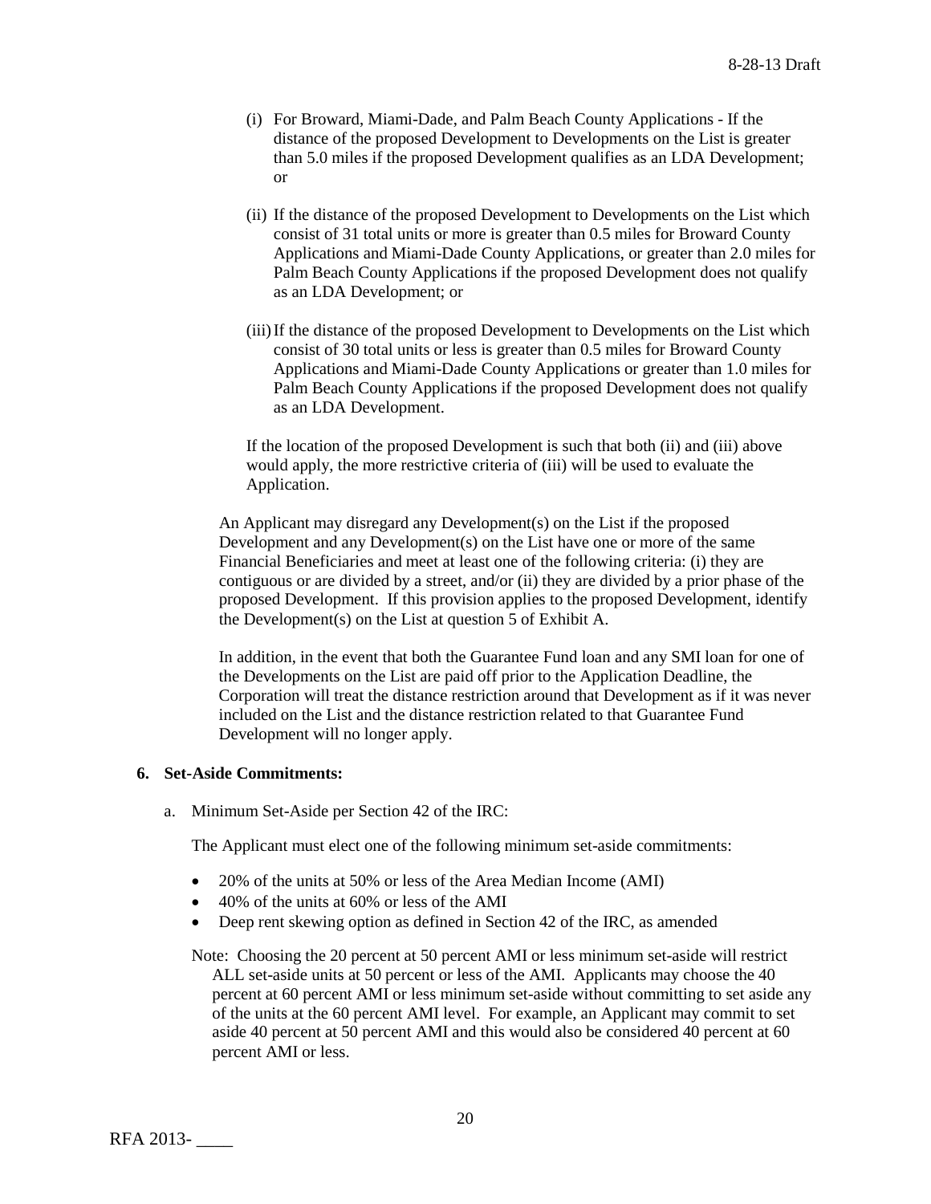(i) For Broward, Miami-Dade, and Palm Beach County Applications - If the distance of the proposed Development to Developments on the List is greater than 5.0 miles if the proposed Development qualifies as an LDA Development; or

(ii) If the distance of the proposed Development to Developments on the List which consist of 31 total units or more is greater than 0.5 miles for Broward County Applications and Miami-Dade County Applications, or greater than 2.0 miles for Palm Beach County Applications if the proposed Development does not qualify as an LDA Development; or

(iii) If the distance of the proposed Development to Developments on the List which consist of 30 total units or less is greater than 0.5 miles for Broward County Applications and Miami-Dade County Applications or greater than 1.0 miles for Palm Beach County Applications if the proposed Development does not qualify as an LDA Development.

If the location of the proposed Development is such that both (ii) and (iii) above would apply, the more restrictive criteria of (iii) will be used to evaluate the Application.

An Applicant may disregard any Development(s) on the List if the proposed Development and any Development(s) on the List have one or more of the same Financial Beneficiaries and meet at least one of the following criteria: (i) they are contiguous or are divided by a street, and/or (ii) they are divided by a prior phase of the proposed Development. If this provision applies to the proposed Development, identify the Development(s) on the List at question 5 of Exhibit A.

In addition, in the event that both the Guarantee Fund loan and any SMI loan for one of the Developments on the List are paid off prior to the Application Deadline, the Corporation will treat the distance restriction around that Development as if it was never included on the List and the distance restriction related to that Guarantee Fund Development will no longer apply.

**6. Set-Aside Commitments:**

a. Minimum Set-Aside per Section 42 of the IRC:

The Applicant must elect one of the following minimum set-aside commitments:

- 20% of the units at 50% or less of the Area Median Income (AMI)
- 40% of the units at 60% or less of the AMI
- Deep rent skewing option as defined in Section 42 of the IRC, as amended

Note: Choosing the 20 percent at 50 percent AMI or less minimum set-aside will restrict ALL set-aside units at 50 percent or less of the AMI. Applicants may choose the 40 percent at 60 percent AMI or less minimum set-aside without committing to set aside any of the units at the 60 percent AMI level. For example, an Applicant may commit to set aside 40 percent at 50 percent AMI and this would also be considered 40 percent at 60 percent AMI or less.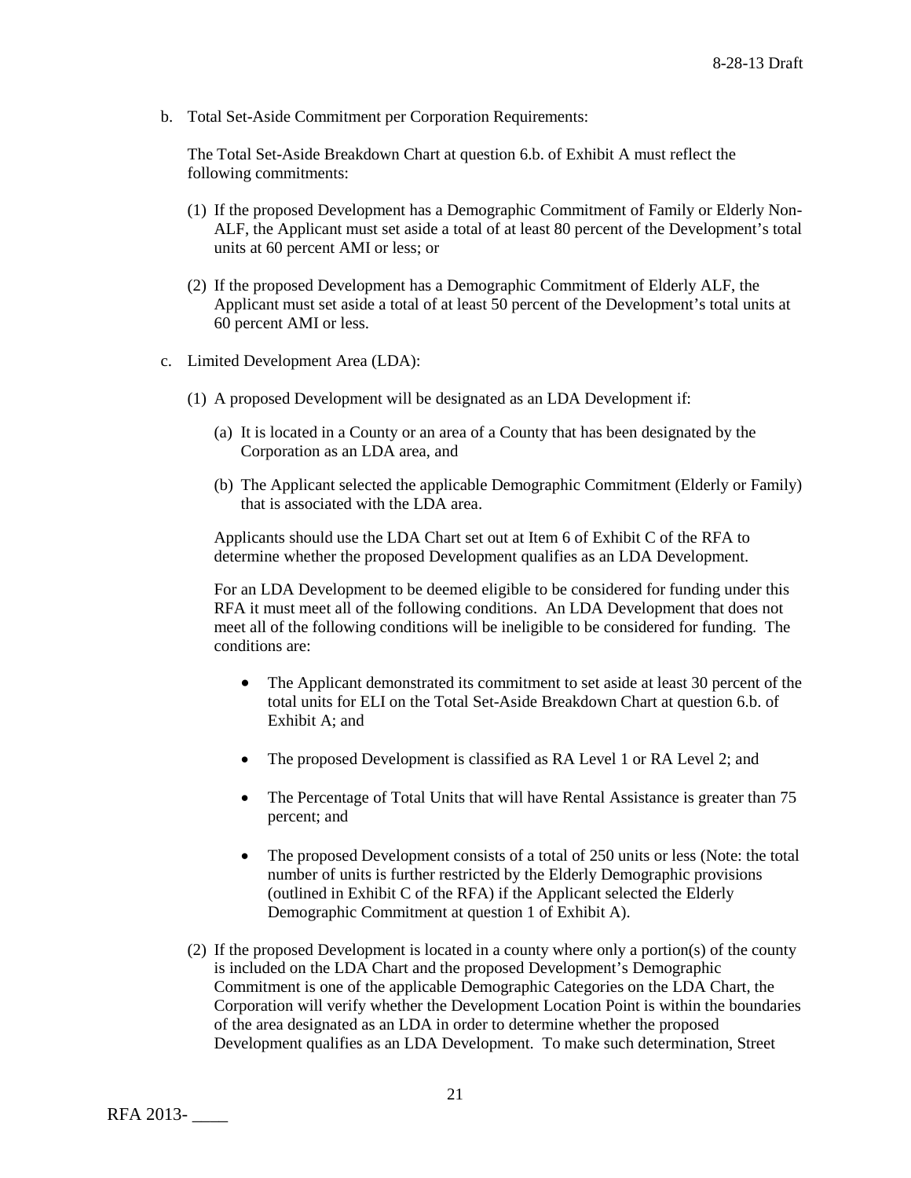b. Total Set-Aside Commitment per Corporation Requirements:

   The Total Set-Aside Breakdown Chart at question 6.b. of Exhibit A must reflect the following commitments:

   (1) If the proposed Development has a Demographic Commitment of Family or Elderly Non-ALF, the Applicant must set aside a total of at least 80 percent of the Development's total units at 60 percent AMI or less; or

   (2) If the proposed Development has a Demographic Commitment of Elderly ALF, the Applicant must set aside a total of at least 50 percent of the Development's total units at 60 percent AMI or less.

c. Limited Development Area (LDA):

   (1) A proposed Development will be designated as an LDA Development if:

      (a) It is located in a County or an area of a County that has been designated by the Corporation as an LDA area, and

      (b) The Applicant selected the applicable Demographic Commitment (Elderly or Family) that is associated with the LDA area.

   Applicants should use the LDA Chart set out at Item 6 of Exhibit C of the RFA to determine whether the proposed Development qualifies as an LDA Development.

   For an LDA Development to be deemed eligible to be considered for funding under this RFA it must meet all of the following conditions. An LDA Development that does not meet all of the following conditions will be ineligible to be considered for funding. The conditions are:

   - The Applicant demonstrated its commitment to set aside at least 30 percent of the total units for ELI on the Total Set-Aside Breakdown Chart at question 6.b. of Exhibit A; and

   - The proposed Development is classified as RA Level 1 or RA Level 2; and

   - The Percentage of Total Units that will have Rental Assistance is greater than 75 percent; and

   - The proposed Development consists of a total of 250 units or less (Note: the total number of units is further restricted by the Elderly Demographic provisions (outlined in Exhibit C of the RFA) if the Applicant selected the Elderly Demographic Commitment at question 1 of Exhibit A).

   (2) If the proposed Development is located in a county where only a portion(s) of the county is included on the LDA Chart and the proposed Development's Demographic Commitment is one of the applicable Demographic Categories on the LDA Chart, the Corporation will verify whether the Development Location Point is within the boundaries of the area designated as an LDA in order to determine whether the proposed Development qualifies as an LDA Development. To make such determination, Street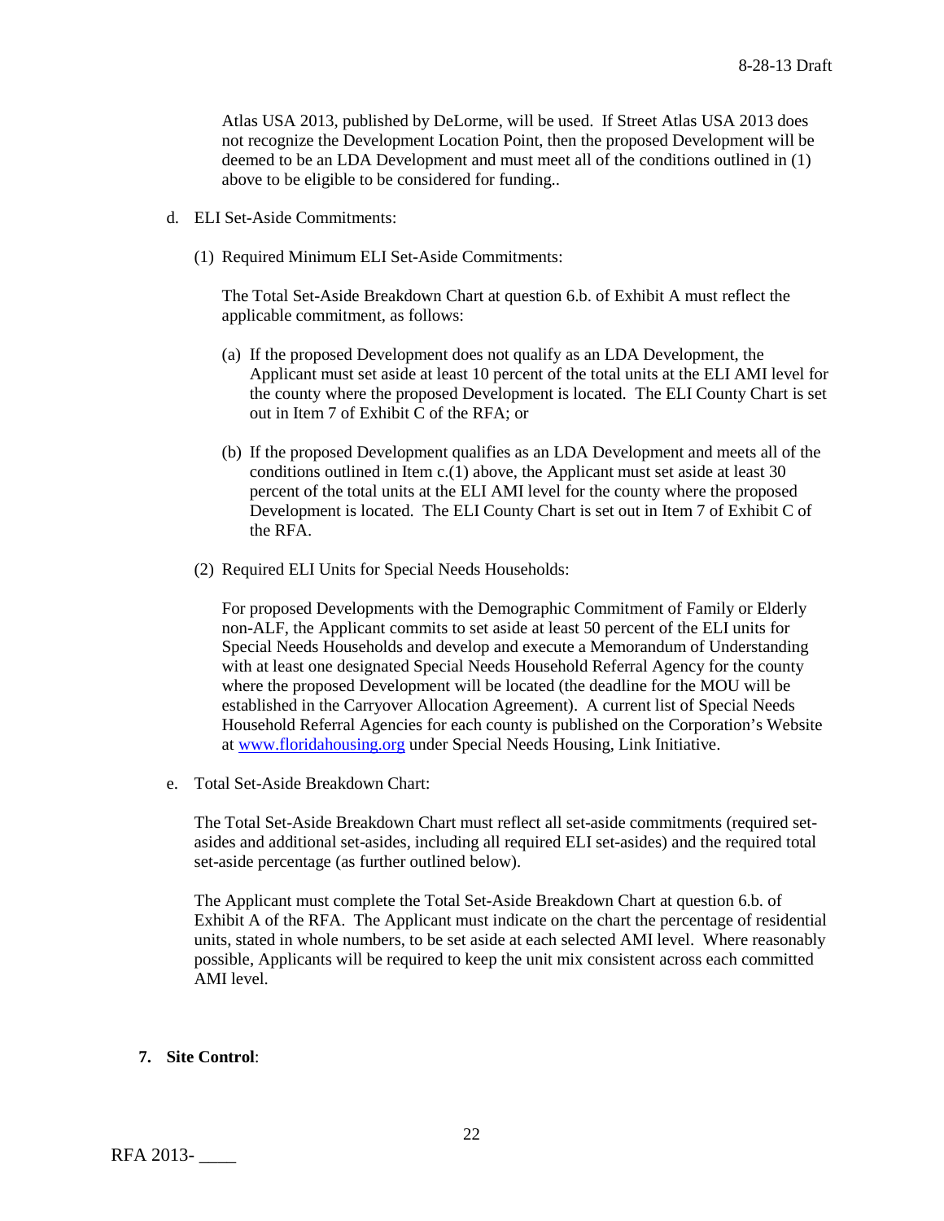Atlas USA 2013, published by DeLorme, will be used. If Street Atlas USA 2013 does not recognize the Development Location Point, then the proposed Development will be deemed to be an LDA Development and must meet all of the conditions outlined in (1) above to be eligible to be considered for funding..

d. ELI Set-Aside Commitments:

(1) Required Minimum ELI Set-Aside Commitments:

The Total Set-Aside Breakdown Chart at question 6.b. of Exhibit A must reflect the applicable commitment, as follows:

(a) If the proposed Development does not qualify as an LDA Development, the Applicant must set aside at least 10 percent of the total units at the ELI AMI level for the county where the proposed Development is located. The ELI County Chart is set out in Item 7 of Exhibit C of the RFA; or

(b) If the proposed Development qualifies as an LDA Development and meets all of the conditions outlined in Item c.(1) above, the Applicant must set aside at least 30 percent of the total units at the ELI AMI level for the county where the proposed Development is located. The ELI County Chart is set out in Item 7 of Exhibit C of the RFA.

(2) Required ELI Units for Special Needs Households:

For proposed Developments with the Demographic Commitment of Family or Elderly non-ALF, the Applicant commits to set aside at least 50 percent of the ELI units for Special Needs Households and develop and execute a Memorandum of Understanding with at least one designated Special Needs Household Referral Agency for the county where the proposed Development will be located (the deadline for the MOU will be established in the Carryover Allocation Agreement). A current list of Special Needs Household Referral Agencies for each county is published on the Corporation's Website at www.floridahousing.org under Special Needs Housing, Link Initiative.

e. Total Set-Aside Breakdown Chart:

The Total Set-Aside Breakdown Chart must reflect all set-aside commitments (required set-asides and additional set-asides, including all required ELI set-asides) and the required total set-aside percentage (as further outlined below).

The Applicant must complete the Total Set-Aside Breakdown Chart at question 6.b. of Exhibit A of the RFA. The Applicant must indicate on the chart the percentage of residential units, stated in whole numbers, to be set aside at each selected AMI level. Where reasonably possible, Applicants will be required to keep the unit mix consistent across each committed AMI level.

**7. Site Control**: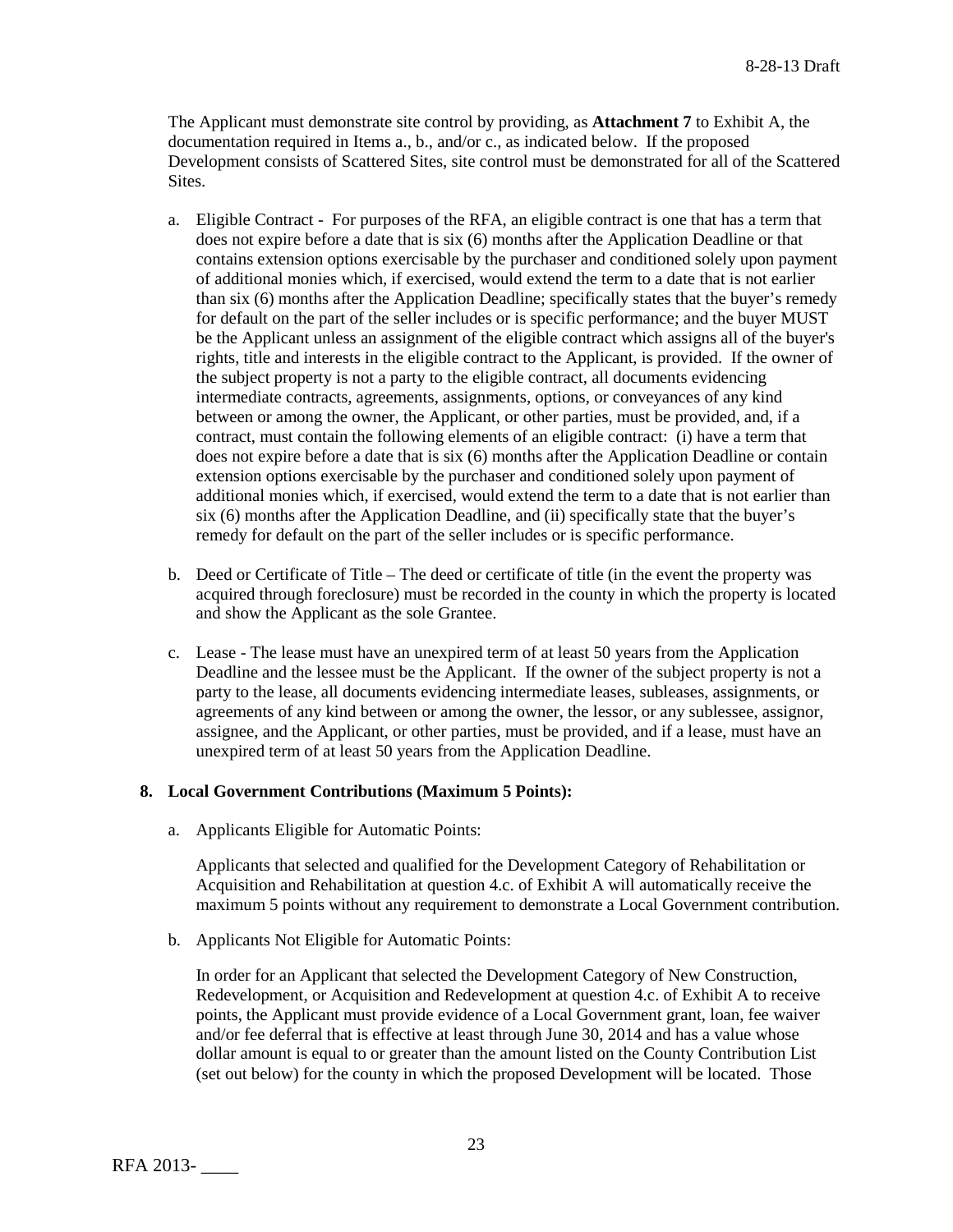The Applicant must demonstrate site control by providing, as **Attachment 7** to Exhibit A, the documentation required in Items a., b., and/or c., as indicated below. If the proposed Development consists of Scattered Sites, site control must be demonstrated for all of the Scattered Sites.

a. Eligible Contract - For purposes of the RFA, an eligible contract is one that has a term that does not expire before a date that is six (6) months after the Application Deadline or that contains extension options exercisable by the purchaser and conditioned solely upon payment of additional monies which, if exercised, would extend the term to a date that is not earlier than six (6) months after the Application Deadline; specifically states that the buyer's remedy for default on the part of the seller includes or is specific performance; and the buyer MUST be the Applicant unless an assignment of the eligible contract which assigns all of the buyer's rights, title and interests in the eligible contract to the Applicant, is provided. If the owner of the subject property is not a party to the eligible contract, all documents evidencing intermediate contracts, agreements, assignments, options, or conveyances of any kind between or among the owner, the Applicant, or other parties, must be provided, and, if a contract, must contain the following elements of an eligible contract: (i) have a term that does not expire before a date that is six (6) months after the Application Deadline or contain extension options exercisable by the purchaser and conditioned solely upon payment of additional monies which, if exercised, would extend the term to a date that is not earlier than six (6) months after the Application Deadline, and (ii) specifically state that the buyer's remedy for default on the part of the seller includes or is specific performance.

b. Deed or Certificate of Title – The deed or certificate of title (in the event the property was acquired through foreclosure) must be recorded in the county in which the property is located and show the Applicant as the sole Grantee.

c. Lease - The lease must have an unexpired term of at least 50 years from the Application Deadline and the lessee must be the Applicant. If the owner of the subject property is not a party to the lease, all documents evidencing intermediate leases, subleases, assignments, or agreements of any kind between or among the owner, the lessor, or any sublessee, assignor, assignee, and the Applicant, or other parties, must be provided, and if a lease, must have an unexpired term of at least 50 years from the Application Deadline.

### 8. Local Government Contributions (Maximum 5 Points):

a. Applicants Eligible for Automatic Points:

Applicants that selected and qualified for the Development Category of Rehabilitation or Acquisition and Rehabilitation at question 4.c. of Exhibit A will automatically receive the maximum 5 points without any requirement to demonstrate a Local Government contribution.

b. Applicants Not Eligible for Automatic Points:

In order for an Applicant that selected the Development Category of New Construction, Redevelopment, or Acquisition and Redevelopment at question 4.c. of Exhibit A to receive points, the Applicant must provide evidence of a Local Government grant, loan, fee waiver and/or fee deferral that is effective at least through June 30, 2014 and has a value whose dollar amount is equal to or greater than the amount listed on the County Contribution List (set out below) for the county in which the proposed Development will be located. Those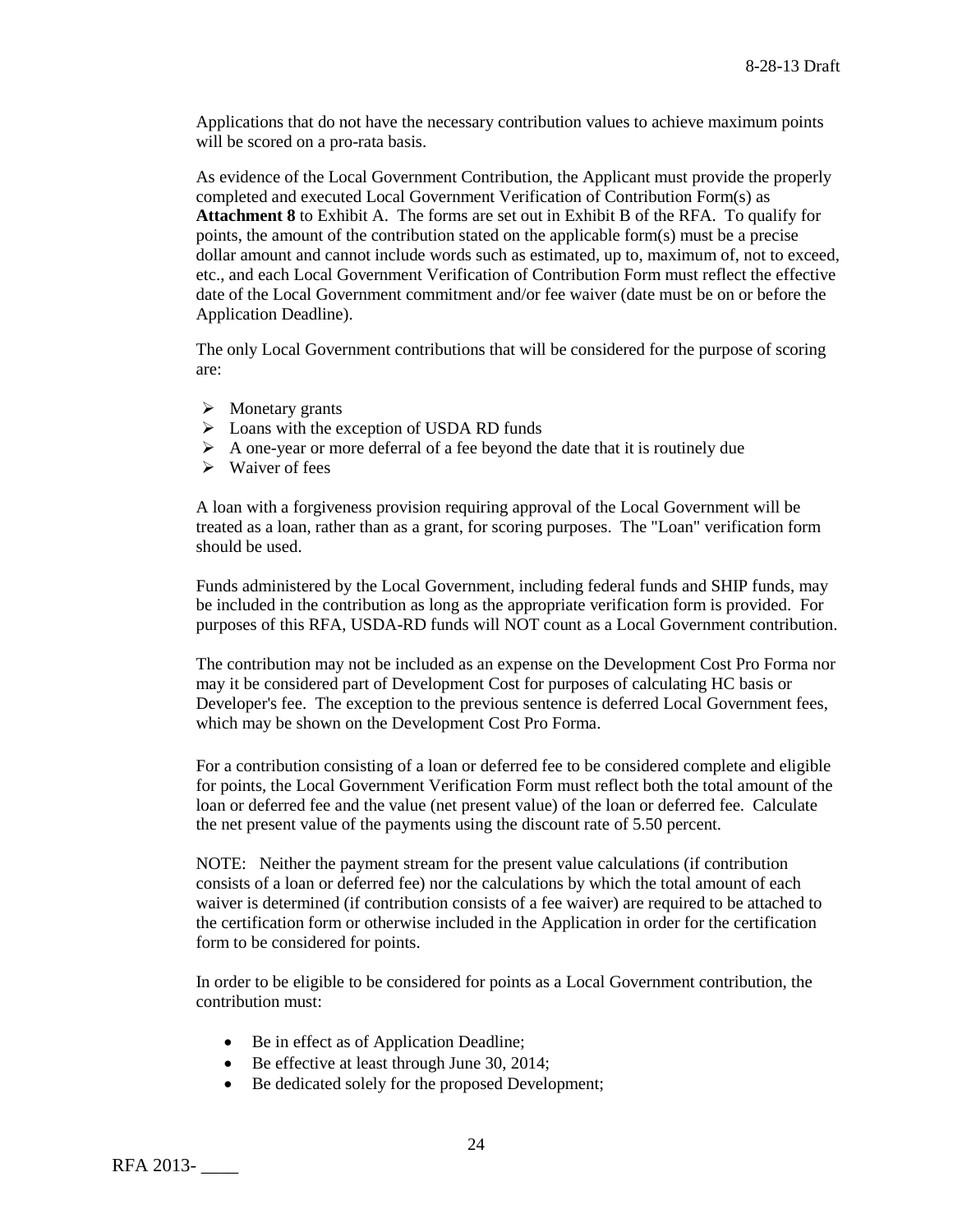Applications that do not have the necessary contribution values to achieve maximum points will be scored on a pro-rata basis.

As evidence of the Local Government Contribution, the Applicant must provide the properly completed and executed Local Government Verification of Contribution Form(s) as **Attachment 8** to Exhibit A. The forms are set out in Exhibit B of the RFA. To qualify for points, the amount of the contribution stated on the applicable form(s) must be a precise dollar amount and cannot include words such as estimated, up to, maximum of, not to exceed, etc., and each Local Government Verification of Contribution Form must reflect the effective date of the Local Government commitment and/or fee waiver (date must be on or before the Application Deadline).

The only Local Government contributions that will be considered for the purpose of scoring are:

- Monetary grants
- Loans with the exception of USDA RD funds
- A one-year or more deferral of a fee beyond the date that it is routinely due
- Waiver of fees

A loan with a forgiveness provision requiring approval of the Local Government will be treated as a loan, rather than as a grant, for scoring purposes. The "Loan" verification form should be used.

Funds administered by the Local Government, including federal funds and SHIP funds, may be included in the contribution as long as the appropriate verification form is provided. For purposes of this RFA, USDA-RD funds will NOT count as a Local Government contribution.

The contribution may not be included as an expense on the Development Cost Pro Forma nor may it be considered part of Development Cost for purposes of calculating HC basis or Developer's fee. The exception to the previous sentence is deferred Local Government fees, which may be shown on the Development Cost Pro Forma.

For a contribution consisting of a loan or deferred fee to be considered complete and eligible for points, the Local Government Verification Form must reflect both the total amount of the loan or deferred fee and the value (net present value) of the loan or deferred fee. Calculate the net present value of the payments using the discount rate of 5.50 percent.

NOTE: Neither the payment stream for the present value calculations (if contribution consists of a loan or deferred fee) nor the calculations by which the total amount of each waiver is determined (if contribution consists of a fee waiver) are required to be attached to the certification form or otherwise included in the Application in order for the certification form to be considered for points.

In order to be eligible to be considered for points as a Local Government contribution, the contribution must:

- Be in effect as of Application Deadline;
- Be effective at least through June 30, 2014;
- Be dedicated solely for the proposed Development;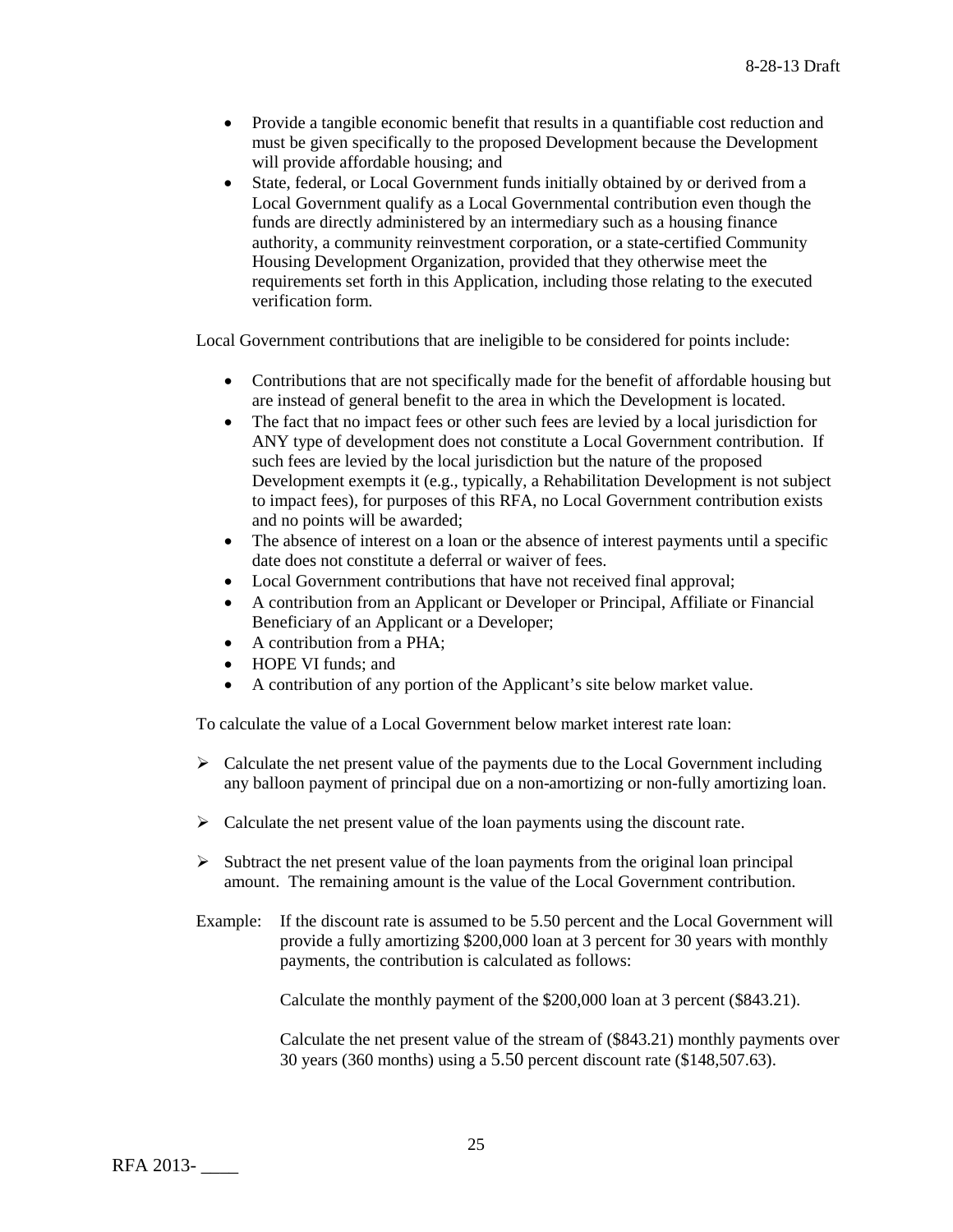- Provide a tangible economic benefit that results in a quantifiable cost reduction and must be given specifically to the proposed Development because the Development will provide affordable housing; and
- State, federal, or Local Government funds initially obtained by or derived from a Local Government qualify as a Local Governmental contribution even though the funds are directly administered by an intermediary such as a housing finance authority, a community reinvestment corporation, or a state-certified Community Housing Development Organization, provided that they otherwise meet the requirements set forth in this Application, including those relating to the executed verification form.

Local Government contributions that are ineligible to be considered for points include:

- Contributions that are not specifically made for the benefit of affordable housing but are instead of general benefit to the area in which the Development is located.
- The fact that no impact fees or other such fees are levied by a local jurisdiction for ANY type of development does not constitute a Local Government contribution. If such fees are levied by the local jurisdiction but the nature of the proposed Development exempts it (e.g., typically, a Rehabilitation Development is not subject to impact fees), for purposes of this RFA, no Local Government contribution exists and no points will be awarded;
- The absence of interest on a loan or the absence of interest payments until a specific date does not constitute a deferral or waiver of fees.
- Local Government contributions that have not received final approval;
- A contribution from an Applicant or Developer or Principal, Affiliate or Financial Beneficiary of an Applicant or a Developer;
- A contribution from a PHA;
- HOPE VI funds; and
- A contribution of any portion of the Applicant's site below market value.

To calculate the value of a Local Government below market interest rate loan:

- Calculate the net present value of the payments due to the Local Government including any balloon payment of principal due on a non-amortizing or non-fully amortizing loan.
- Calculate the net present value of the loan payments using the discount rate.
- Subtract the net present value of the loan payments from the original loan principal amount. The remaining amount is the value of the Local Government contribution.

Example: If the discount rate is assumed to be 5.50 percent and the Local Government will provide a fully amortizing $200,000 loan at 3 percent for 30 years with monthly payments, the contribution is calculated as follows:

Calculate the monthly payment of the $200,000 loan at 3 percent ($843.21).

Calculate the net present value of the stream of ($843.21) monthly payments over 30 years (360 months) using a 5.50 percent discount rate ($148,507.63).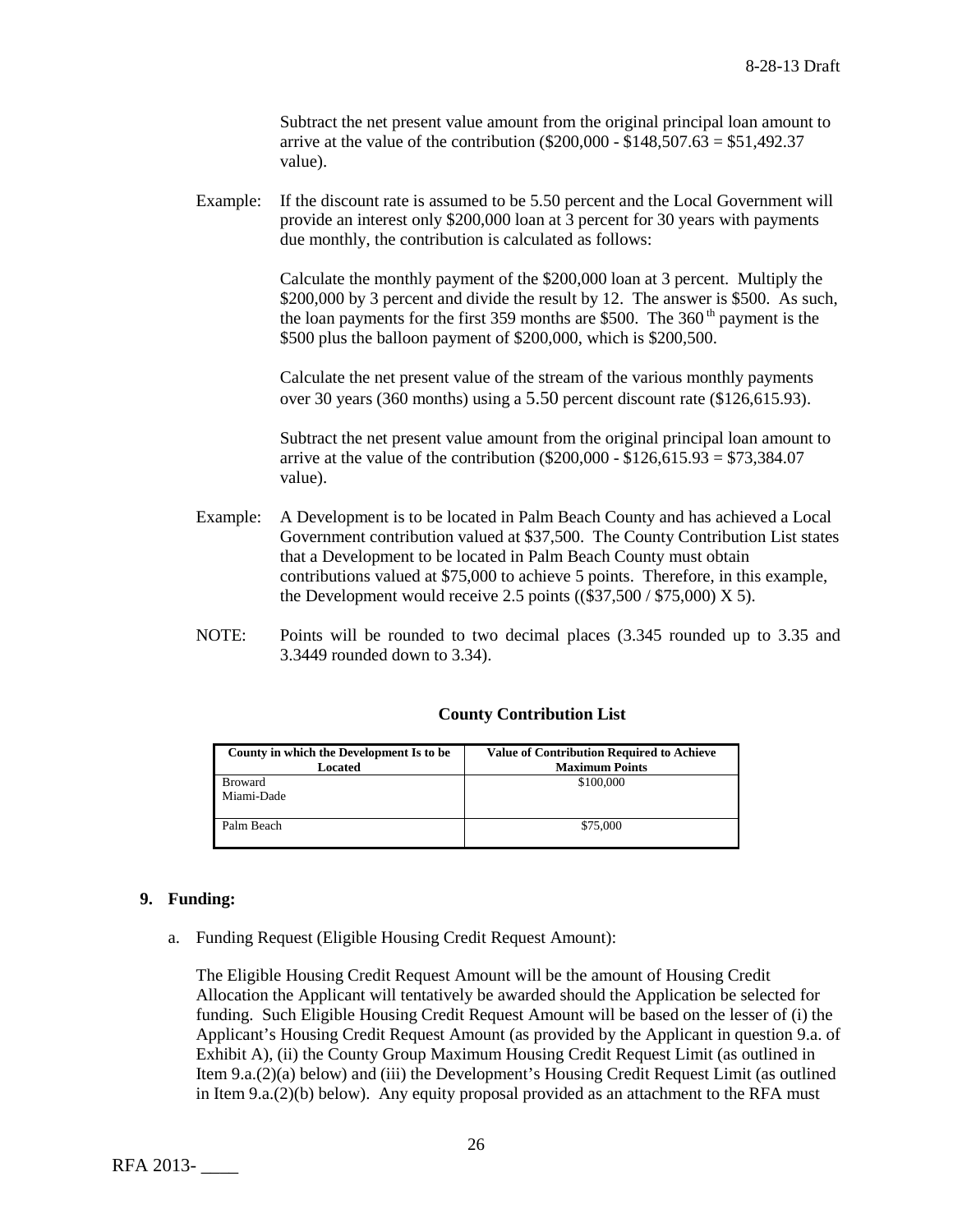Subtract the net present value amount from the original principal loan amount to arrive at the value of the contribution ($200,000 - $148,507.63 = $51,492.37 value).

Example: If the discount rate is assumed to be 5.50 percent and the Local Government will provide an interest only $200,000 loan at 3 percent for 30 years with payments due monthly, the contribution is calculated as follows:

Calculate the monthly payment of the $200,000 loan at 3 percent. Multiply the $200,000 by 3 percent and divide the result by 12. The answer is $500. As such, the loan payments for the first 359 months are $500. The 360th payment is the $500 plus the balloon payment of $200,000, which is $200,500.

Calculate the net present value of the stream of the various monthly payments over 30 years (360 months) using a 5.50 percent discount rate ($126,615.93).

Subtract the net present value amount from the original principal loan amount to arrive at the value of the contribution ($200,000 - $126,615.93 = $73,384.07 value).

Example: A Development is to be located in Palm Beach County and has achieved a Local Government contribution valued at $37,500. The County Contribution List states that a Development to be located in Palm Beach County must obtain contributions valued at $75,000 to achieve 5 points. Therefore, in this example, the Development would receive 2.5 points (($37,500 / $75,000) X 5).

NOTE: Points will be rounded to two decimal places (3.345 rounded up to 3.35 and 3.3449 rounded down to 3.34).

**County Contribution List**

| County in which the Development Is to be Located | Value of Contribution Required to Achieve Maximum Points |
|---|---|
| Broward<br>Miami-Dade | $100,000 |
| Palm Beach | $75,000 |

**9. Funding:**

a. Funding Request (Eligible Housing Credit Request Amount):

The Eligible Housing Credit Request Amount will be the amount of Housing Credit Allocation the Applicant will tentatively be awarded should the Application be selected for funding. Such Eligible Housing Credit Request Amount will be based on the lesser of (i) the Applicant's Housing Credit Request Amount (as provided by the Applicant in question 9.a. of Exhibit A), (ii) the County Group Maximum Housing Credit Request Limit (as outlined in Item 9.a.(2)(a) below) and (iii) the Development's Housing Credit Request Limit (as outlined in Item 9.a.(2)(b) below). Any equity proposal provided as an attachment to the RFA must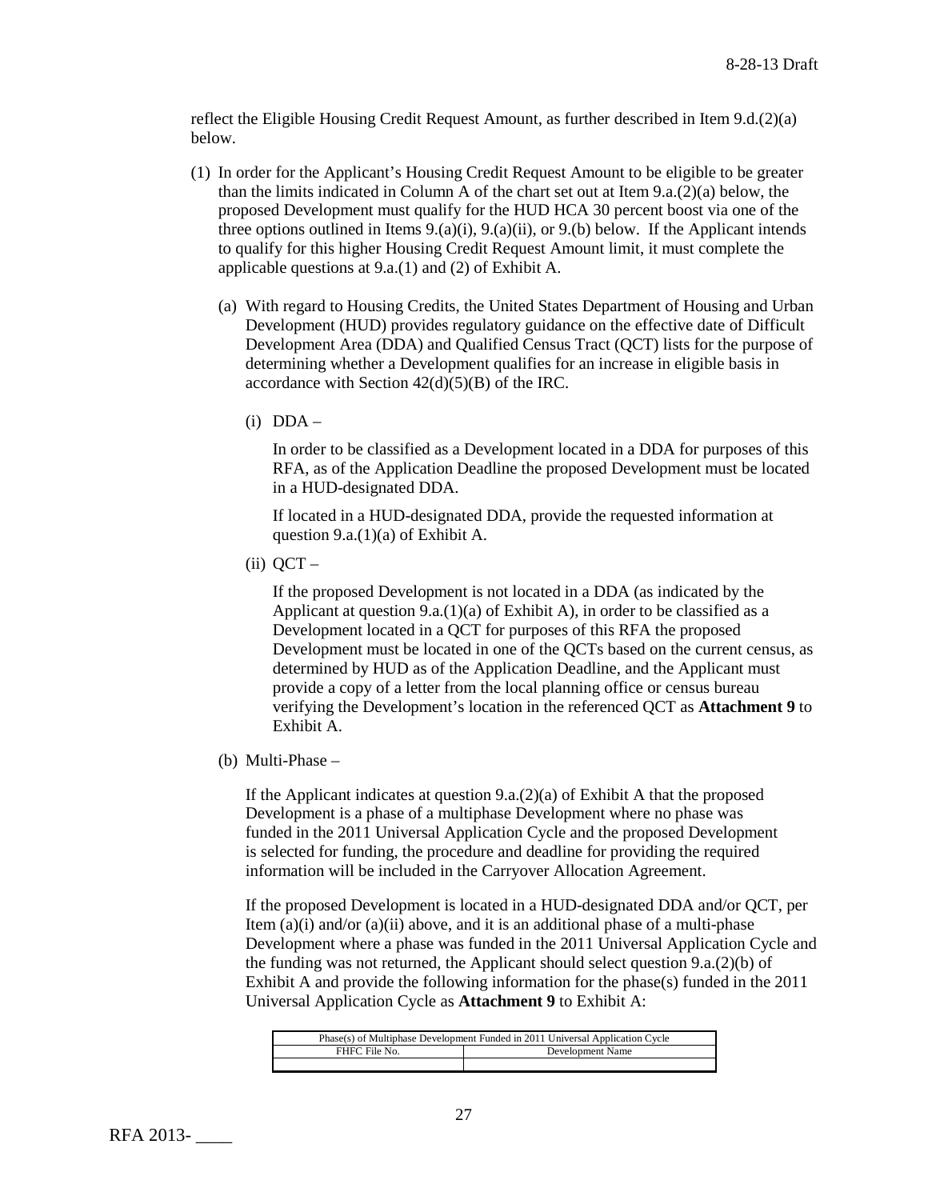reflect the Eligible Housing Credit Request Amount, as further described in Item 9.d.(2)(a) below.

(1) In order for the Applicant's Housing Credit Request Amount to be eligible to be greater than the limits indicated in Column A of the chart set out at Item 9.a.(2)(a) below, the proposed Development must qualify for the HUD HCA 30 percent boost via one of the three options outlined in Items 9.(a)(i), 9.(a)(ii), or 9.(b) below. If the Applicant intends to qualify for this higher Housing Credit Request Amount limit, it must complete the applicable questions at 9.a.(1) and (2) of Exhibit A.

   (a) With regard to Housing Credits, the United States Department of Housing and Urban Development (HUD) provides regulatory guidance on the effective date of Difficult Development Area (DDA) and Qualified Census Tract (QCT) lists for the purpose of determining whether a Development qualifies for an increase in eligible basis in accordance with Section 42(d)(5)(B) of the IRC.

      (i) DDA –

      In order to be classified as a Development located in a DDA for purposes of this RFA, as of the Application Deadline the proposed Development must be located in a HUD-designated DDA.

      If located in a HUD-designated DDA, provide the requested information at question 9.a.(1)(a) of Exhibit A.

      (ii) QCT –

      If the proposed Development is not located in a DDA (as indicated by the Applicant at question 9.a.(1)(a) of Exhibit A), in order to be classified as a Development located in a QCT for purposes of this RFA the proposed Development must be located in one of the QCTs based on the current census, as determined by HUD as of the Application Deadline, and the Applicant must provide a copy of a letter from the local planning office or census bureau verifying the Development's location in the referenced QCT as **Attachment 9** to Exhibit A.

   (b) Multi-Phase –

   If the Applicant indicates at question 9.a.(2)(a) of Exhibit A that the proposed Development is a phase of a multiphase Development where no phase was funded in the 2011 Universal Application Cycle and the proposed Development is selected for funding, the procedure and deadline for providing the required information will be included in the Carryover Allocation Agreement.

   If the proposed Development is located in a HUD-designated DDA and/or QCT, per Item (a)(i) and/or (a)(ii) above, and it is an additional phase of a multi-phase Development where a phase was funded in the 2011 Universal Application Cycle and the funding was not returned, the Applicant should select question 9.a.(2)(b) of Exhibit A and provide the following information for the phase(s) funded in the 2011 Universal Application Cycle as **Attachment 9** to Exhibit A:

| Phase(s) of Multiphase Development Funded in 2011 Universal Application Cycle | |
|---|---|
| FHFC File No. | Development Name |
| | |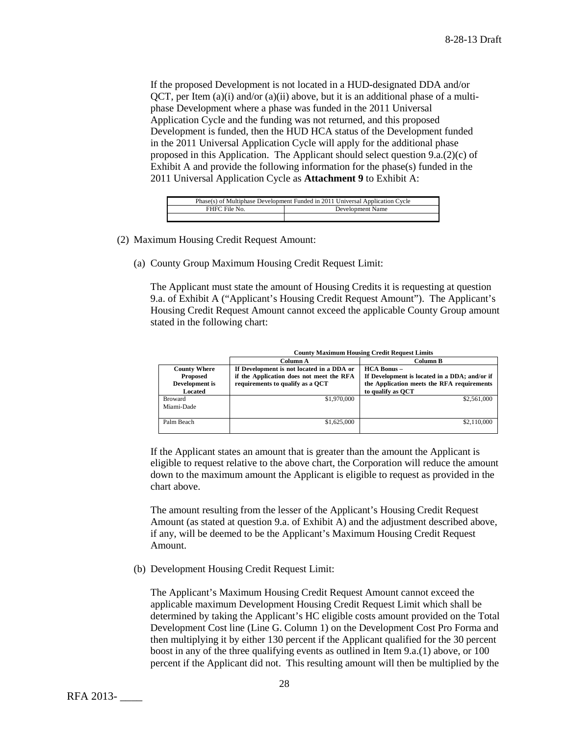If the proposed Development is not located in a HUD-designated DDA and/or QCT, per Item (a)(i) and/or (a)(ii) above, but it is an additional phase of a multi-phase Development where a phase was funded in the 2011 Universal Application Cycle and the funding was not returned, and this proposed Development is funded, then the HUD HCA status of the Development funded in the 2011 Universal Application Cycle will apply for the additional phase proposed in this Application. The Applicant should select question 9.a.(2)(c) of Exhibit A and provide the following information for the phase(s) funded in the 2011 Universal Application Cycle as **Attachment 9** to Exhibit A:

| Phase(s) of Multiphase Development Funded in 2011 Universal Application Cycle | |
|---|---|
| FHFC File No. | Development Name |
| | |

(2) Maximum Housing Credit Request Amount:

(a) County Group Maximum Housing Credit Request Limit:

The Applicant must state the amount of Housing Credits it is requesting at question 9.a. of Exhibit A ("Applicant's Housing Credit Request Amount"). The Applicant's Housing Credit Request Amount cannot exceed the applicable County Group amount stated in the following chart:

| | **County Maximum Housing Credit Request Limits** | |
|---|---|---|
| | **Column A** | **Column B** |
| **County Where Proposed Development is Located** | **If Development is not located in a DDA or if the Application does not meet the RFA requirements to qualify as a QCT** | **HCA Bonus – If Development is located in a DDA; and/or if the Application meets the RFA requirements to qualify as QCT** |
| Broward<br>Miami-Dade | $1,970,000 | $2,561,000 |
| Palm Beach | $1,625,000 | $2,110,000 |

If the Applicant states an amount that is greater than the amount the Applicant is eligible to request relative to the above chart, the Corporation will reduce the amount down to the maximum amount the Applicant is eligible to request as provided in the chart above.

The amount resulting from the lesser of the Applicant's Housing Credit Request Amount (as stated at question 9.a. of Exhibit A) and the adjustment described above, if any, will be deemed to be the Applicant's Maximum Housing Credit Request Amount.

(b) Development Housing Credit Request Limit:

The Applicant's Maximum Housing Credit Request Amount cannot exceed the applicable maximum Development Housing Credit Request Limit which shall be determined by taking the Applicant's HC eligible costs amount provided on the Total Development Cost line (Line G. Column 1) on the Development Cost Pro Forma and then multiplying it by either 130 percent if the Applicant qualified for the 30 percent boost in any of the three qualifying events as outlined in Item 9.a.(1) above, or 100 percent if the Applicant did not. This resulting amount will then be multiplied by the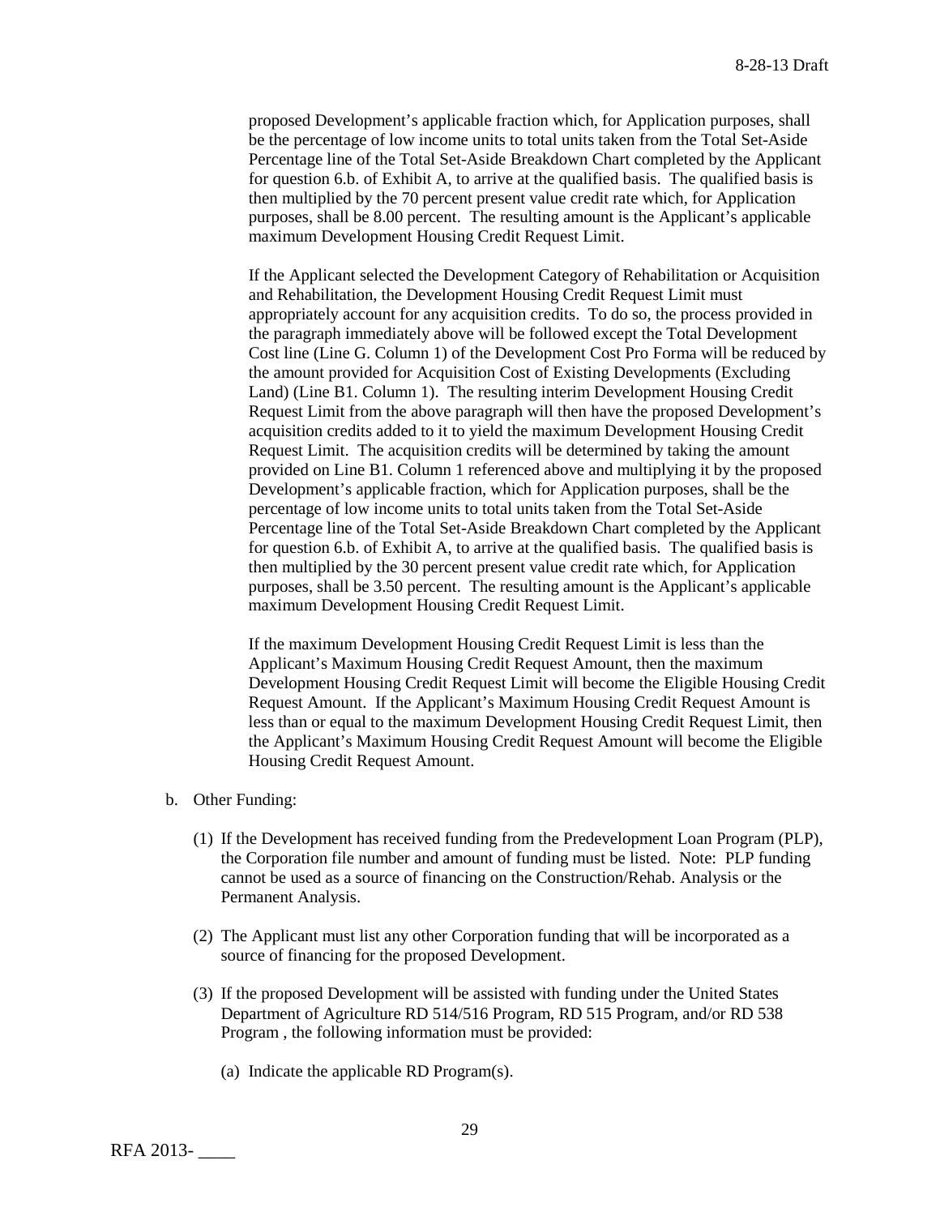proposed Development's applicable fraction which, for Application purposes, shall be the percentage of low income units to total units taken from the Total Set-Aside Percentage line of the Total Set-Aside Breakdown Chart completed by the Applicant for question 6.b. of Exhibit A, to arrive at the qualified basis. The qualified basis is then multiplied by the 70 percent present value credit rate which, for Application purposes, shall be 8.00 percent. The resulting amount is the Applicant's applicable maximum Development Housing Credit Request Limit.

If the Applicant selected the Development Category of Rehabilitation or Acquisition and Rehabilitation, the Development Housing Credit Request Limit must appropriately account for any acquisition credits. To do so, the process provided in the paragraph immediately above will be followed except the Total Development Cost line (Line G. Column 1) of the Development Cost Pro Forma will be reduced by the amount provided for Acquisition Cost of Existing Developments (Excluding Land) (Line B1. Column 1). The resulting interim Development Housing Credit Request Limit from the above paragraph will then have the proposed Development's acquisition credits added to it to yield the maximum Development Housing Credit Request Limit. The acquisition credits will be determined by taking the amount provided on Line B1. Column 1 referenced above and multiplying it by the proposed Development's applicable fraction, which for Application purposes, shall be the percentage of low income units to total units taken from the Total Set-Aside Percentage line of the Total Set-Aside Breakdown Chart completed by the Applicant for question 6.b. of Exhibit A, to arrive at the qualified basis. The qualified basis is then multiplied by the 30 percent present value credit rate which, for Application purposes, shall be 3.50 percent. The resulting amount is the Applicant's applicable maximum Development Housing Credit Request Limit.

If the maximum Development Housing Credit Request Limit is less than the Applicant's Maximum Housing Credit Request Amount, then the maximum Development Housing Credit Request Limit will become the Eligible Housing Credit Request Amount. If the Applicant's Maximum Housing Credit Request Amount is less than or equal to the maximum Development Housing Credit Request Limit, then the Applicant's Maximum Housing Credit Request Amount will become the Eligible Housing Credit Request Amount.

b. Other Funding:

(1) If the Development has received funding from the Predevelopment Loan Program (PLP), the Corporation file number and amount of funding must be listed. Note: PLP funding cannot be used as a source of financing on the Construction/Rehab. Analysis or the Permanent Analysis.

(2) The Applicant must list any other Corporation funding that will be incorporated as a source of financing for the proposed Development.

(3) If the proposed Development will be assisted with funding under the United States Department of Agriculture RD 514/516 Program, RD 515 Program, and/or RD 538 Program , the following information must be provided:

(a) Indicate the applicable RD Program(s).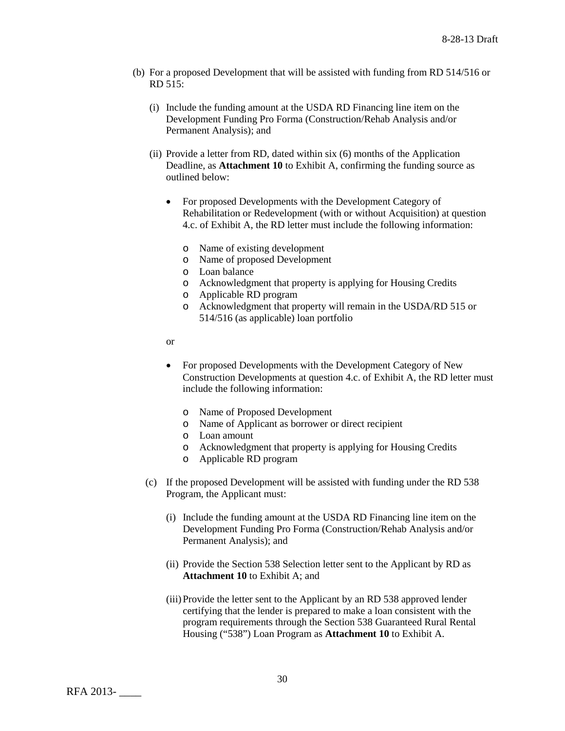(b) For a proposed Development that will be assisted with funding from RD 514/516 or RD 515:

(i) Include the funding amount at the USDA RD Financing line item on the Development Funding Pro Forma (Construction/Rehab Analysis and/or Permanent Analysis); and

(ii) Provide a letter from RD, dated within six (6) months of the Application Deadline, as **Attachment 10** to Exhibit A, confirming the funding source as outlined below:

- For proposed Developments with the Development Category of Rehabilitation or Redevelopment (with or without Acquisition) at question 4.c. of Exhibit A, the RD letter must include the following information:
  - Name of existing development
  - Name of proposed Development
  - Loan balance
  - Acknowledgment that property is applying for Housing Credits
  - Applicable RD program
  - Acknowledgment that property will remain in the USDA/RD 515 or 514/516 (as applicable) loan portfolio

or

- For proposed Developments with the Development Category of New Construction Developments at question 4.c. of Exhibit A, the RD letter must include the following information:
  - Name of Proposed Development
  - Name of Applicant as borrower or direct recipient
  - Loan amount
  - Acknowledgment that property is applying for Housing Credits
  - Applicable RD program

(c) If the proposed Development will be assisted with funding under the RD 538 Program, the Applicant must:

(i) Include the funding amount at the USDA RD Financing line item on the Development Funding Pro Forma (Construction/Rehab Analysis and/or Permanent Analysis); and

(ii) Provide the Section 538 Selection letter sent to the Applicant by RD as **Attachment 10** to Exhibit A; and

(iii) Provide the letter sent to the Applicant by an RD 538 approved lender certifying that the lender is prepared to make a loan consistent with the program requirements through the Section 538 Guaranteed Rural Rental Housing ("538") Loan Program as **Attachment 10** to Exhibit A.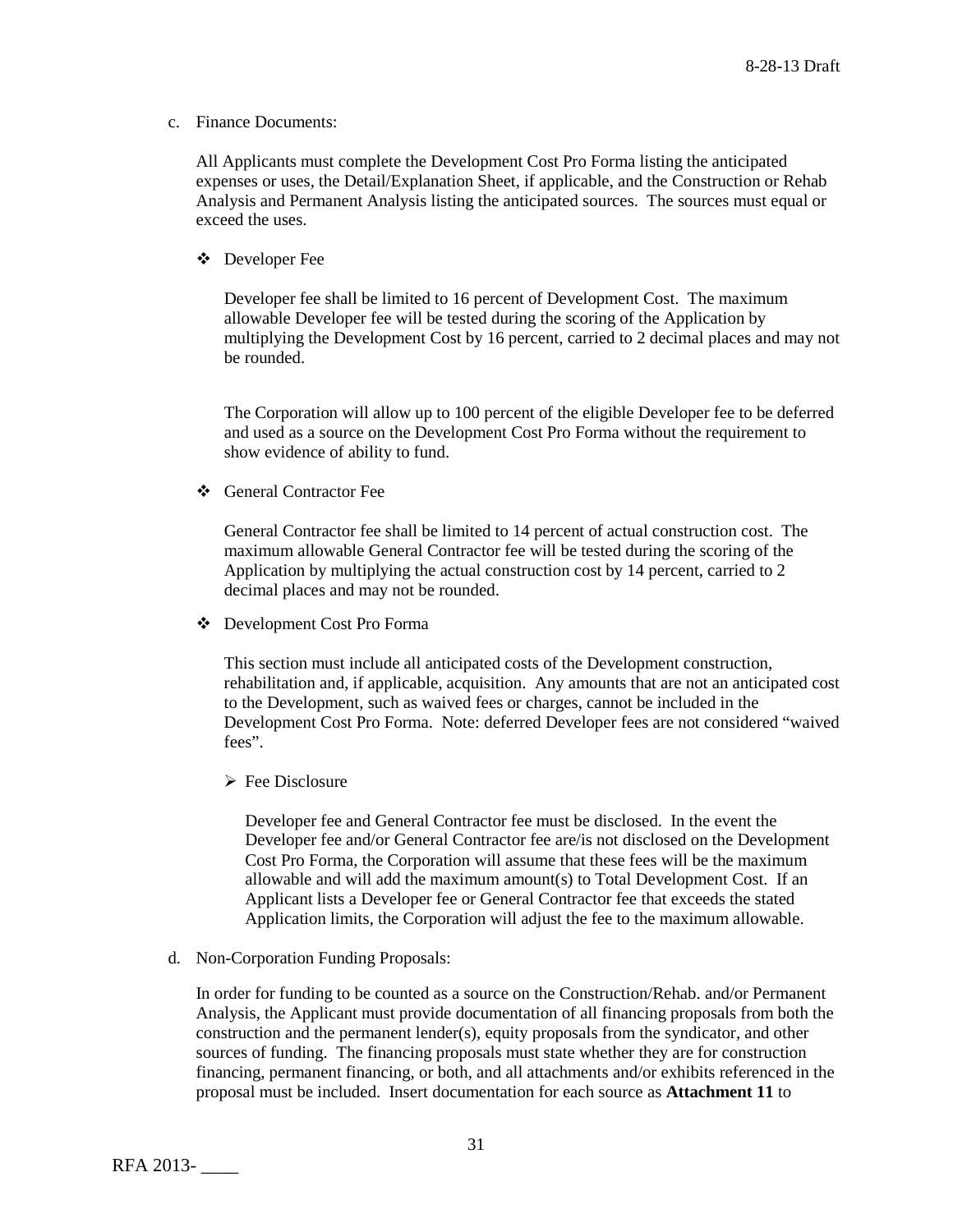c. Finance Documents:

All Applicants must complete the Development Cost Pro Forma listing the anticipated expenses or uses, the Detail/Explanation Sheet, if applicable, and the Construction or Rehab Analysis and Permanent Analysis listing the anticipated sources. The sources must equal or exceed the uses.

- Developer Fee

  Developer fee shall be limited to 16 percent of Development Cost. The maximum allowable Developer fee will be tested during the scoring of the Application by multiplying the Development Cost by 16 percent, carried to 2 decimal places and may not be rounded.

  The Corporation will allow up to 100 percent of the eligible Developer fee to be deferred and used as a source on the Development Cost Pro Forma without the requirement to show evidence of ability to fund.

- General Contractor Fee

  General Contractor fee shall be limited to 14 percent of actual construction cost. The maximum allowable General Contractor fee will be tested during the scoring of the Application by multiplying the actual construction cost by 14 percent, carried to 2 decimal places and may not be rounded.

- Development Cost Pro Forma

  This section must include all anticipated costs of the Development construction, rehabilitation and, if applicable, acquisition. Any amounts that are not an anticipated cost to the Development, such as waived fees or charges, cannot be included in the Development Cost Pro Forma. Note: deferred Developer fees are not considered "waived fees".

  - Fee Disclosure

    Developer fee and General Contractor fee must be disclosed. In the event the Developer fee and/or General Contractor fee are/is not disclosed on the Development Cost Pro Forma, the Corporation will assume that these fees will be the maximum allowable and will add the maximum amount(s) to Total Development Cost. If an Applicant lists a Developer fee or General Contractor fee that exceeds the stated Application limits, the Corporation will adjust the fee to the maximum allowable.

d. Non-Corporation Funding Proposals:

In order for funding to be counted as a source on the Construction/Rehab. and/or Permanent Analysis, the Applicant must provide documentation of all financing proposals from both the construction and the permanent lender(s), equity proposals from the syndicator, and other sources of funding. The financing proposals must state whether they are for construction financing, permanent financing, or both, and all attachments and/or exhibits referenced in the proposal must be included. Insert documentation for each source as **Attachment 11** to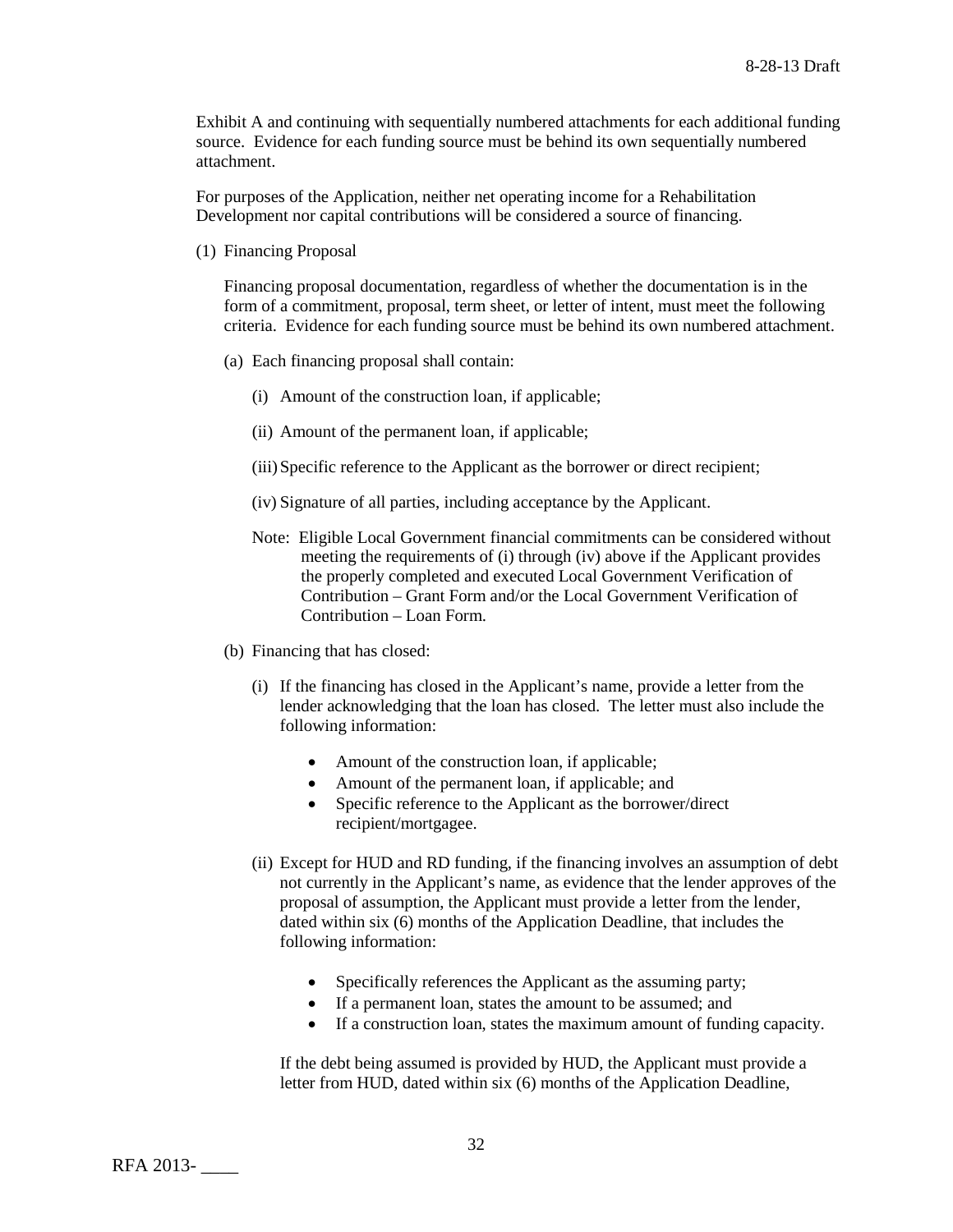Exhibit A and continuing with sequentially numbered attachments for each additional funding source. Evidence for each funding source must be behind its own sequentially numbered attachment.

For purposes of the Application, neither net operating income for a Rehabilitation Development nor capital contributions will be considered a source of financing.

(1) Financing Proposal

Financing proposal documentation, regardless of whether the documentation is in the form of a commitment, proposal, term sheet, or letter of intent, must meet the following criteria. Evidence for each funding source must be behind its own numbered attachment.

(a) Each financing proposal shall contain:

(i) Amount of the construction loan, if applicable;

(ii) Amount of the permanent loan, if applicable;

(iii) Specific reference to the Applicant as the borrower or direct recipient;

(iv) Signature of all parties, including acceptance by the Applicant.

Note: Eligible Local Government financial commitments can be considered without meeting the requirements of (i) through (iv) above if the Applicant provides the properly completed and executed Local Government Verification of Contribution – Grant Form and/or the Local Government Verification of Contribution – Loan Form.

(b) Financing that has closed:

(i) If the financing has closed in the Applicant's name, provide a letter from the lender acknowledging that the loan has closed. The letter must also include the following information:

- Amount of the construction loan, if applicable;
- Amount of the permanent loan, if applicable; and
- Specific reference to the Applicant as the borrower/direct recipient/mortgagee.

(ii) Except for HUD and RD funding, if the financing involves an assumption of debt not currently in the Applicant's name, as evidence that the lender approves of the proposal of assumption, the Applicant must provide a letter from the lender, dated within six (6) months of the Application Deadline, that includes the following information:

- Specifically references the Applicant as the assuming party;
- If a permanent loan, states the amount to be assumed; and
- If a construction loan, states the maximum amount of funding capacity.

If the debt being assumed is provided by HUD, the Applicant must provide a letter from HUD, dated within six (6) months of the Application Deadline,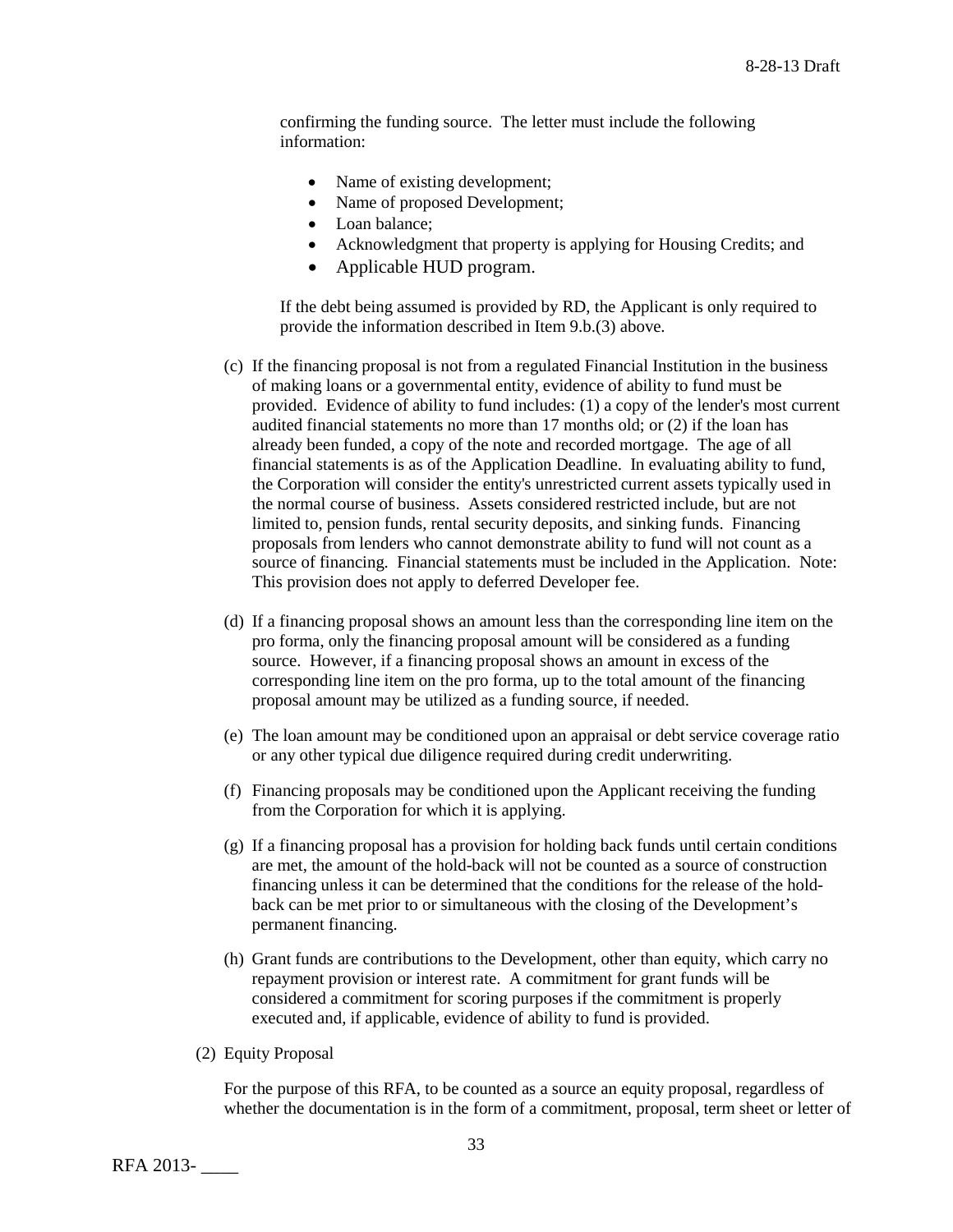confirming the funding source. The letter must include the following information:

- Name of existing development;
- Name of proposed Development;
- Loan balance;
- Acknowledgment that property is applying for Housing Credits; and
- Applicable HUD program.

If the debt being assumed is provided by RD, the Applicant is only required to provide the information described in Item 9.b.(3) above.

(c) If the financing proposal is not from a regulated Financial Institution in the business of making loans or a governmental entity, evidence of ability to fund must be provided. Evidence of ability to fund includes: (1) a copy of the lender's most current audited financial statements no more than 17 months old; or (2) if the loan has already been funded, a copy of the note and recorded mortgage. The age of all financial statements is as of the Application Deadline. In evaluating ability to fund, the Corporation will consider the entity's unrestricted current assets typically used in the normal course of business. Assets considered restricted include, but are not limited to, pension funds, rental security deposits, and sinking funds. Financing proposals from lenders who cannot demonstrate ability to fund will not count as a source of financing. Financial statements must be included in the Application. Note: This provision does not apply to deferred Developer fee.

(d) If a financing proposal shows an amount less than the corresponding line item on the pro forma, only the financing proposal amount will be considered as a funding source. However, if a financing proposal shows an amount in excess of the corresponding line item on the pro forma, up to the total amount of the financing proposal amount may be utilized as a funding source, if needed.

(e) The loan amount may be conditioned upon an appraisal or debt service coverage ratio or any other typical due diligence required during credit underwriting.

(f) Financing proposals may be conditioned upon the Applicant receiving the funding from the Corporation for which it is applying.

(g) If a financing proposal has a provision for holding back funds until certain conditions are met, the amount of the hold-back will not be counted as a source of construction financing unless it can be determined that the conditions for the release of the hold-back can be met prior to or simultaneous with the closing of the Development's permanent financing.

(h) Grant funds are contributions to the Development, other than equity, which carry no repayment provision or interest rate. A commitment for grant funds will be considered a commitment for scoring purposes if the commitment is properly executed and, if applicable, evidence of ability to fund is provided.

(2) Equity Proposal

For the purpose of this RFA, to be counted as a source an equity proposal, regardless of whether the documentation is in the form of a commitment, proposal, term sheet or letter of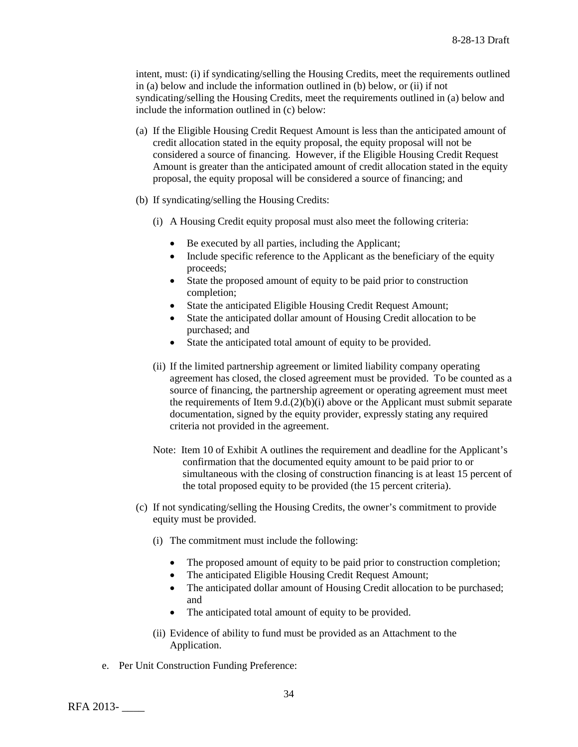intent, must: (i) if syndicating/selling the Housing Credits, meet the requirements outlined in (a) below and include the information outlined in (b) below, or (ii) if not syndicating/selling the Housing Credits, meet the requirements outlined in (a) below and include the information outlined in (c) below:

(a) If the Eligible Housing Credit Request Amount is less than the anticipated amount of credit allocation stated in the equity proposal, the equity proposal will not be considered a source of financing. However, if the Eligible Housing Credit Request Amount is greater than the anticipated amount of credit allocation stated in the equity proposal, the equity proposal will be considered a source of financing; and

(b) If syndicating/selling the Housing Credits:

(i) A Housing Credit equity proposal must also meet the following criteria:

- Be executed by all parties, including the Applicant;
- Include specific reference to the Applicant as the beneficiary of the equity proceeds;
- State the proposed amount of equity to be paid prior to construction completion;
- State the anticipated Eligible Housing Credit Request Amount;
- State the anticipated dollar amount of Housing Credit allocation to be purchased; and
- State the anticipated total amount of equity to be provided.

(ii) If the limited partnership agreement or limited liability company operating agreement has closed, the closed agreement must be provided. To be counted as a source of financing, the partnership agreement or operating agreement must meet the requirements of Item 9.d.(2)(b)(i) above or the Applicant must submit separate documentation, signed by the equity provider, expressly stating any required criteria not provided in the agreement.

Note: Item 10 of Exhibit A outlines the requirement and deadline for the Applicant's confirmation that the documented equity amount to be paid prior to or simultaneous with the closing of construction financing is at least 15 percent of the total proposed equity to be provided (the 15 percent criteria).

(c) If not syndicating/selling the Housing Credits, the owner's commitment to provide equity must be provided.

(i) The commitment must include the following:

- The proposed amount of equity to be paid prior to construction completion;
- The anticipated Eligible Housing Credit Request Amount;
- The anticipated dollar amount of Housing Credit allocation to be purchased; and
- The anticipated total amount of equity to be provided.

(ii) Evidence of ability to fund must be provided as an Attachment to the Application.

e. Per Unit Construction Funding Preference: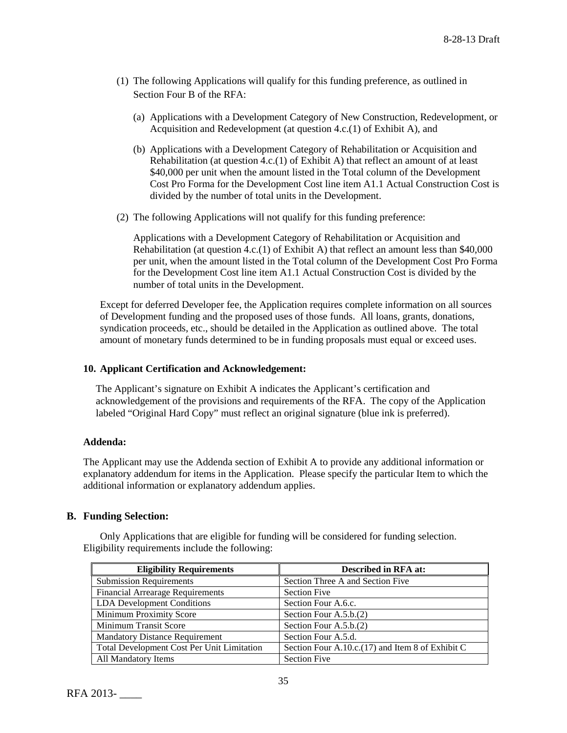(1) The following Applications will qualify for this funding preference, as outlined in Section Four B of the RFA:

   (a) Applications with a Development Category of New Construction, Redevelopment, or Acquisition and Redevelopment (at question 4.c.(1) of Exhibit A), and

   (b) Applications with a Development Category of Rehabilitation or Acquisition and Rehabilitation (at question 4.c.(1) of Exhibit A) that reflect an amount of at least $40,000 per unit when the amount listed in the Total column of the Development Cost Pro Forma for the Development Cost line item A1.1 Actual Construction Cost is divided by the number of total units in the Development.

(2) The following Applications will not qualify for this funding preference:

   Applications with a Development Category of Rehabilitation or Acquisition and Rehabilitation (at question 4.c.(1) of Exhibit A) that reflect an amount less than $40,000 per unit, when the amount listed in the Total column of the Development Cost Pro Forma for the Development Cost line item A1.1 Actual Construction Cost is divided by the number of total units in the Development.

Except for deferred Developer fee, the Application requires complete information on all sources of Development funding and the proposed uses of those funds. All loans, grants, donations, syndication proceeds, etc., should be detailed in the Application as outlined above. The total amount of monetary funds determined to be in funding proposals must equal or exceed uses.

**10. Applicant Certification and Acknowledgement:**

The Applicant's signature on Exhibit A indicates the Applicant's certification and acknowledgement of the provisions and requirements of the RFA. The copy of the Application labeled "Original Hard Copy" must reflect an original signature (blue ink is preferred).

**Addenda:**

The Applicant may use the Addenda section of Exhibit A to provide any additional information or explanatory addendum for items in the Application. Please specify the particular Item to which the additional information or explanatory addendum applies.

## B. Funding Selection:

Only Applications that are eligible for funding will be considered for funding selection. Eligibility requirements include the following:

| Eligibility Requirements | Described in RFA at: |
|---|---|
| Submission Requirements | Section Three A and Section Five |
| Financial Arrearage Requirements | Section Five |
| LDA Development Conditions | Section Four A.6.c. |
| Minimum Proximity Score | Section Four A.5.b.(2) |
| Minimum Transit Score | Section Four A.5.b.(2) |
| Mandatory Distance Requirement | Section Four A.5.d. |
| Total Development Cost Per Unit Limitation | Section Four A.10.c.(17) and Item 8 of Exhibit C |
| All Mandatory Items | Section Five |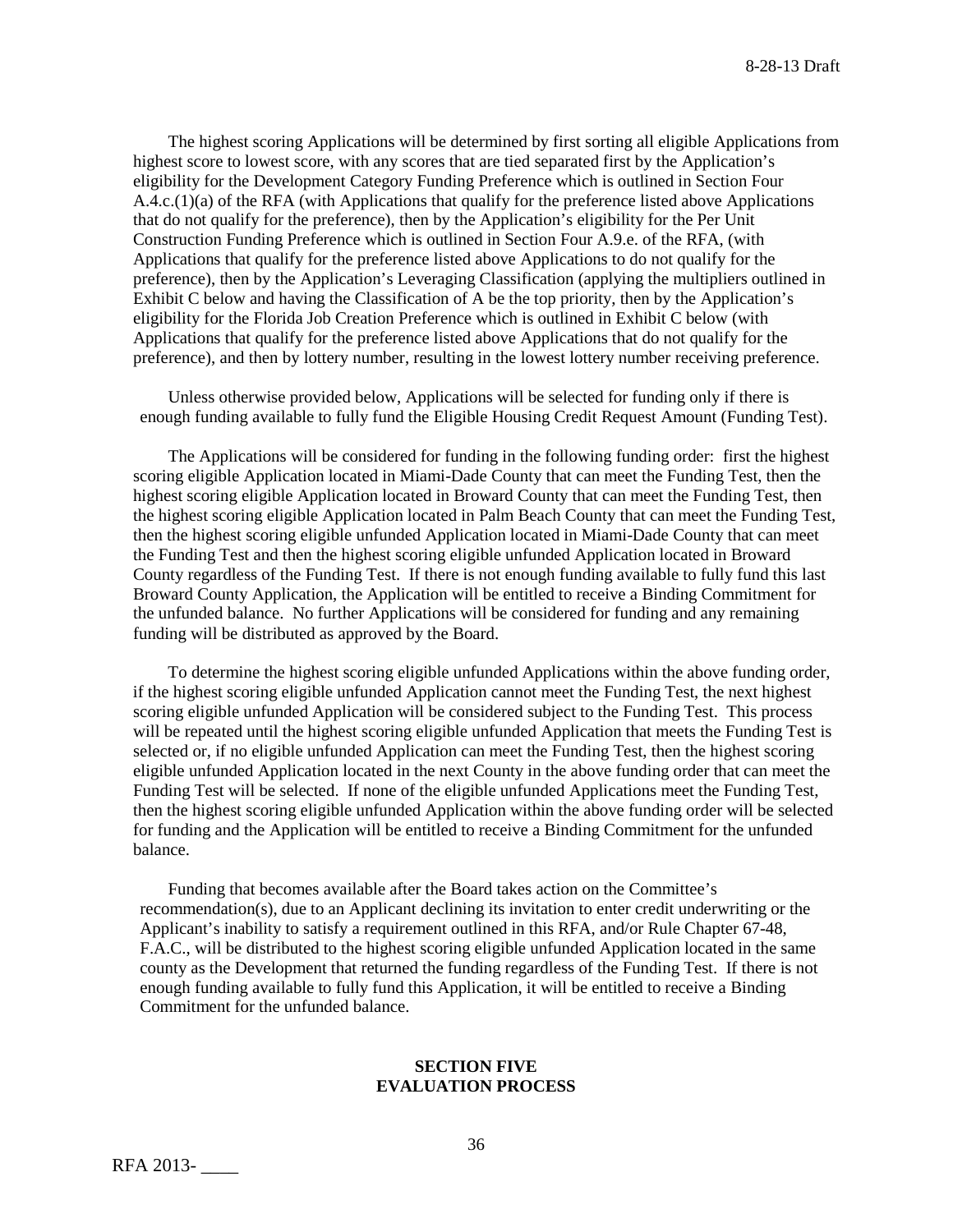The highest scoring Applications will be determined by first sorting all eligible Applications from highest score to lowest score, with any scores that are tied separated first by the Application's eligibility for the Development Category Funding Preference which is outlined in Section Four A.4.c.(1)(a) of the RFA (with Applications that qualify for the preference listed above Applications that do not qualify for the preference), then by the Application's eligibility for the Per Unit Construction Funding Preference which is outlined in Section Four A.9.e. of the RFA, (with Applications that qualify for the preference listed above Applications to do not qualify for the preference), then by the Application's Leveraging Classification (applying the multipliers outlined in Exhibit C below and having the Classification of A be the top priority, then by the Application's eligibility for the Florida Job Creation Preference which is outlined in Exhibit C below (with Applications that qualify for the preference listed above Applications that do not qualify for the preference), and then by lottery number, resulting in the lowest lottery number receiving preference.

Unless otherwise provided below, Applications will be selected for funding only if there is enough funding available to fully fund the Eligible Housing Credit Request Amount (Funding Test).

The Applications will be considered for funding in the following funding order: first the highest scoring eligible Application located in Miami-Dade County that can meet the Funding Test, then the highest scoring eligible Application located in Broward County that can meet the Funding Test, then the highest scoring eligible Application located in Palm Beach County that can meet the Funding Test, then the highest scoring eligible unfunded Application located in Miami-Dade County that can meet the Funding Test and then the highest scoring eligible unfunded Application located in Broward County regardless of the Funding Test. If there is not enough funding available to fully fund this last Broward County Application, the Application will be entitled to receive a Binding Commitment for the unfunded balance. No further Applications will be considered for funding and any remaining funding will be distributed as approved by the Board.

To determine the highest scoring eligible unfunded Applications within the above funding order, if the highest scoring eligible unfunded Application cannot meet the Funding Test, the next highest scoring eligible unfunded Application will be considered subject to the Funding Test. This process will be repeated until the highest scoring eligible unfunded Application that meets the Funding Test is selected or, if no eligible unfunded Application can meet the Funding Test, then the highest scoring eligible unfunded Application located in the next County in the above funding order that can meet the Funding Test will be selected. If none of the eligible unfunded Applications meet the Funding Test, then the highest scoring eligible unfunded Application within the above funding order will be selected for funding and the Application will be entitled to receive a Binding Commitment for the unfunded balance.

Funding that becomes available after the Board takes action on the Committee's recommendation(s), due to an Applicant declining its invitation to enter credit underwriting or the Applicant's inability to satisfy a requirement outlined in this RFA, and/or Rule Chapter 67-48, F.A.C., will be distributed to the highest scoring eligible unfunded Application located in the same county as the Development that returned the funding regardless of the Funding Test. If there is not enough funding available to fully fund this Application, it will be entitled to receive a Binding Commitment for the unfunded balance.

## SECTION FIVE
## EVALUATION PROCESS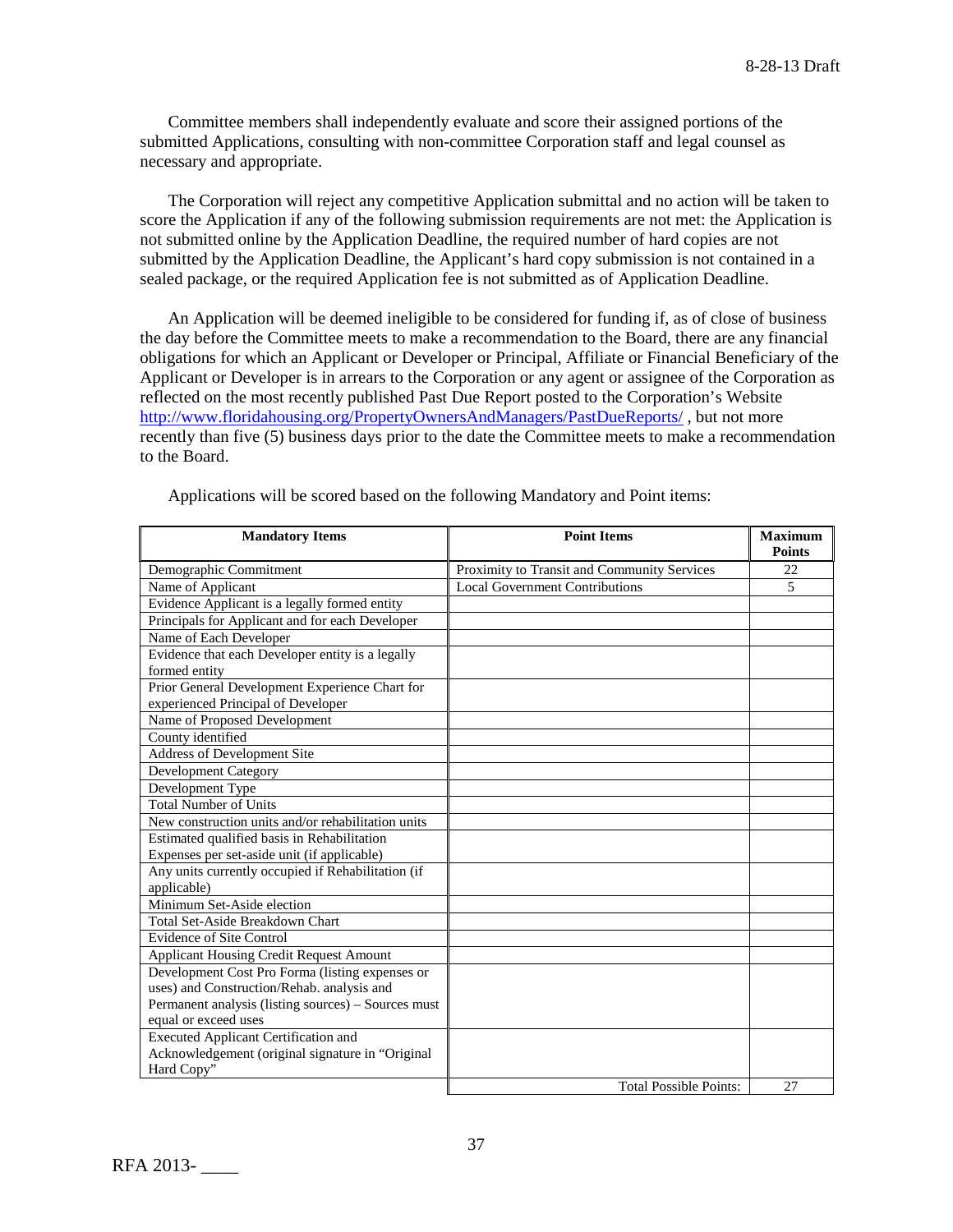Committee members shall independently evaluate and score their assigned portions of the submitted Applications, consulting with non-committee Corporation staff and legal counsel as necessary and appropriate.

The Corporation will reject any competitive Application submittal and no action will be taken to score the Application if any of the following submission requirements are not met: the Application is not submitted online by the Application Deadline, the required number of hard copies are not submitted by the Application Deadline, the Applicant's hard copy submission is not contained in a sealed package, or the required Application fee is not submitted as of Application Deadline.

An Application will be deemed ineligible to be considered for funding if, as of close of business the day before the Committee meets to make a recommendation to the Board, there are any financial obligations for which an Applicant or Developer or Principal, Affiliate or Financial Beneficiary of the Applicant or Developer is in arrears to the Corporation or any agent or assignee of the Corporation as reflected on the most recently published Past Due Report posted to the Corporation's Website http://www.floridahousing.org/PropertyOwnersAndManagers/PastDueReports/ , but not more recently than five (5) business days prior to the date the Committee meets to make a recommendation to the Board.

Applications will be scored based on the following Mandatory and Point items:

| Mandatory Items | Point Items | Maximum Points |
|---|---|---|
| Demographic Commitment | Proximity to Transit and Community Services | 22 |
| Name of Applicant | Local Government Contributions | 5 |
| Evidence Applicant is a legally formed entity | | |
| Principals for Applicant and for each Developer | | |
| Name of Each Developer | | |
| Evidence that each Developer entity is a legally formed entity | | |
| Prior General Development Experience Chart for experienced Principal of Developer | | |
| Name of Proposed Development | | |
| County identified | | |
| Address of Development Site | | |
| Development Category | | |
| Development Type | | |
| Total Number of Units | | |
| New construction units and/or rehabilitation units | | |
| Estimated qualified basis in Rehabilitation Expenses per set-aside unit (if applicable) | | |
| Any units currently occupied if Rehabilitation (if applicable) | | |
| Minimum Set-Aside election | | |
| Total Set-Aside Breakdown Chart | | |
| Evidence of Site Control | | |
| Applicant Housing Credit Request Amount | | |
| Development Cost Pro Forma (listing expenses or uses) and Construction/Rehab. analysis and Permanent analysis (listing sources) – Sources must equal or exceed uses | | |
| Executed Applicant Certification and Acknowledgement (original signature in "Original Hard Copy" | | |
| | Total Possible Points: | 27 |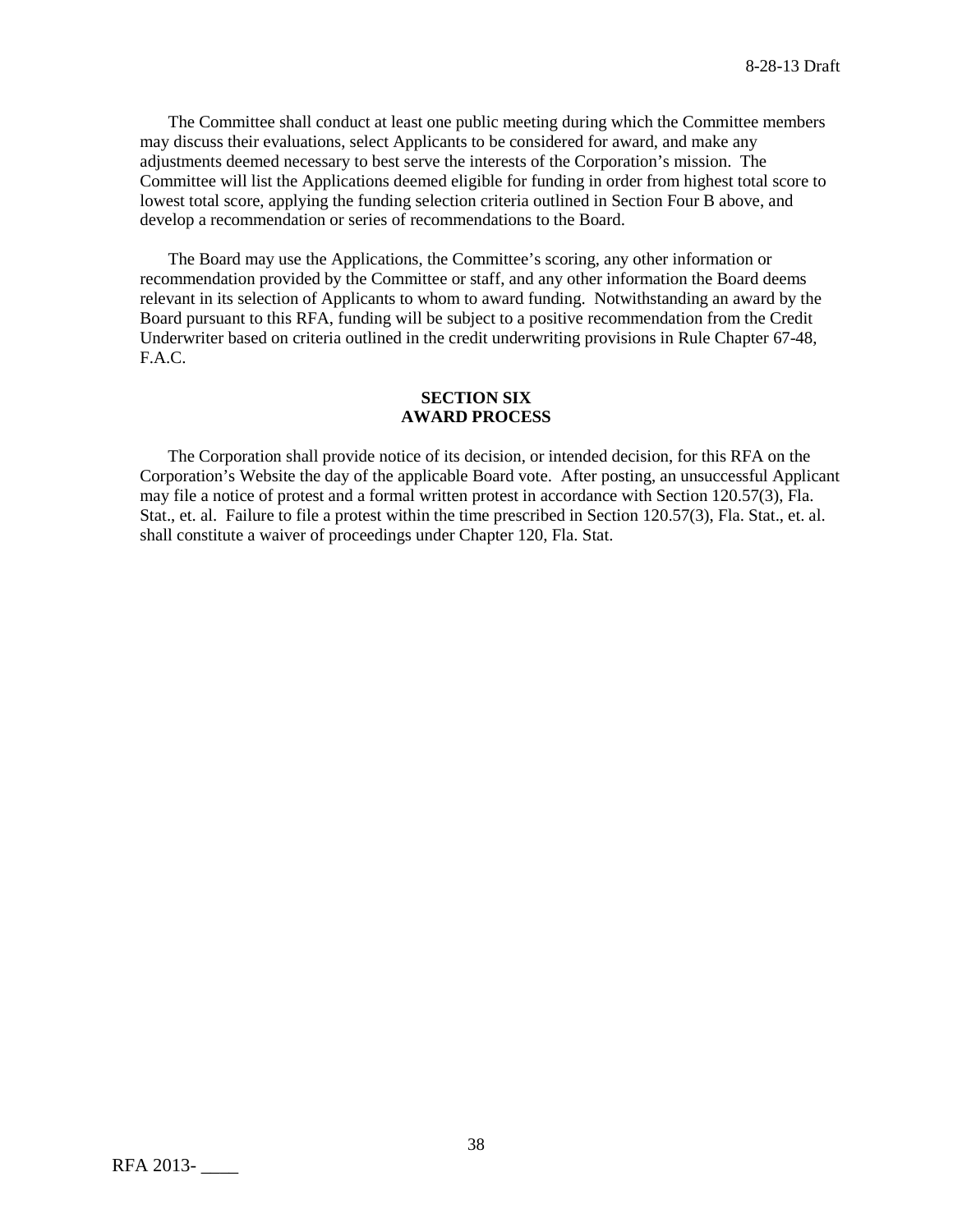The Committee shall conduct at least one public meeting during which the Committee members may discuss their evaluations, select Applicants to be considered for award, and make any adjustments deemed necessary to best serve the interests of the Corporation's mission. The Committee will list the Applications deemed eligible for funding in order from highest total score to lowest total score, applying the funding selection criteria outlined in Section Four B above, and develop a recommendation or series of recommendations to the Board.

The Board may use the Applications, the Committee's scoring, any other information or recommendation provided by the Committee or staff, and any other information the Board deems relevant in its selection of Applicants to whom to award funding. Notwithstanding an award by the Board pursuant to this RFA, funding will be subject to a positive recommendation from the Credit Underwriter based on criteria outlined in the credit underwriting provisions in Rule Chapter 67-48, F.A.C.

## SECTION SIX
## AWARD PROCESS

The Corporation shall provide notice of its decision, or intended decision, for this RFA on the Corporation's Website the day of the applicable Board vote. After posting, an unsuccessful Applicant may file a notice of protest and a formal written protest in accordance with Section 120.57(3), Fla. Stat., et. al. Failure to file a protest within the time prescribed in Section 120.57(3), Fla. Stat., et. al. shall constitute a waiver of proceedings under Chapter 120, Fla. Stat.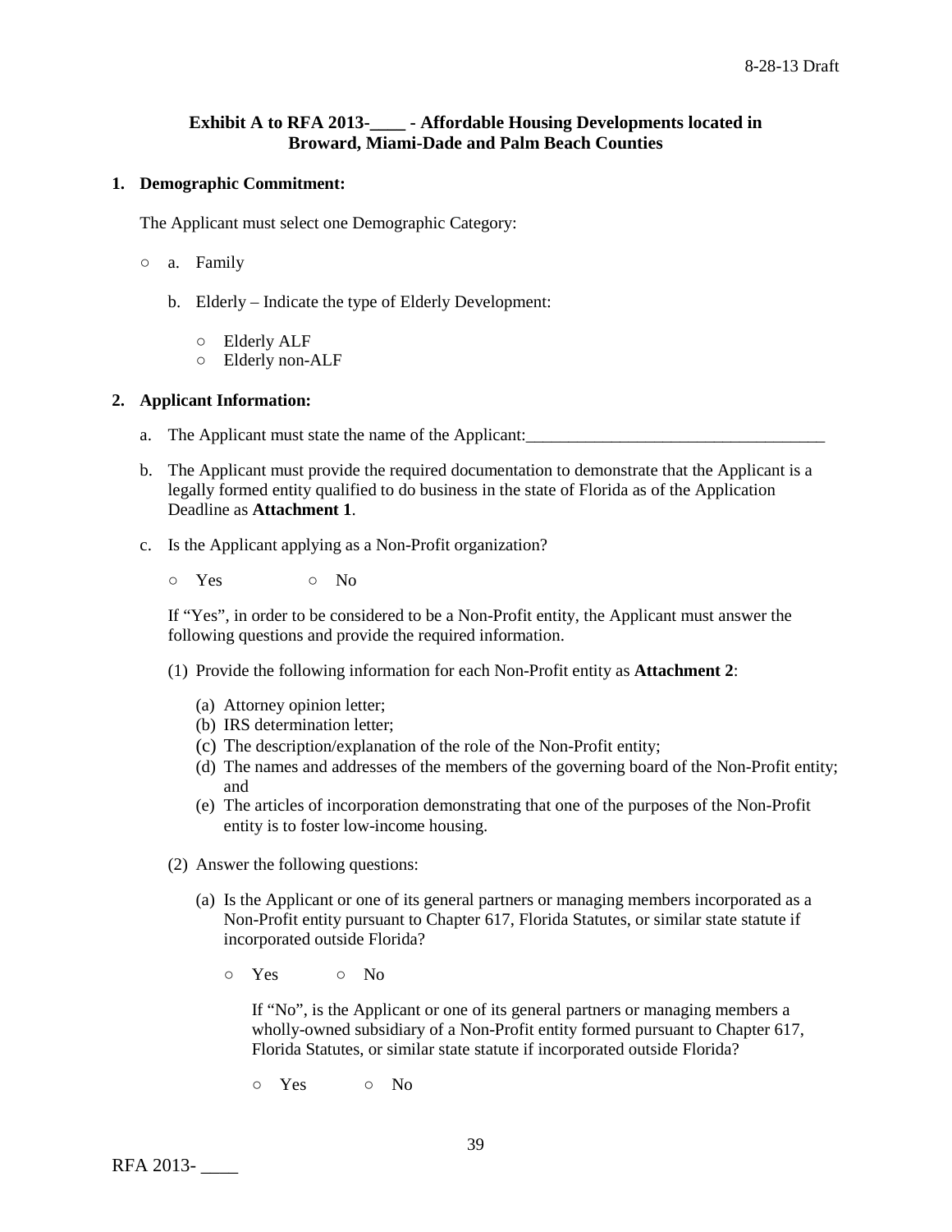**Exhibit A to RFA 2013-____ - Affordable Housing Developments located in Broward, Miami-Dade and Palm Beach Counties**

**1. Demographic Commitment:**

The Applicant must select one Demographic Category:

○ a. Family

b. Elderly – Indicate the type of Elderly Development:

○ Elderly ALF
○ Elderly non-ALF

**2. Applicant Information:**

a. The Applicant must state the name of the Applicant:___________________________________

b. The Applicant must provide the required documentation to demonstrate that the Applicant is a legally formed entity qualified to do business in the state of Florida as of the Application Deadline as **Attachment 1**.

c. Is the Applicant applying as a Non-Profit organization?

○ Yes ○ No

If "Yes", in order to be considered to be a Non-Profit entity, the Applicant must answer the following questions and provide the required information.

(1) Provide the following information for each Non-Profit entity as **Attachment 2**:

(a) Attorney opinion letter;
(b) IRS determination letter;
(c) The description/explanation of the role of the Non-Profit entity;
(d) The names and addresses of the members of the governing board of the Non-Profit entity; and
(e) The articles of incorporation demonstrating that one of the purposes of the Non-Profit entity is to foster low-income housing.

(2) Answer the following questions:

(a) Is the Applicant or one of its general partners or managing members incorporated as a Non-Profit entity pursuant to Chapter 617, Florida Statutes, or similar state statute if incorporated outside Florida?

○ Yes ○ No

If "No", is the Applicant or one of its general partners or managing members a wholly-owned subsidiary of a Non-Profit entity formed pursuant to Chapter 617, Florida Statutes, or similar state statute if incorporated outside Florida?

○ Yes ○ No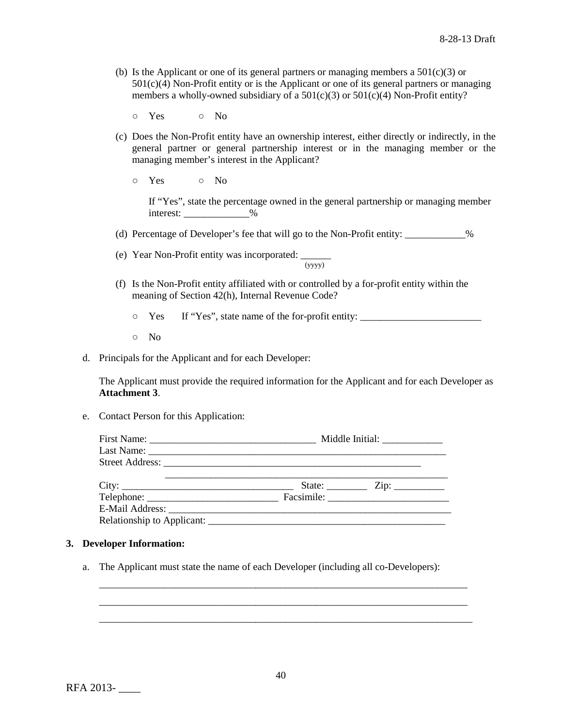(b) Is the Applicant or one of its general partners or managing members a 501(c)(3) or 501(c)(4) Non-Profit entity or is the Applicant or one of its general partners or managing members a wholly-owned subsidiary of a 501(c)(3) or 501(c)(4) Non-Profit entity?

○ Yes ○ No

(c) Does the Non-Profit entity have an ownership interest, either directly or indirectly, in the general partner or general partnership interest or in the managing member or the managing member's interest in the Applicant?

○ Yes ○ No

If "Yes", state the percentage owned in the general partnership or managing member interest: _____________%

(d) Percentage of Developer's fee that will go to the Non-Profit entity: ____________%

(e) Year Non-Profit entity was incorporated: ______ (yyyy)

(f) Is the Non-Profit entity affiliated with or controlled by a for-profit entity within the meaning of Section 42(h), Internal Revenue Code?

○ Yes If "Yes", state name of the for-profit entity: ________________________

○ No

d. Principals for the Applicant and for each Developer:

The Applicant must provide the required information for the Applicant and for each Developer as **Attachment 3**.

e. Contact Person for this Application:

First Name: _________________________________ Middle Initial: ____________
Last Name: ___________________________________________________________
Street Address: ______________________________________________________
_______________________________________________________
City: _________________________________ State: ________ Zip: __________
Telephone: __________________________ Facsimile: ________________________
E-Mail Address: _______________________________________________________
Relationship to Applicant: ________________________________________________

**3. Developer Information:**

a. The Applicant must state the name of each Developer (including all co-Developers):

_____________________________________________________________________________

_____________________________________________________________________________

_____________________________________________________________________________

RFA 2013- ____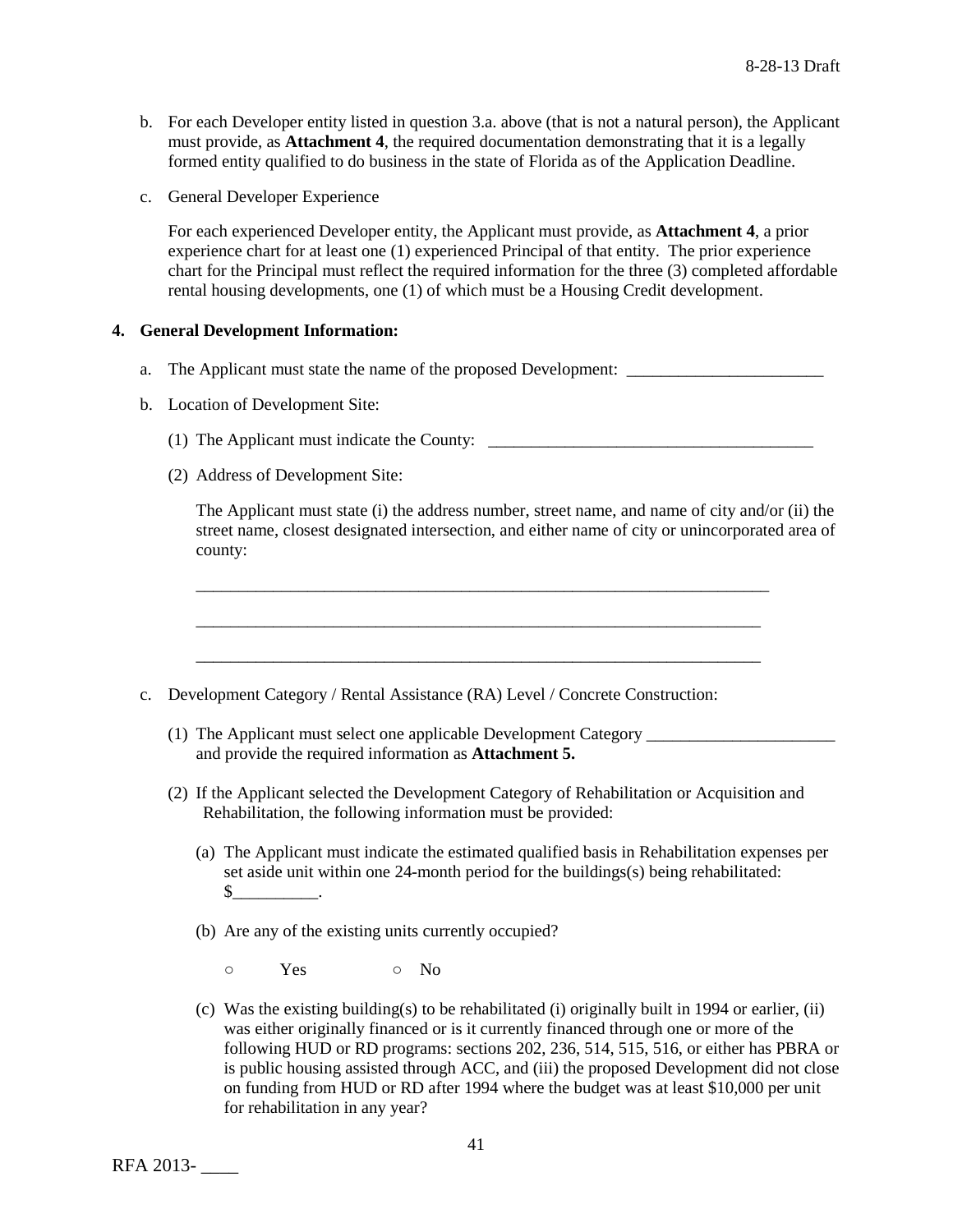b. For each Developer entity listed in question 3.a. above (that is not a natural person), the Applicant must provide, as **Attachment 4**, the required documentation demonstrating that it is a legally formed entity qualified to do business in the state of Florida as of the Application Deadline.

c. General Developer Experience

   For each experienced Developer entity, the Applicant must provide, as **Attachment 4**, a prior experience chart for at least one (1) experienced Principal of that entity. The prior experience chart for the Principal must reflect the required information for the three (3) completed affordable rental housing developments, one (1) of which must be a Housing Credit development.

**4. General Development Information:**

a. The Applicant must state the name of the proposed Development: _______________________

b. Location of Development Site:

   (1) The Applicant must indicate the County: ______________________________________

   (2) Address of Development Site:

   The Applicant must state (i) the address number, street name, and name of city and/or (ii) the street name, closest designated intersection, and either name of city or unincorporated area of county:

   _____________________________________________________________________

   _____________________________________________________________________

   _____________________________________________________________________

c. Development Category / Rental Assistance (RA) Level / Concrete Construction:

   (1) The Applicant must select one applicable Development Category ______________________ and provide the required information as **Attachment 5.**

   (2) If the Applicant selected the Development Category of Rehabilitation or Acquisition and Rehabilitation, the following information must be provided:

   (a) The Applicant must indicate the estimated qualified basis in Rehabilitation expenses per set aside unit within one 24-month period for the buildings(s) being rehabilitated: $__________.

   (b) Are any of the existing units currently occupied?

   ○ Yes ○ No

   (c) Was the existing building(s) to be rehabilitated (i) originally built in 1994 or earlier, (ii) was either originally financed or is it currently financed through one or more of the following HUD or RD programs: sections 202, 236, 514, 515, 516, or either has PBRA or is public housing assisted through ACC, and (iii) the proposed Development did not close on funding from HUD or RD after 1994 where the budget was at least $10,000 per unit for rehabilitation in any year?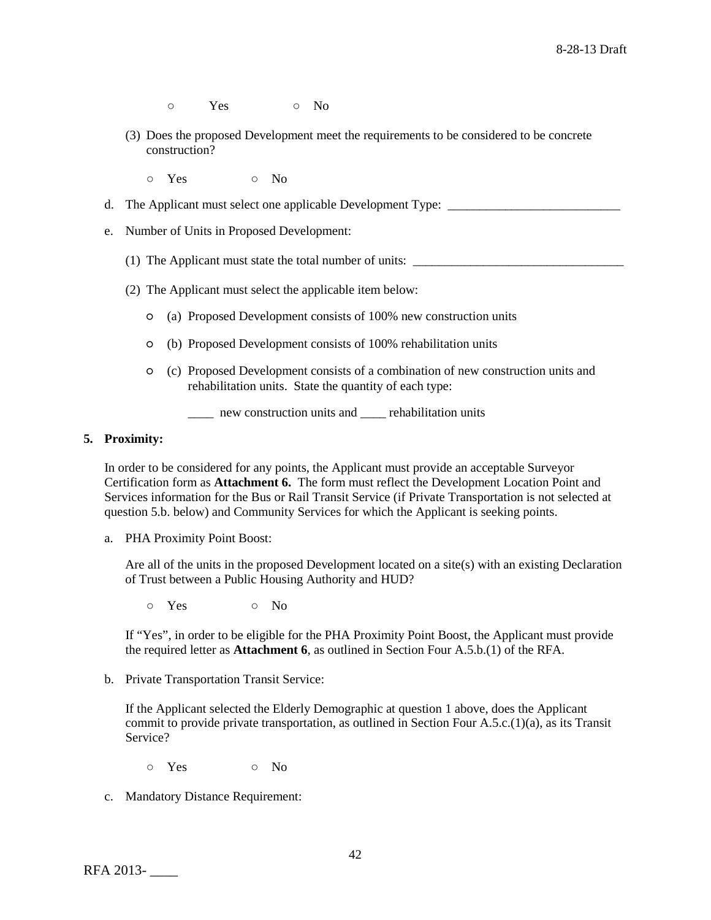○ Yes ○ No

(3) Does the proposed Development meet the requirements to be considered to be concrete construction?

○ Yes ○ No

d. The Applicant must select one applicable Development Type: ___________________________

e. Number of Units in Proposed Development:

(1) The Applicant must state the total number of units: _________________________________

(2) The Applicant must select the applicable item below:

○ (a) Proposed Development consists of 100% new construction units

○ (b) Proposed Development consists of 100% rehabilitation units

○ (c) Proposed Development consists of a combination of new construction units and rehabilitation units. State the quantity of each type:

____ new construction units and ____ rehabilitation units

**5. Proximity:**

In order to be considered for any points, the Applicant must provide an acceptable Surveyor Certification form as **Attachment 6.** The form must reflect the Development Location Point and Services information for the Bus or Rail Transit Service (if Private Transportation is not selected at question 5.b. below) and Community Services for which the Applicant is seeking points.

a. PHA Proximity Point Boost:

Are all of the units in the proposed Development located on a site(s) with an existing Declaration of Trust between a Public Housing Authority and HUD?

○ Yes ○ No

If "Yes", in order to be eligible for the PHA Proximity Point Boost, the Applicant must provide the required letter as **Attachment 6**, as outlined in Section Four A.5.b.(1) of the RFA.

b. Private Transportation Transit Service:

If the Applicant selected the Elderly Demographic at question 1 above, does the Applicant commit to provide private transportation, as outlined in Section Four A.5.c.(1)(a), as its Transit Service?

○ Yes ○ No

c. Mandatory Distance Requirement: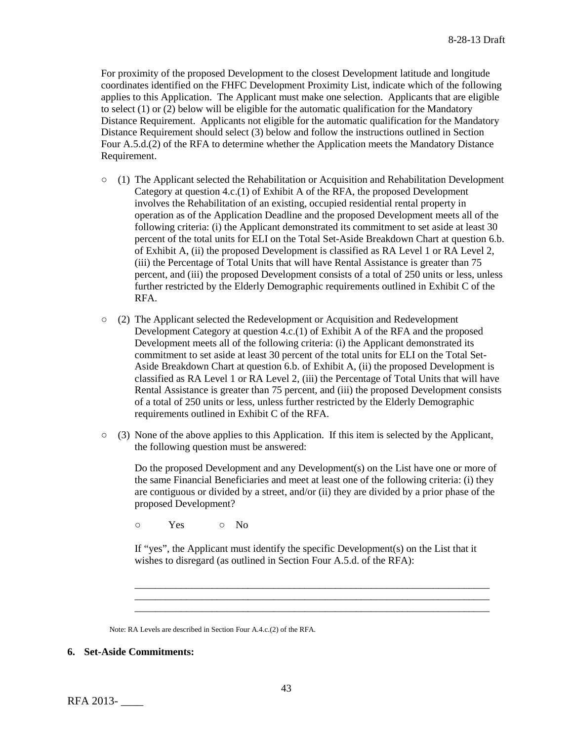For proximity of the proposed Development to the closest Development latitude and longitude coordinates identified on the FHFC Development Proximity List, indicate which of the following applies to this Application. The Applicant must make one selection. Applicants that are eligible to select (1) or (2) below will be eligible for the automatic qualification for the Mandatory Distance Requirement. Applicants not eligible for the automatic qualification for the Mandatory Distance Requirement should select (3) below and follow the instructions outlined in Section Four A.5.d.(2) of the RFA to determine whether the Application meets the Mandatory Distance Requirement.

○ (1) The Applicant selected the Rehabilitation or Acquisition and Rehabilitation Development Category at question 4.c.(1) of Exhibit A of the RFA, the proposed Development involves the Rehabilitation of an existing, occupied residential rental property in operation as of the Application Deadline and the proposed Development meets all of the following criteria: (i) the Applicant demonstrated its commitment to set aside at least 30 percent of the total units for ELI on the Total Set-Aside Breakdown Chart at question 6.b. of Exhibit A, (ii) the proposed Development is classified as RA Level 1 or RA Level 2, (iii) the Percentage of Total Units that will have Rental Assistance is greater than 75 percent, and (iii) the proposed Development consists of a total of 250 units or less, unless further restricted by the Elderly Demographic requirements outlined in Exhibit C of the RFA.

○ (2) The Applicant selected the Redevelopment or Acquisition and Redevelopment Development Category at question 4.c.(1) of Exhibit A of the RFA and the proposed Development meets all of the following criteria: (i) the Applicant demonstrated its commitment to set aside at least 30 percent of the total units for ELI on the Total Set-Aside Breakdown Chart at question 6.b. of Exhibit A, (ii) the proposed Development is classified as RA Level 1 or RA Level 2, (iii) the Percentage of Total Units that will have Rental Assistance is greater than 75 percent, and (iii) the proposed Development consists of a total of 250 units or less, unless further restricted by the Elderly Demographic requirements outlined in Exhibit C of the RFA.

○ (3) None of the above applies to this Application. If this item is selected by the Applicant, the following question must be answered:

Do the proposed Development and any Development(s) on the List have one or more of the same Financial Beneficiaries and meet at least one of the following criteria: (i) they are contiguous or divided by a street, and/or (ii) they are divided by a prior phase of the proposed Development?

○ Yes ○ No

If "yes", the Applicant must identify the specific Development(s) on the List that it wishes to disregard (as outlined in Section Four A.5.d. of the RFA):

\_\_\_\_\_\_\_\_\_\_\_\_\_\_\_\_\_\_\_\_\_\_\_\_\_\_\_\_\_\_\_\_\_\_\_\_\_\_\_\_\_\_\_\_\_\_\_\_\_\_\_\_\_\_\_\_\_\_\_\_\_\_\_\_\_\_\_\_\_\_
\_\_\_\_\_\_\_\_\_\_\_\_\_\_\_\_\_\_\_\_\_\_\_\_\_\_\_\_\_\_\_\_\_\_\_\_\_\_\_\_\_\_\_\_\_\_\_\_\_\_\_\_\_\_\_\_\_\_\_\_\_\_\_\_\_\_\_\_\_\_
\_\_\_\_\_\_\_\_\_\_\_\_\_\_\_\_\_\_\_\_\_\_\_\_\_\_\_\_\_\_\_\_\_\_\_\_\_\_\_\_\_\_\_\_\_\_\_\_\_\_\_\_\_\_\_\_\_\_\_\_\_\_\_\_\_\_\_\_\_\_

Note: RA Levels are described in Section Four A.4.c.(2) of the RFA.

**6. Set-Aside Commitments:**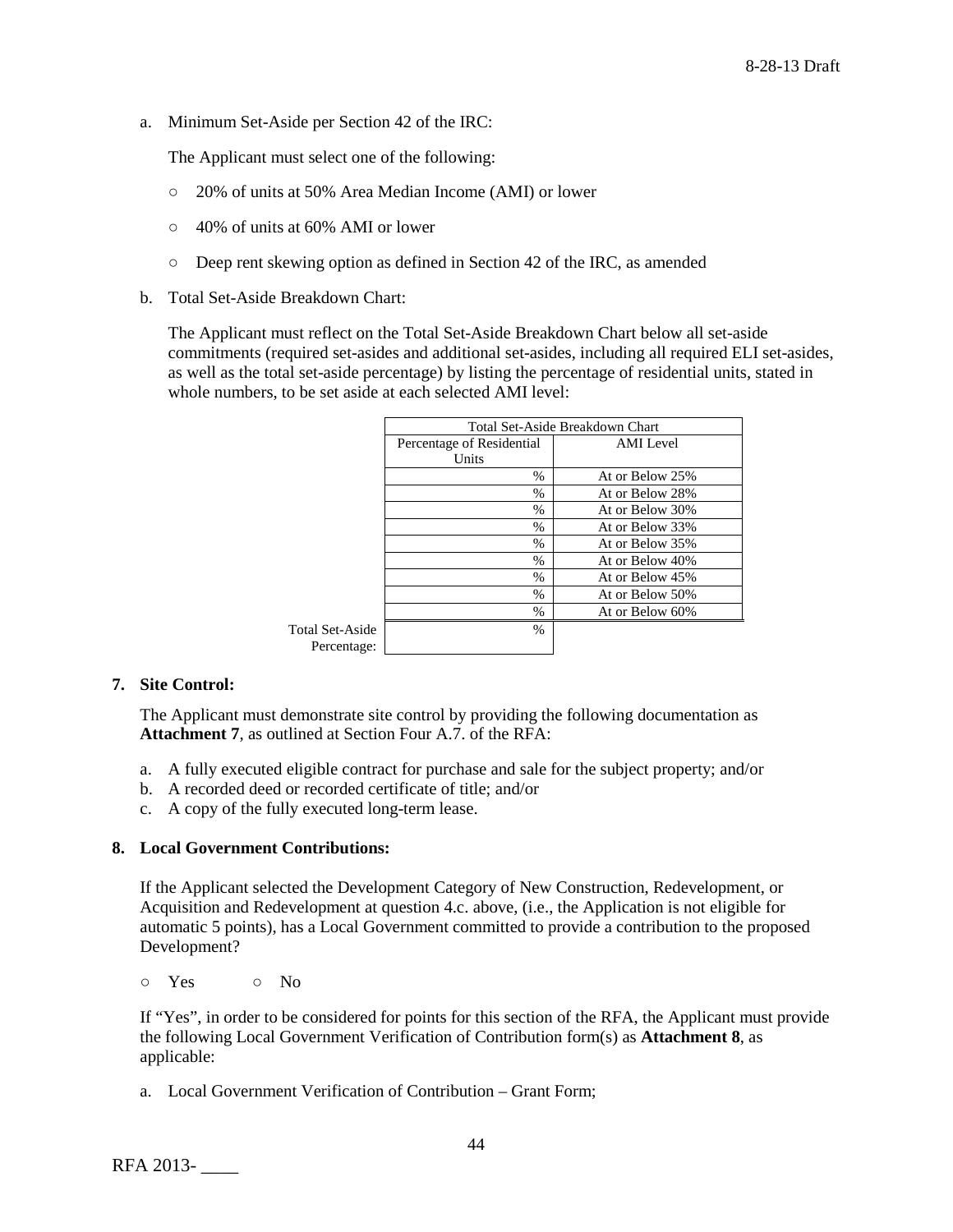a. Minimum Set-Aside per Section 42 of the IRC:

   The Applicant must select one of the following:

   ○ 20% of units at 50% Area Median Income (AMI) or lower

   ○ 40% of units at 60% AMI or lower

   ○ Deep rent skewing option as defined in Section 42 of the IRC, as amended

b. Total Set-Aside Breakdown Chart:

   The Applicant must reflect on the Total Set-Aside Breakdown Chart below all set-aside commitments (required set-asides and additional set-asides, including all required ELI set-asides, as well as the total set-aside percentage) by listing the percentage of residential units, stated in whole numbers, to be set aside at each selected AMI level:

| | Total Set-Aside Breakdown Chart | |
|---|---|---|
| | Percentage of Residential Units | AMI Level |
| | % | At or Below 25% |
| | % | At or Below 28% |
| | % | At or Below 30% |
| | % | At or Below 33% |
| | % | At or Below 35% |
| | % | At or Below 40% |
| | % | At or Below 45% |
| | % | At or Below 50% |
| | % | At or Below 60% |
| Total Set-Aside Percentage: | % | |

**7. Site Control:**

The Applicant must demonstrate site control by providing the following documentation as **Attachment 7**, as outlined at Section Four A.7. of the RFA:

a. A fully executed eligible contract for purchase and sale for the subject property; and/or
b. A recorded deed or recorded certificate of title; and/or
c. A copy of the fully executed long-term lease.

**8. Local Government Contributions:**

If the Applicant selected the Development Category of New Construction, Redevelopment, or Acquisition and Redevelopment at question 4.c. above, (i.e., the Application is not eligible for automatic 5 points), has a Local Government committed to provide a contribution to the proposed Development?

○ Yes ○ No

If "Yes", in order to be considered for points for this section of the RFA, the Applicant must provide the following Local Government Verification of Contribution form(s) as **Attachment 8**, as applicable:

a. Local Government Verification of Contribution – Grant Form;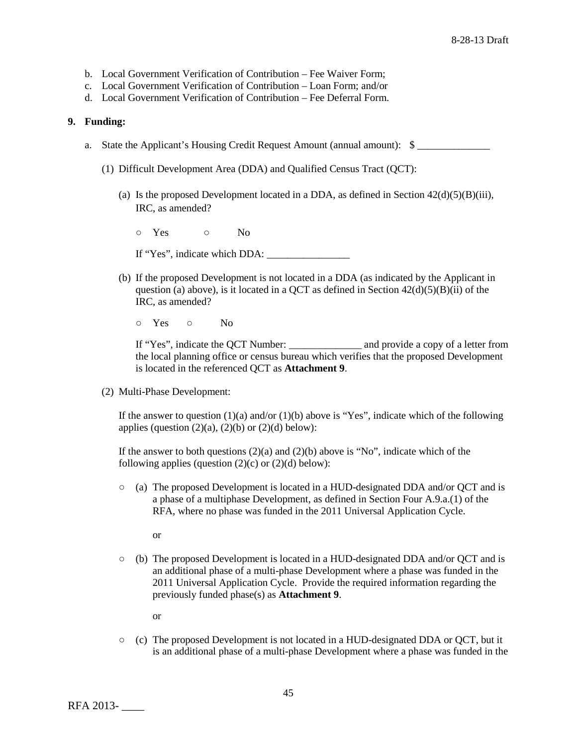b. Local Government Verification of Contribution – Fee Waiver Form;
c. Local Government Verification of Contribution – Loan Form; and/or
d. Local Government Verification of Contribution – Fee Deferral Form.

**9. Funding:**

a. State the Applicant's Housing Credit Request Amount (annual amount): $ ______________

(1) Difficult Development Area (DDA) and Qualified Census Tract (QCT):

(a) Is the proposed Development located in a DDA, as defined in Section 42(d)(5)(B)(iii), IRC, as amended?

○ Yes ○ No

If "Yes", indicate which DDA: ________________

(b) If the proposed Development is not located in a DDA (as indicated by the Applicant in question (a) above), is it located in a QCT as defined in Section 42(d)(5)(B)(ii) of the IRC, as amended?

○ Yes ○ No

If "Yes", indicate the QCT Number: ______________ and provide a copy of a letter from the local planning office or census bureau which verifies that the proposed Development is located in the referenced QCT as **Attachment 9**.

(2) Multi-Phase Development:

If the answer to question (1)(a) and/or (1)(b) above is "Yes", indicate which of the following applies (question (2)(a), (2)(b) or (2)(d) below):

If the answer to both questions (2)(a) and (2)(b) above is "No", indicate which of the following applies (question (2)(c) or (2)(d) below):

○ (a) The proposed Development is located in a HUD-designated DDA and/or QCT and is a phase of a multiphase Development, as defined in Section Four A.9.a.(1) of the RFA, where no phase was funded in the 2011 Universal Application Cycle.

or

○ (b) The proposed Development is located in a HUD-designated DDA and/or QCT and is an additional phase of a multi-phase Development where a phase was funded in the 2011 Universal Application Cycle. Provide the required information regarding the previously funded phase(s) as **Attachment 9**.

or

○ (c) The proposed Development is not located in a HUD-designated DDA or QCT, but it is an additional phase of a multi-phase Development where a phase was funded in the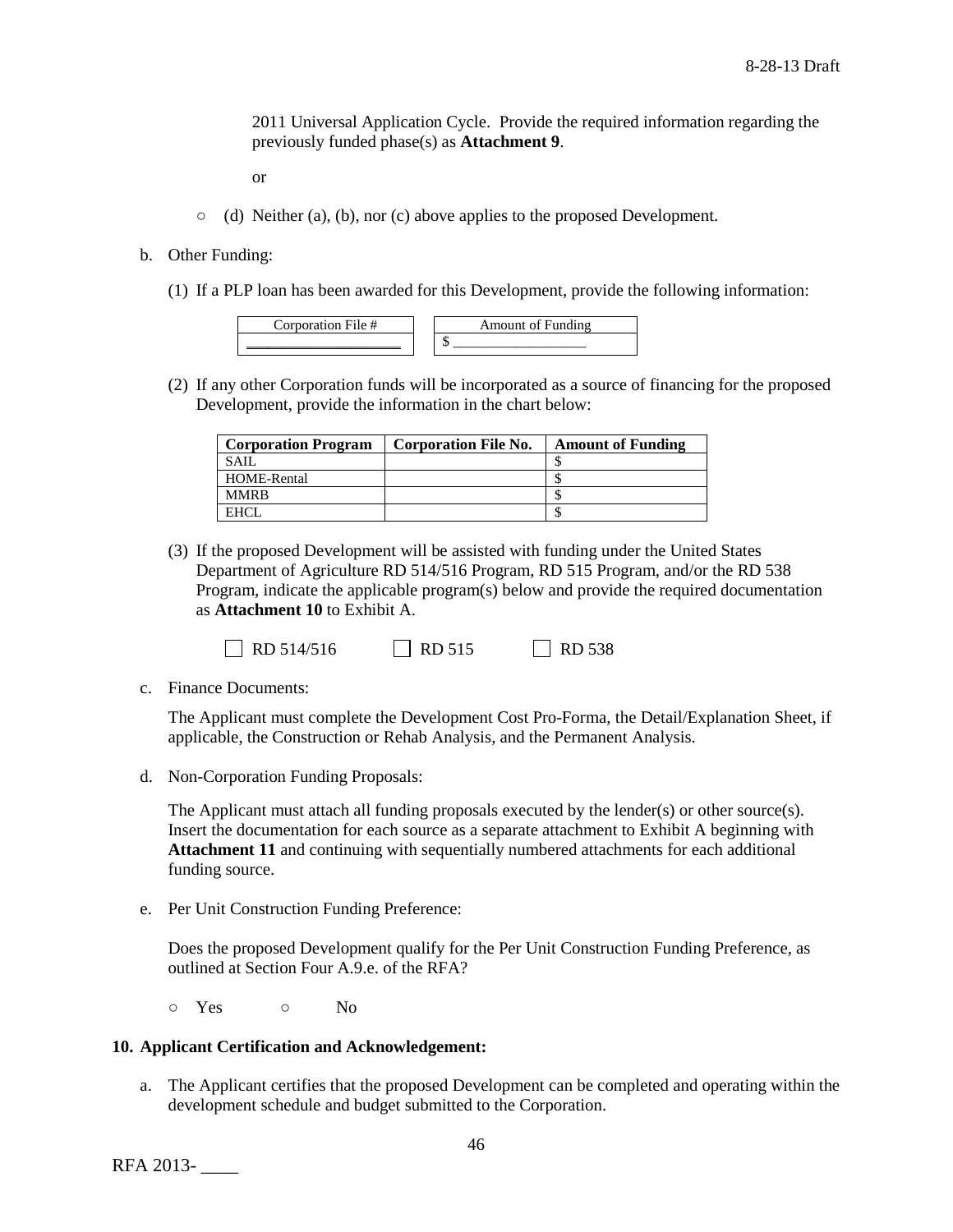2011 Universal Application Cycle. Provide the required information regarding the previously funded phase(s) as **Attachment 9**.

or

○ (d) Neither (a), (b), nor (c) above applies to the proposed Development.

b. Other Funding:

(1) If a PLP loan has been awarded for this Development, provide the following information:

| Corporation File # | Amount of Funding |
|---|---|
| ____________________ | $ __________________ |

(2) If any other Corporation funds will be incorporated as a source of financing for the proposed Development, provide the information in the chart below:

| Corporation Program | Corporation File No. | Amount of Funding |
|---|---|---|
| SAIL | | $ |
| HOME-Rental | | $ |
| MMRB | | $ |
| EHCL | | $ |

(3) If the proposed Development will be assisted with funding under the United States Department of Agriculture RD 514/516 Program, RD 515 Program, and/or the RD 538 Program, indicate the applicable program(s) below and provide the required documentation as **Attachment 10** to Exhibit A.

☐ RD 514/516 ☐ RD 515 ☐ RD 538

c. Finance Documents:

The Applicant must complete the Development Cost Pro-Forma, the Detail/Explanation Sheet, if applicable, the Construction or Rehab Analysis, and the Permanent Analysis.

d. Non-Corporation Funding Proposals:

The Applicant must attach all funding proposals executed by the lender(s) or other source(s). Insert the documentation for each source as a separate attachment to Exhibit A beginning with **Attachment 11** and continuing with sequentially numbered attachments for each additional funding source.

e. Per Unit Construction Funding Preference:

Does the proposed Development qualify for the Per Unit Construction Funding Preference, as outlined at Section Four A.9.e. of the RFA?

○ Yes ○ No

**10. Applicant Certification and Acknowledgement:**

a. The Applicant certifies that the proposed Development can be completed and operating within the development schedule and budget submitted to the Corporation.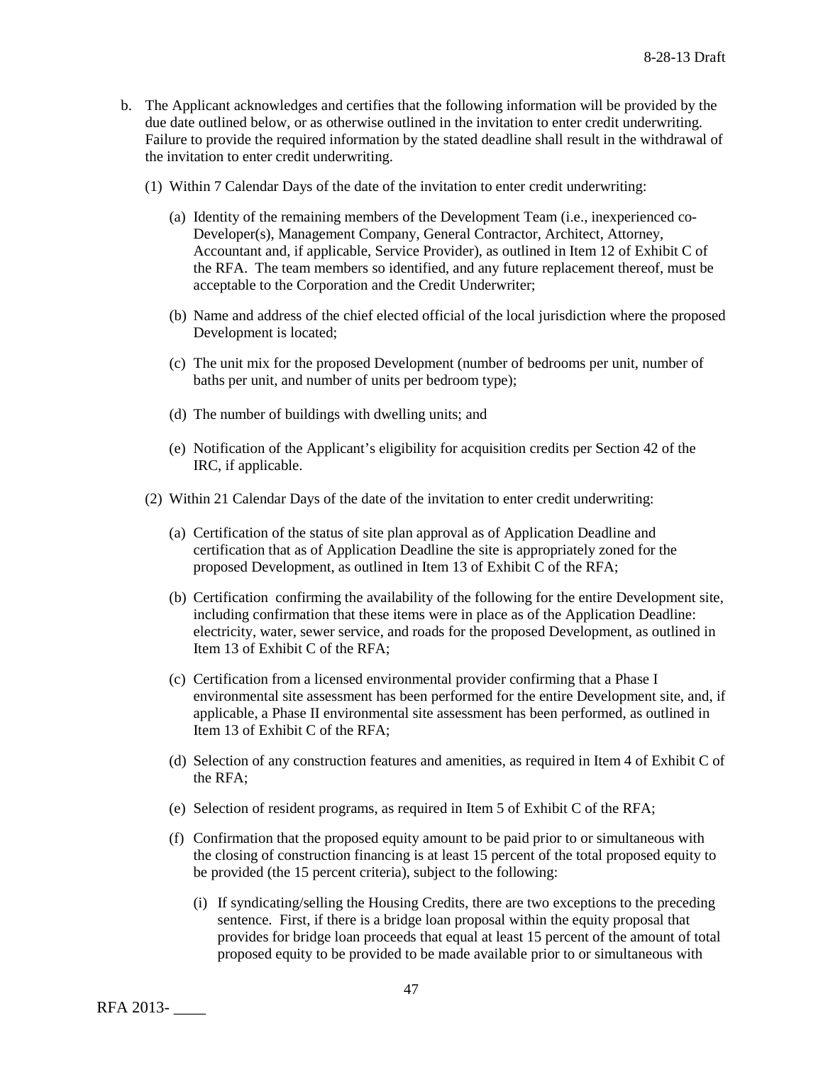b. The Applicant acknowledges and certifies that the following information will be provided by the due date outlined below, or as otherwise outlined in the invitation to enter credit underwriting. Failure to provide the required information by the stated deadline shall result in the withdrawal of the invitation to enter credit underwriting.

   (1) Within 7 Calendar Days of the date of the invitation to enter credit underwriting:

      (a) Identity of the remaining members of the Development Team (i.e., inexperienced co-Developer(s), Management Company, General Contractor, Architect, Attorney, Accountant and, if applicable, Service Provider), as outlined in Item 12 of Exhibit C of the RFA. The team members so identified, and any future replacement thereof, must be acceptable to the Corporation and the Credit Underwriter;

      (b) Name and address of the chief elected official of the local jurisdiction where the proposed Development is located;

      (c) The unit mix for the proposed Development (number of bedrooms per unit, number of baths per unit, and number of units per bedroom type);

      (d) The number of buildings with dwelling units; and

      (e) Notification of the Applicant's eligibility for acquisition credits per Section 42 of the IRC, if applicable.

   (2) Within 21 Calendar Days of the date of the invitation to enter credit underwriting:

      (a) Certification of the status of site plan approval as of Application Deadline and certification that as of Application Deadline the site is appropriately zoned for the proposed Development, as outlined in Item 13 of Exhibit C of the RFA;

      (b) Certification confirming the availability of the following for the entire Development site, including confirmation that these items were in place as of the Application Deadline: electricity, water, sewer service, and roads for the proposed Development, as outlined in Item 13 of Exhibit C of the RFA;

      (c) Certification from a licensed environmental provider confirming that a Phase I environmental site assessment has been performed for the entire Development site, and, if applicable, a Phase II environmental site assessment has been performed, as outlined in Item 13 of Exhibit C of the RFA;

      (d) Selection of any construction features and amenities, as required in Item 4 of Exhibit C of the RFA;

      (e) Selection of resident programs, as required in Item 5 of Exhibit C of the RFA;

      (f) Confirmation that the proposed equity amount to be paid prior to or simultaneous with the closing of construction financing is at least 15 percent of the total proposed equity to be provided (the 15 percent criteria), subject to the following:

         (i) If syndicating/selling the Housing Credits, there are two exceptions to the preceding sentence. First, if there is a bridge loan proposal within the equity proposal that provides for bridge loan proceeds that equal at least 15 percent of the amount of total proposed equity to be provided to be made available prior to or simultaneous with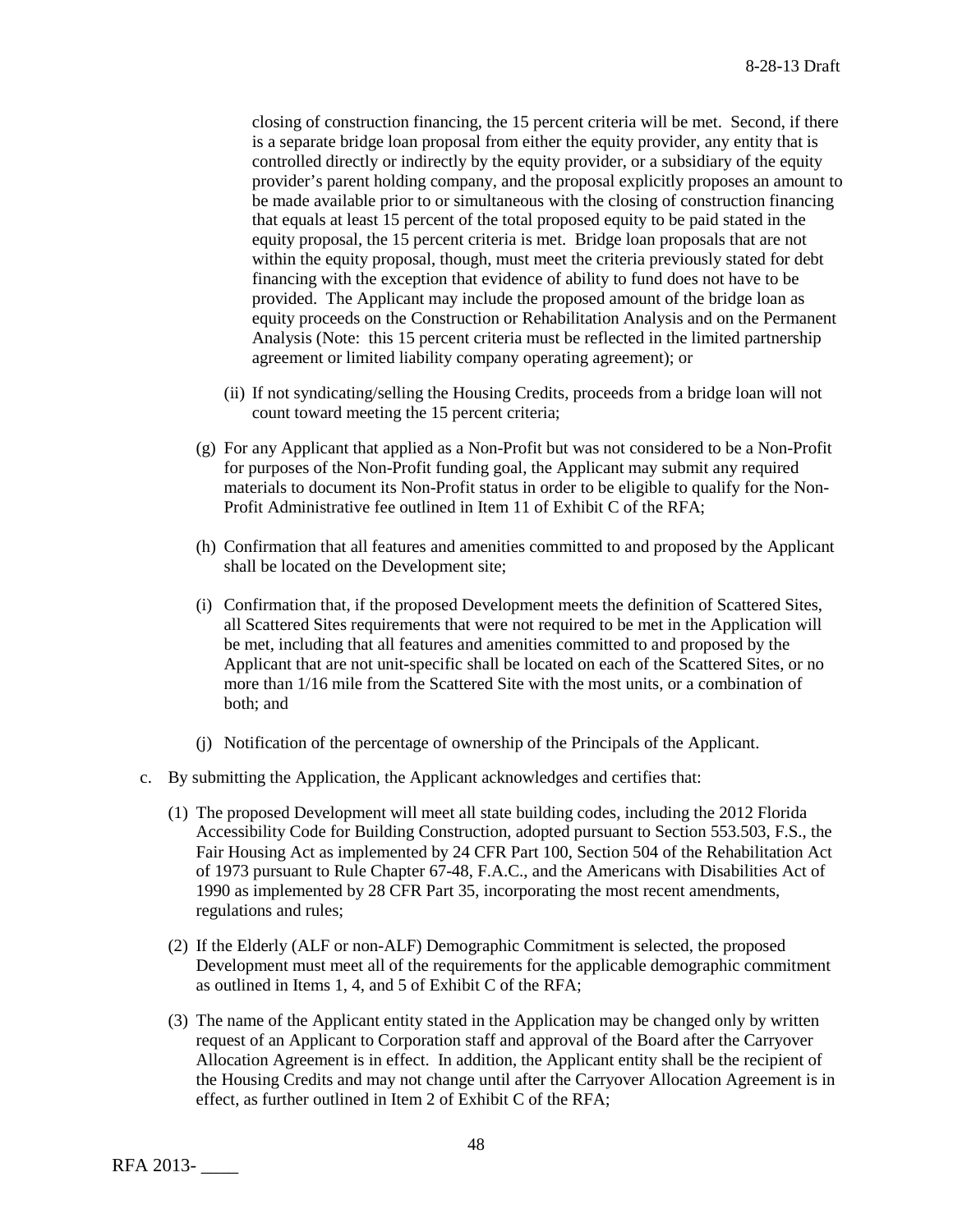closing of construction financing, the 15 percent criteria will be met. Second, if there is a separate bridge loan proposal from either the equity provider, any entity that is controlled directly or indirectly by the equity provider, or a subsidiary of the equity provider's parent holding company, and the proposal explicitly proposes an amount to be made available prior to or simultaneous with the closing of construction financing that equals at least 15 percent of the total proposed equity to be paid stated in the equity proposal, the 15 percent criteria is met. Bridge loan proposals that are not within the equity proposal, though, must meet the criteria previously stated for debt financing with the exception that evidence of ability to fund does not have to be provided. The Applicant may include the proposed amount of the bridge loan as equity proceeds on the Construction or Rehabilitation Analysis and on the Permanent Analysis (Note: this 15 percent criteria must be reflected in the limited partnership agreement or limited liability company operating agreement); or

(ii) If not syndicating/selling the Housing Credits, proceeds from a bridge loan will not count toward meeting the 15 percent criteria;

(g) For any Applicant that applied as a Non-Profit but was not considered to be a Non-Profit for purposes of the Non-Profit funding goal, the Applicant may submit any required materials to document its Non-Profit status in order to be eligible to qualify for the Non-Profit Administrative fee outlined in Item 11 of Exhibit C of the RFA;

(h) Confirmation that all features and amenities committed to and proposed by the Applicant shall be located on the Development site;

(i) Confirmation that, if the proposed Development meets the definition of Scattered Sites, all Scattered Sites requirements that were not required to be met in the Application will be met, including that all features and amenities committed to and proposed by the Applicant that are not unit-specific shall be located on each of the Scattered Sites, or no more than 1/16 mile from the Scattered Site with the most units, or a combination of both; and

(j) Notification of the percentage of ownership of the Principals of the Applicant.

c. By submitting the Application, the Applicant acknowledges and certifies that:

(1) The proposed Development will meet all state building codes, including the 2012 Florida Accessibility Code for Building Construction, adopted pursuant to Section 553.503, F.S., the Fair Housing Act as implemented by 24 CFR Part 100, Section 504 of the Rehabilitation Act of 1973 pursuant to Rule Chapter 67-48, F.A.C., and the Americans with Disabilities Act of 1990 as implemented by 28 CFR Part 35, incorporating the most recent amendments, regulations and rules;

(2) If the Elderly (ALF or non-ALF) Demographic Commitment is selected, the proposed Development must meet all of the requirements for the applicable demographic commitment as outlined in Items 1, 4, and 5 of Exhibit C of the RFA;

(3) The name of the Applicant entity stated in the Application may be changed only by written request of an Applicant to Corporation staff and approval of the Board after the Carryover Allocation Agreement is in effect. In addition, the Applicant entity shall be the recipient of the Housing Credits and may not change until after the Carryover Allocation Agreement is in effect, as further outlined in Item 2 of Exhibit C of the RFA;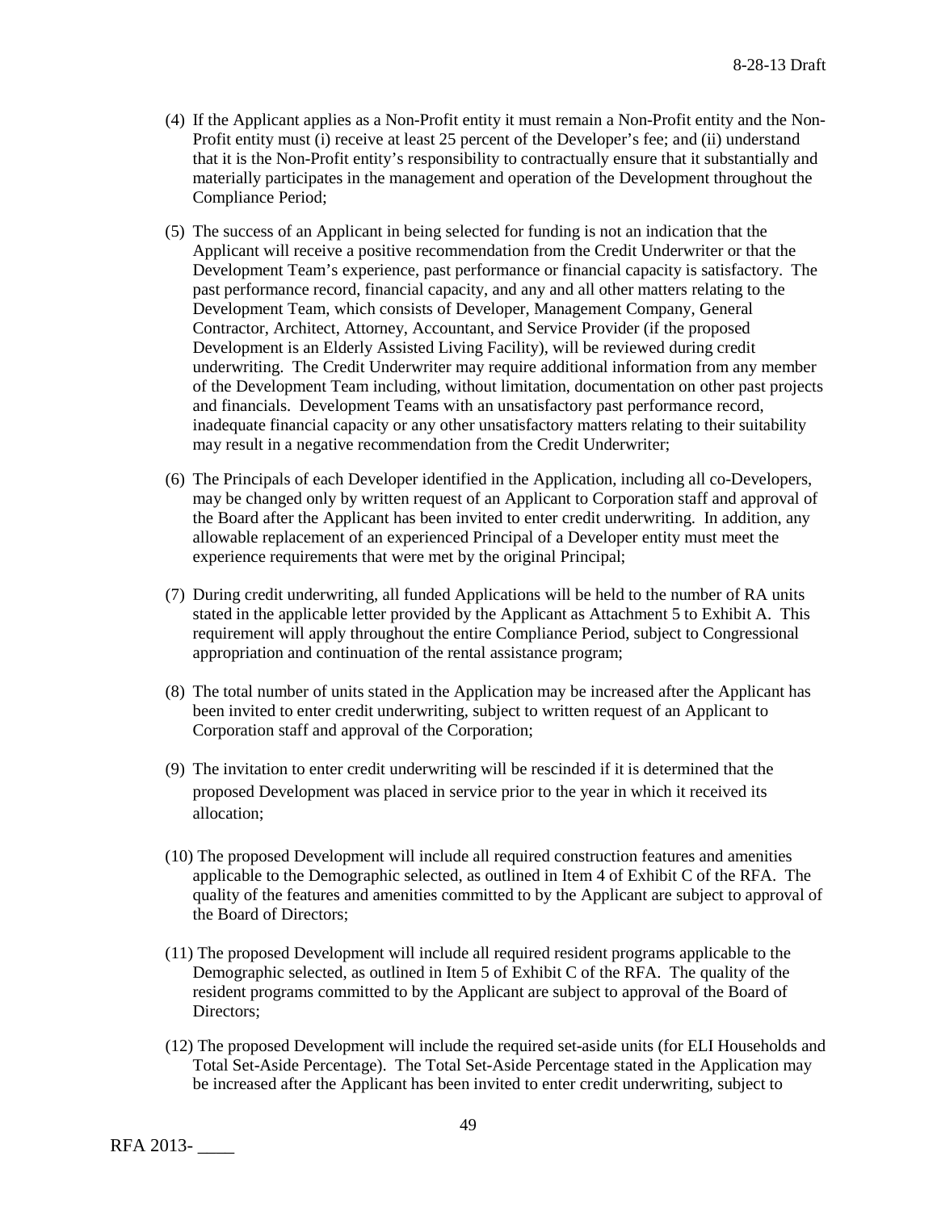(4) If the Applicant applies as a Non-Profit entity it must remain a Non-Profit entity and the Non-Profit entity must (i) receive at least 25 percent of the Developer's fee; and (ii) understand that it is the Non-Profit entity's responsibility to contractually ensure that it substantially and materially participates in the management and operation of the Development throughout the Compliance Period;

(5) The success of an Applicant in being selected for funding is not an indication that the Applicant will receive a positive recommendation from the Credit Underwriter or that the Development Team's experience, past performance or financial capacity is satisfactory. The past performance record, financial capacity, and any and all other matters relating to the Development Team, which consists of Developer, Management Company, General Contractor, Architect, Attorney, Accountant, and Service Provider (if the proposed Development is an Elderly Assisted Living Facility), will be reviewed during credit underwriting. The Credit Underwriter may require additional information from any member of the Development Team including, without limitation, documentation on other past projects and financials. Development Teams with an unsatisfactory past performance record, inadequate financial capacity or any other unsatisfactory matters relating to their suitability may result in a negative recommendation from the Credit Underwriter;

(6) The Principals of each Developer identified in the Application, including all co-Developers, may be changed only by written request of an Applicant to Corporation staff and approval of the Board after the Applicant has been invited to enter credit underwriting. In addition, any allowable replacement of an experienced Principal of a Developer entity must meet the experience requirements that were met by the original Principal;

(7) During credit underwriting, all funded Applications will be held to the number of RA units stated in the applicable letter provided by the Applicant as Attachment 5 to Exhibit A. This requirement will apply throughout the entire Compliance Period, subject to Congressional appropriation and continuation of the rental assistance program;

(8) The total number of units stated in the Application may be increased after the Applicant has been invited to enter credit underwriting, subject to written request of an Applicant to Corporation staff and approval of the Corporation;

(9) The invitation to enter credit underwriting will be rescinded if it is determined that the proposed Development was placed in service prior to the year in which it received its allocation;

(10) The proposed Development will include all required construction features and amenities applicable to the Demographic selected, as outlined in Item 4 of Exhibit C of the RFA. The quality of the features and amenities committed to by the Applicant are subject to approval of the Board of Directors;

(11) The proposed Development will include all required resident programs applicable to the Demographic selected, as outlined in Item 5 of Exhibit C of the RFA. The quality of the resident programs committed to by the Applicant are subject to approval of the Board of Directors;

(12) The proposed Development will include the required set-aside units (for ELI Households and Total Set-Aside Percentage). The Total Set-Aside Percentage stated in the Application may be increased after the Applicant has been invited to enter credit underwriting, subject to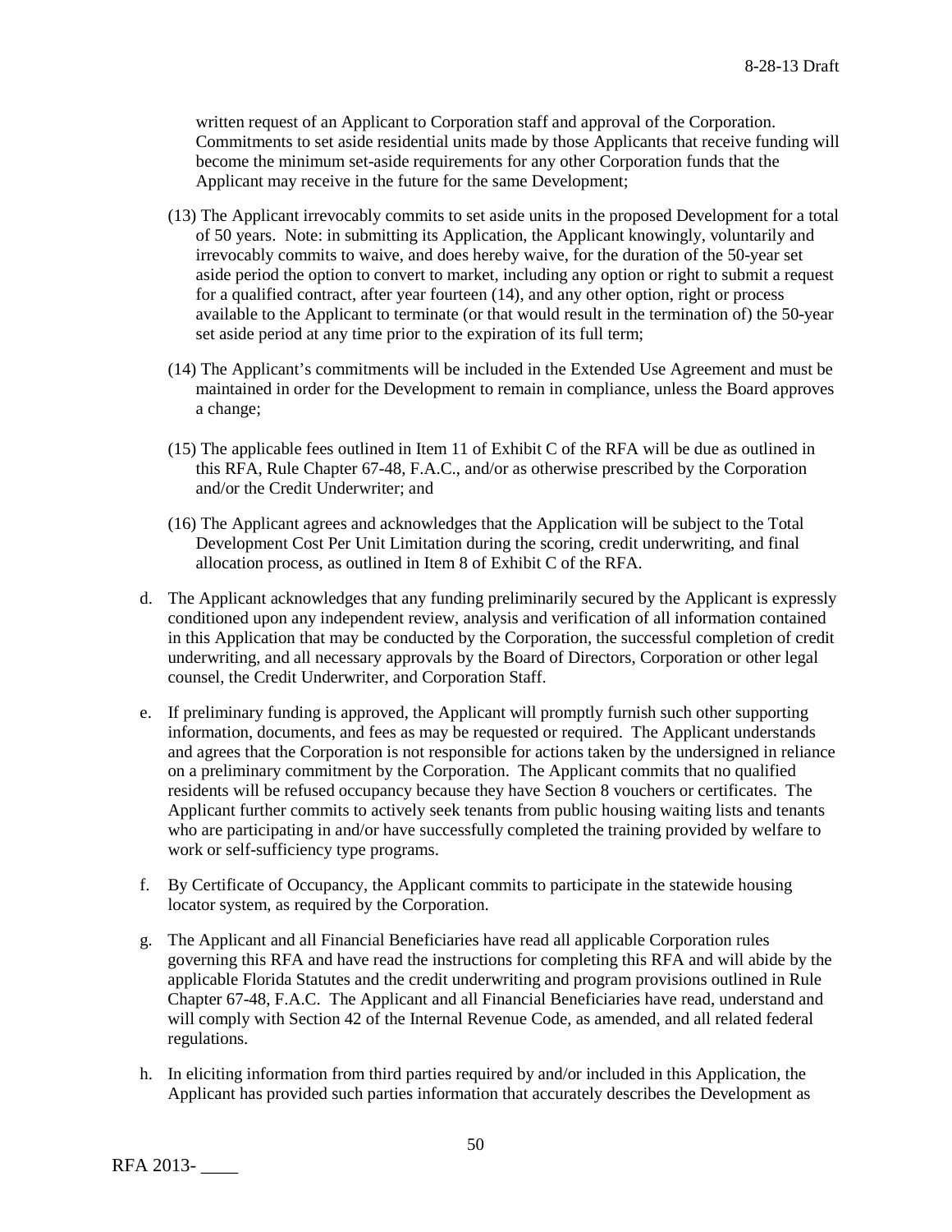written request of an Applicant to Corporation staff and approval of the Corporation. Commitments to set aside residential units made by those Applicants that receive funding will become the minimum set-aside requirements for any other Corporation funds that the Applicant may receive in the future for the same Development;

(13) The Applicant irrevocably commits to set aside units in the proposed Development for a total of 50 years. Note: in submitting its Application, the Applicant knowingly, voluntarily and irrevocably commits to waive, and does hereby waive, for the duration of the 50-year set aside period the option to convert to market, including any option or right to submit a request for a qualified contract, after year fourteen (14), and any other option, right or process available to the Applicant to terminate (or that would result in the termination of) the 50-year set aside period at any time prior to the expiration of its full term;

(14) The Applicant's commitments will be included in the Extended Use Agreement and must be maintained in order for the Development to remain in compliance, unless the Board approves a change;

(15) The applicable fees outlined in Item 11 of Exhibit C of the RFA will be due as outlined in this RFA, Rule Chapter 67-48, F.A.C., and/or as otherwise prescribed by the Corporation and/or the Credit Underwriter; and

(16) The Applicant agrees and acknowledges that the Application will be subject to the Total Development Cost Per Unit Limitation during the scoring, credit underwriting, and final allocation process, as outlined in Item 8 of Exhibit C of the RFA.

d. The Applicant acknowledges that any funding preliminarily secured by the Applicant is expressly conditioned upon any independent review, analysis and verification of all information contained in this Application that may be conducted by the Corporation, the successful completion of credit underwriting, and all necessary approvals by the Board of Directors, Corporation or other legal counsel, the Credit Underwriter, and Corporation Staff.

e. If preliminary funding is approved, the Applicant will promptly furnish such other supporting information, documents, and fees as may be requested or required. The Applicant understands and agrees that the Corporation is not responsible for actions taken by the undersigned in reliance on a preliminary commitment by the Corporation. The Applicant commits that no qualified residents will be refused occupancy because they have Section 8 vouchers or certificates. The Applicant further commits to actively seek tenants from public housing waiting lists and tenants who are participating in and/or have successfully completed the training provided by welfare to work or self-sufficiency type programs.

f. By Certificate of Occupancy, the Applicant commits to participate in the statewide housing locator system, as required by the Corporation.

g. The Applicant and all Financial Beneficiaries have read all applicable Corporation rules governing this RFA and have read the instructions for completing this RFA and will abide by the applicable Florida Statutes and the credit underwriting and program provisions outlined in Rule Chapter 67-48, F.A.C. The Applicant and all Financial Beneficiaries have read, understand and will comply with Section 42 of the Internal Revenue Code, as amended, and all related federal regulations.

h. In eliciting information from third parties required by and/or included in this Application, the Applicant has provided such parties information that accurately describes the Development as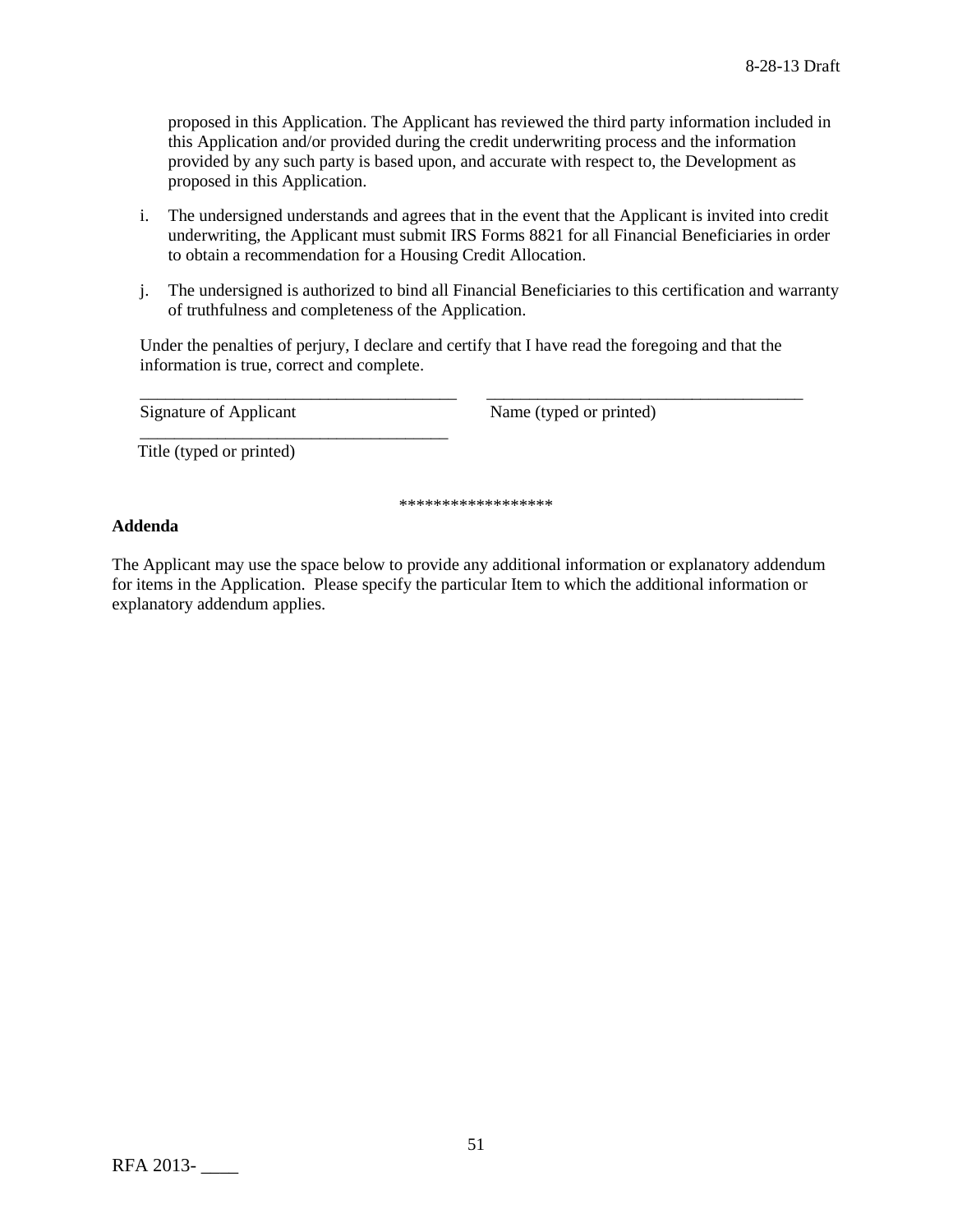proposed in this Application. The Applicant has reviewed the third party information included in this Application and/or provided during the credit underwriting process and the information provided by any such party is based upon, and accurate with respect to, the Development as proposed in this Application.

i. The undersigned understands and agrees that in the event that the Applicant is invited into credit underwriting, the Applicant must submit IRS Forms 8821 for all Financial Beneficiaries in order to obtain a recommendation for a Housing Credit Allocation.

j. The undersigned is authorized to bind all Financial Beneficiaries to this certification and warranty of truthfulness and completeness of the Application.

Under the penalties of perjury, I declare and certify that I have read the foregoing and that the information is true, correct and complete.

_____________________________________ _____________________________________
Signature of Applicant Name (typed or printed)

_____________________________________
Title (typed or printed)

******************

**Addenda**

The Applicant may use the space below to provide any additional information or explanatory addendum for items in the Application. Please specify the particular Item to which the additional information or explanatory addendum applies.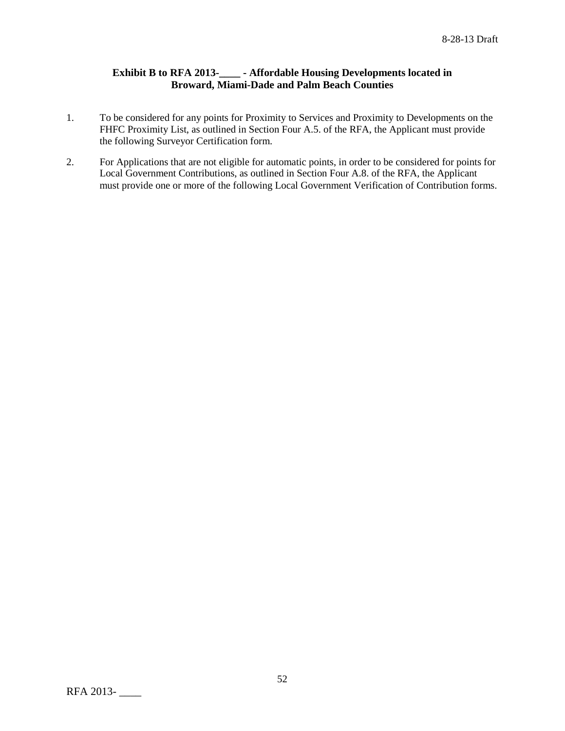**Exhibit B to RFA 2013-____ - Affordable Housing Developments located in Broward, Miami-Dade and Palm Beach Counties**

1. To be considered for any points for Proximity to Services and Proximity to Developments on the FHFC Proximity List, as outlined in Section Four A.5. of the RFA, the Applicant must provide the following Surveyor Certification form.

2. For Applications that are not eligible for automatic points, in order to be considered for points for Local Government Contributions, as outlined in Section Four A.8. of the RFA, the Applicant must provide one or more of the following Local Government Verification of Contribution forms.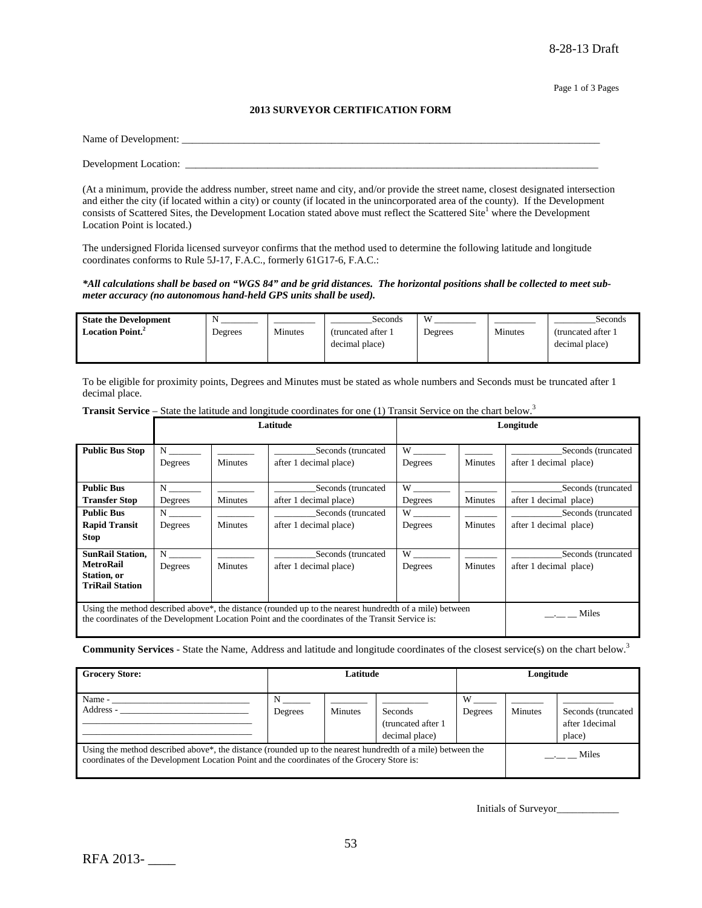8-28-13 Draft

Page 1 of 3 Pages

## 2013 SURVEYOR CERTIFICATION FORM

Name of Development: ___________________________________________________________________________________

Development Location: __________________________________________________________________________________

(At a minimum, provide the address number, street name and city, and/or provide the street name, closest designated intersection and either the city (if located within a city) or county (if located in the unincorporated area of the county). If the Development consists of Scattered Sites, the Development Location stated above must reflect the Scattered Site[1] where the Development Location Point is located.)

The undersigned Florida licensed surveyor confirms that the method used to determine the following latitude and longitude coordinates conforms to Rule 5J-17, F.A.C., formerly 61G17-6, F.A.C.:

***All calculations shall be based on "WGS 84" and be grid distances. The horizontal positions shall be collected to meet sub-meter accuracy (no autonomous hand-held GPS units shall be used).***

| **State the Development Location Point.[2]** | N _______ Degrees | _________ Minutes | ________Seconds (truncated after 1 decimal place) | W _________ Degrees | _________ Minutes | ________Seconds (truncated after 1 decimal place) |
|---|---|---|---|---|---|---|

To be eligible for proximity points, Degrees and Minutes must be stated as whole numbers and Seconds must be truncated after 1 decimal place.

**Transit Service** – State the latitude and longitude coordinates for one (1) Transit Service on the chart below.[3]

| | **Latitude** | | | **Longitude** | | |
|---|---|---|---|---|---|---|
| **Public Bus Stop** | N _______ Degrees | ________ Minutes | _________Seconds (truncated after 1 decimal place) | W _______ Degrees | ______ Minutes | ___________Seconds (truncated after 1 decimal place) |
| **Public Bus Transfer Stop** | N _______ Degrees | ________ Minutes | _________Seconds (truncated after 1 decimal place) | W ________ Degrees | _______ Minutes | ___________Seconds (truncated after 1 decimal place) |
| **Public Bus Rapid Transit Stop** | N _______ Degrees | ________ Minutes | _________Seconds (truncated after 1 decimal place) | W ________ Degrees | _______ Minutes | ___________Seconds (truncated after 1 decimal place) |
| **SunRail Station, MetroRail Station, or TriRail Station** | N _______ Degrees | ________ Minutes | _________Seconds (truncated after 1 decimal place) | W ________ Degrees | _______ Minutes | ___________Seconds (truncated after 1 decimal place) |
| Using the method described above*, the distance (rounded up to the nearest hundredth of a mile) between the coordinates of the Development Location Point and the coordinates of the Transit Service is: | | | | | | __.__ __ Miles |

**Community Services** - State the Name, Address and latitude and longitude coordinates of the closest service(s) on the chart below.[3]

| **Grocery Store:** | **Latitude** | | | **Longitude** | | |
|---|---|---|---|---|---|---|
| Name - ____________________________ Address - __________________________ ________________________________ ________________________________ | N ______ Degrees | ________ Minutes | __________ Seconds (truncated after 1 decimal place) | W _____ Degrees | _______ Minutes | ___________ Seconds (truncated after 1decimal place) |
| Using the method described above*, the distance (rounded up to the nearest hundredth of a mile) between the coordinates of the Development Location Point and the coordinates of the Grocery Store is: | | | | | | __.__ __ Miles |

Initials of Surveyor____________

RFA 2013- ____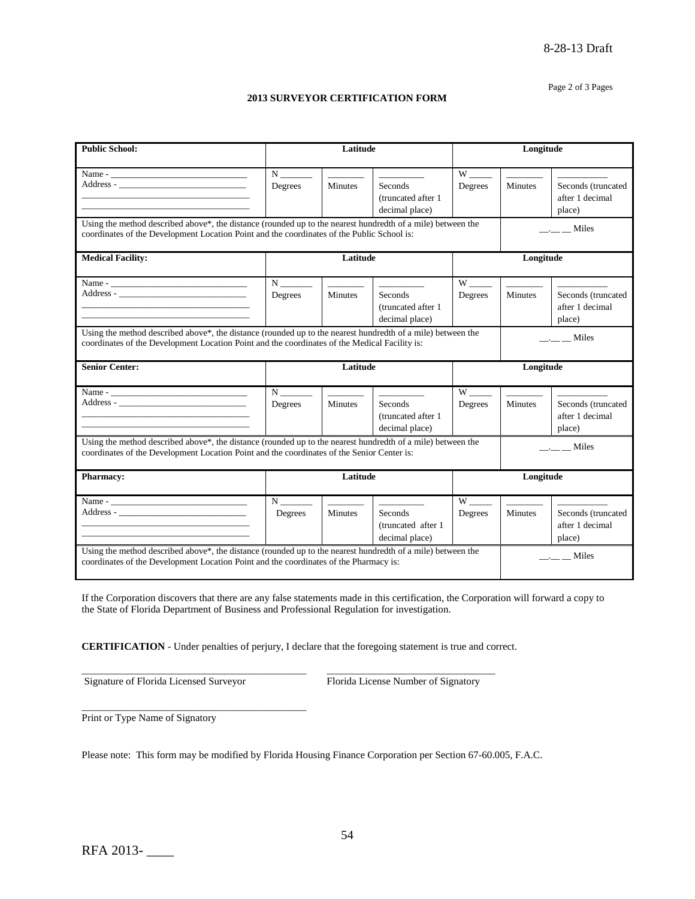8-28-13 Draft

**2013 SURVEYOR CERTIFICATION FORM**

| **Public School:** | **Latitude** | | | **Longitude** | | |
|---|---|---|---|---|---|---|
| Name - ______________________________ <br> Address - ____________________________ <br> ____________________________________ <br> ____________________________________ | N _______ <br> Degrees | _______ <br> Minutes | _________ <br> Seconds (truncated after 1 decimal place) | W _____ <br> Degrees | _______ <br> Minutes | __________ <br> Seconds (truncated after 1 decimal place) |
| Using the method described above*, the distance (rounded up to the nearest hundredth of a mile) between the coordinates of the Development Location Point and the coordinates of the Public School is: | | | | | __.__ __ Miles | |
| **Medical Facility:** | **Latitude** | | | **Longitude** | | |
| Name - ______________________________ <br> Address - ____________________________ <br> ____________________________________ <br> ____________________________________ | N _______ <br> Degrees | _______ <br> Minutes | _________ <br> Seconds (truncated after 1 decimal place) | W _____ <br> Degrees | _______ <br> Minutes | __________ <br> Seconds (truncated after 1 decimal place) |
| Using the method described above*, the distance (rounded up to the nearest hundredth of a mile) between the coordinates of the Development Location Point and the coordinates of the Medical Facility is: | | | | | __.__ __ Miles | |
| **Senior Center:** | **Latitude** | | | **Longitude** | | |
| Name - ______________________________ <br> Address - ____________________________ <br> ____________________________________ <br> ____________________________________ | N _______ <br> Degrees | _______ <br> Minutes | _________ <br> Seconds (truncated after 1 decimal place) | W _____ <br> Degrees | _______ <br> Minutes | __________ <br> Seconds (truncated after 1 decimal place) |
| Using the method described above*, the distance (rounded up to the nearest hundredth of a mile) between the coordinates of the Development Location Point and the coordinates of the Senior Center is: | | | | | __.__ __ Miles | |
| **Pharmacy:** | **Latitude** | | | **Longitude** | | |
| Name - ______________________________ <br> Address - ____________________________ <br> ____________________________________ <br> ____________________________________ | N _______ <br> Degrees | _______ <br> Minutes | _________ <br> Seconds (truncated after 1 decimal place) | W _____ <br> Degrees | _______ <br> Minutes | __________ <br> Seconds (truncated after 1 decimal place) |
| Using the method described above*, the distance (rounded up to the nearest hundredth of a mile) between the coordinates of the Development Location Point and the coordinates of the Pharmacy is: | | | | | __.__ __ Miles | |

If the Corporation discovers that there are any false statements made in this certification, the Corporation will forward a copy to the State of Florida Department of Business and Professional Regulation for investigation.

**CERTIFICATION** - Under penalties of perjury, I declare that the foregoing statement is true and correct.

_____________________________________________ &nbsp;&nbsp;&nbsp;&nbsp; _________________________________

Signature of Florida Licensed Surveyor &nbsp;&nbsp;&nbsp;&nbsp; Florida License Number of Signatory

_____________________________________________

Print or Type Name of Signatory

Please note: This form may be modified by Florida Housing Finance Corporation per Section 67-60.005, F.A.C.

RFA 2013- ____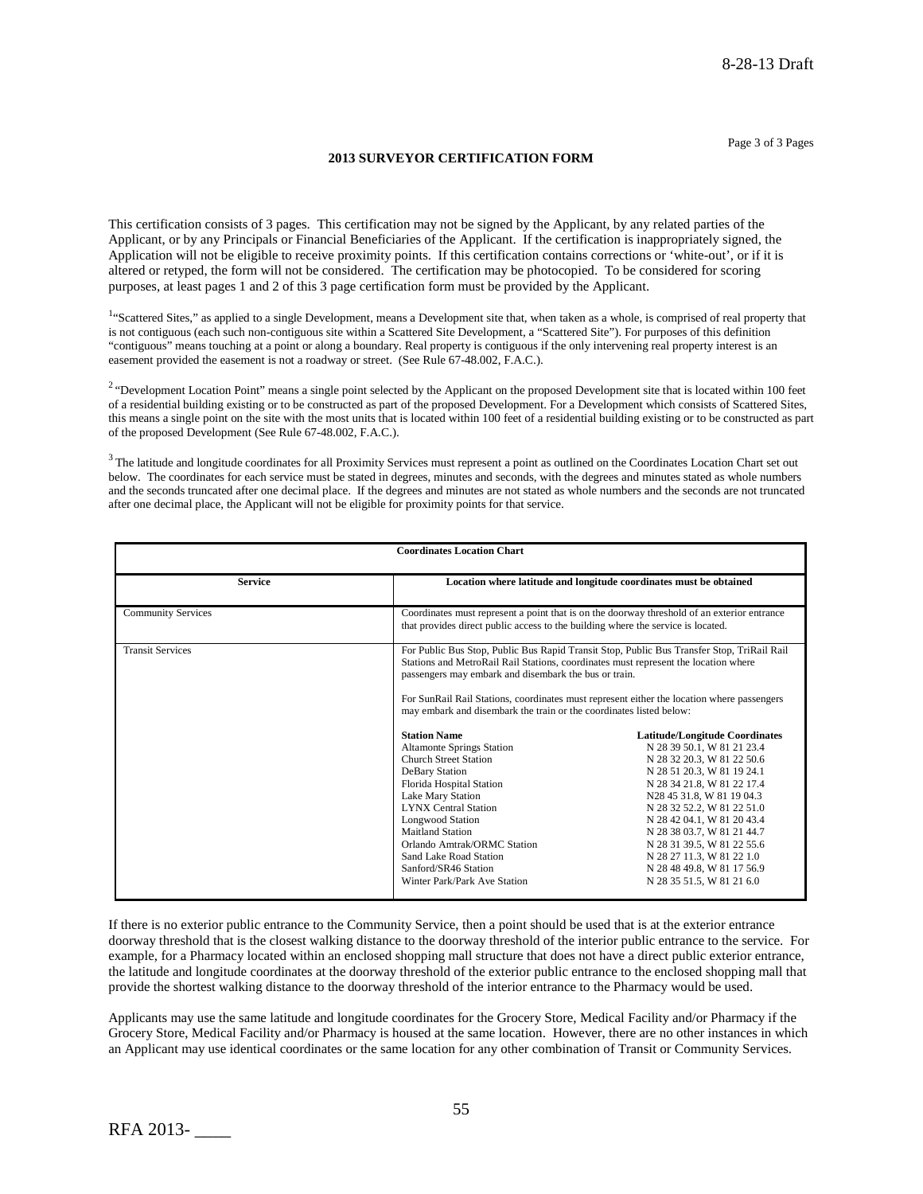## 2013 SURVEYOR CERTIFICATION FORM

This certification consists of 3 pages. This certification may not be signed by the Applicant, by any related parties of the Applicant, or by any Principals or Financial Beneficiaries of the Applicant. If the certification is inappropriately signed, the Application will not be eligible to receive proximity points. If this certification contains corrections or 'white-out', or if it is altered or retyped, the form will not be considered. The certification may be photocopied. To be considered for scoring purposes, at least pages 1 and 2 of this 3 page certification form must be provided by the Applicant.

[1] "Scattered Sites," as applied to a single Development, means a Development site that, when taken as a whole, is comprised of real property that is not contiguous (each such non-contiguous site within a Scattered Site Development, a "Scattered Site"). For purposes of this definition "contiguous" means touching at a point or along a boundary. Real property is contiguous if the only intervening real property interest is an easement provided the easement is not a roadway or street. (See Rule 67-48.002, F.A.C.).

[2] "Development Location Point" means a single point selected by the Applicant on the proposed Development site that is located within 100 feet of a residential building existing or to be constructed as part of the proposed Development. For a Development which consists of Scattered Sites, this means a single point on the site with the most units that is located within 100 feet of a residential building existing or to be constructed as part of the proposed Development (See Rule 67-48.002, F.A.C.).

[3] The latitude and longitude coordinates for all Proximity Services must represent a point as outlined on the Coordinates Location Chart set out below. The coordinates for each service must be stated in degrees, minutes and seconds, with the degrees and minutes stated as whole numbers and the seconds truncated after one decimal place. If the degrees and minutes are not stated as whole numbers and the seconds are not truncated after one decimal place, the Applicant will not be eligible for proximity points for that service.

**Coordinates Location Chart**

| Service | Location where latitude and longitude coordinates must be obtained | |
|---|---|---|
| Community Services | Coordinates must represent a point that is on the doorway threshold of an exterior entrance that provides direct public access to the building where the service is located. | |
| Transit Services | For Public Bus Stop, Public Bus Rapid Transit Stop, Public Bus Transfer Stop, TriRail Rail Stations and MetroRail Rail Stations, coordinates must represent the location where passengers may embark and disembark the bus or train. For SunRail Rail Stations, coordinates must represent either the location where passengers may embark and disembark the train or the coordinates listed below: | |
| | **Station Name** | **Latitude/Longitude Coordinates** |
| | Altamonte Springs Station | N 28 39 50.1, W 81 21 23.4 |
| | Church Street Station | N 28 32 20.3, W 81 22 50.6 |
| | DeBary Station | N 28 51 20.3, W 81 19 24.1 |
| | Florida Hospital Station | N 28 34 21.8, W 81 22 17.4 |
| | Lake Mary Station | N28 45 31.8, W 81 19 04.3 |
| | LYNX Central Station | N 28 32 52.2, W 81 22 51.0 |
| | Longwood Station | N 28 42 04.1, W 81 20 43.4 |
| | Maitland Station | N 28 38 03.7, W 81 21 44.7 |
| | Orlando Amtrak/ORMC Station | N 28 31 39.5, W 81 22 55.6 |
| | Sand Lake Road Station | N 28 27 11.3, W 81 22 1.0 |
| | Sanford/SR46 Station | N 28 48 49.8, W 81 17 56.9 |
| | Winter Park/Park Ave Station | N 28 35 51.5, W 81 21 6.0 |

If there is no exterior public entrance to the Community Service, then a point should be used that is at the exterior entrance doorway threshold that is the closest walking distance to the doorway threshold of the interior public entrance to the service. For example, for a Pharmacy located within an enclosed shopping mall structure that does not have a direct public exterior entrance, the latitude and longitude coordinates at the doorway threshold of the exterior public entrance to the enclosed shopping mall that provide the shortest walking distance to the doorway threshold of the interior entrance to the Pharmacy would be used.

Applicants may use the same latitude and longitude coordinates for the Grocery Store, Medical Facility and/or Pharmacy if the Grocery Store, Medical Facility and/or Pharmacy is housed at the same location. However, there are no other instances in which an Applicant may use identical coordinates or the same location for any other combination of Transit or Community Services.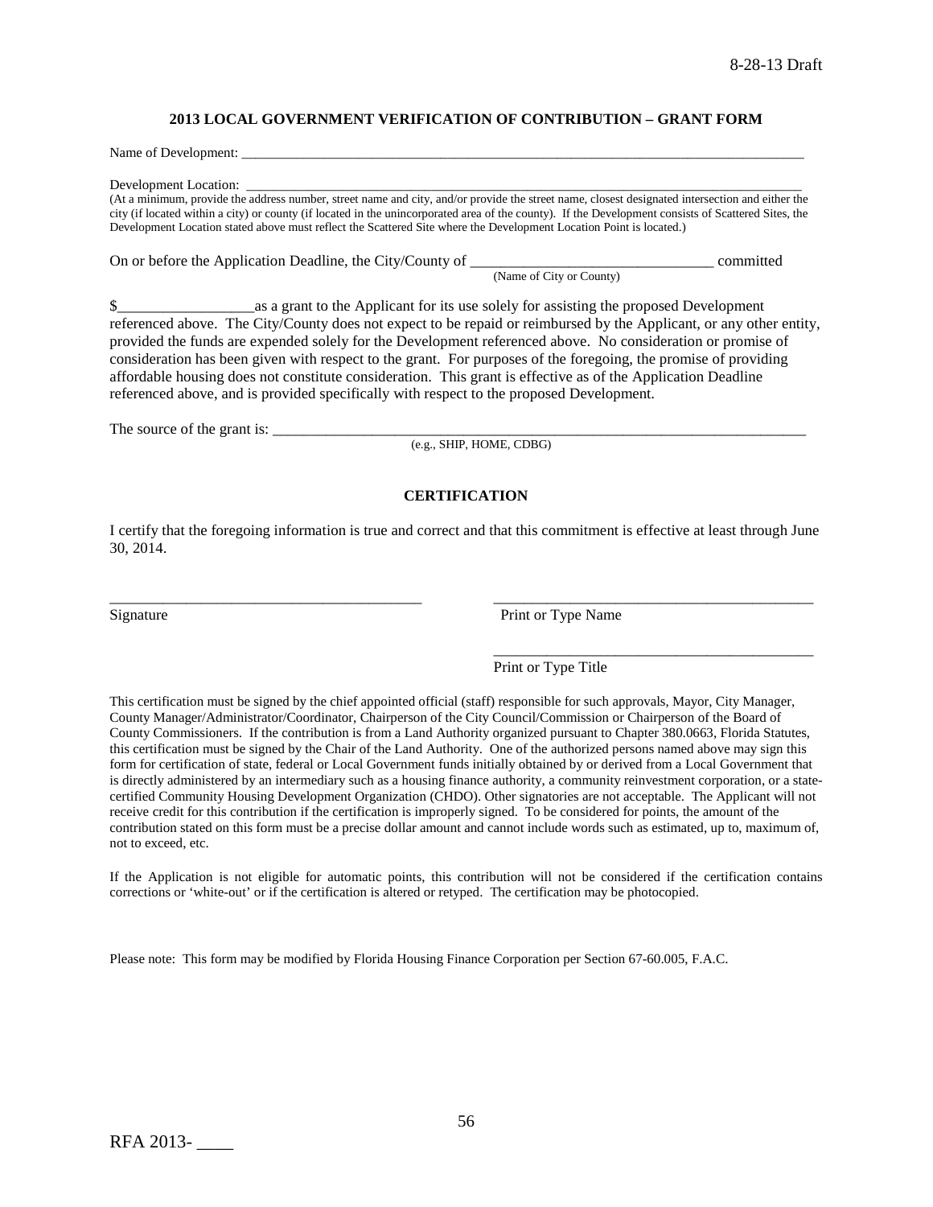## 2013 LOCAL GOVERNMENT VERIFICATION OF CONTRIBUTION – GRANT FORM

Name of Development: ____________________________________________________________________________________

Development Location: ____________________________________________________________________________________
(At a minimum, provide the address number, street name and city, and/or provide the street name, closest designated intersection and either the city (if located within a city) or county (if located in the unincorporated area of the county). If the Development consists of Scattered Sites, the Development Location stated above must reflect the Scattered Site where the Development Location Point is located.)

On or before the Application Deadline, the City/County of ________________________________ committed
(Name of City or County)

$__________________as a grant to the Applicant for its use solely for assisting the proposed Development referenced above. The City/County does not expect to be repaid or reimbursed by the Applicant, or any other entity, provided the funds are expended solely for the Development referenced above. No consideration or promise of consideration has been given with respect to the grant. For purposes of the foregoing, the promise of providing affordable housing does not constitute consideration. This grant is effective as of the Application Deadline referenced above, and is provided specifically with respect to the proposed Development.

The source of the grant is: ______________________________________________________________________
(e.g., SHIP, HOME, CDBG)

### CERTIFICATION

I certify that the foregoing information is true and correct and that this commitment is effective at least through June 30, 2014.

__________________________________________ __________________________________________
Signature Print or Type Name

__________________________________________
Print or Type Title

This certification must be signed by the chief appointed official (staff) responsible for such approvals, Mayor, City Manager, County Manager/Administrator/Coordinator, Chairperson of the City Council/Commission or Chairperson of the Board of County Commissioners. If the contribution is from a Land Authority organized pursuant to Chapter 380.0663, Florida Statutes, this certification must be signed by the Chair of the Land Authority. One of the authorized persons named above may sign this form for certification of state, federal or Local Government funds initially obtained by or derived from a Local Government that is directly administered by an intermediary such as a housing finance authority, a community reinvestment corporation, or a state-certified Community Housing Development Organization (CHDO). Other signatories are not acceptable. The Applicant will not receive credit for this contribution if the certification is improperly signed. To be considered for points, the amount of the contribution stated on this form must be a precise dollar amount and cannot include words such as estimated, up to, maximum of, not to exceed, etc.

If the Application is not eligible for automatic points, this contribution will not be considered if the certification contains corrections or 'white-out' or if the certification is altered or retyped. The certification may be photocopied.

Please note: This form may be modified by Florida Housing Finance Corporation per Section 67-60.005, F.A.C.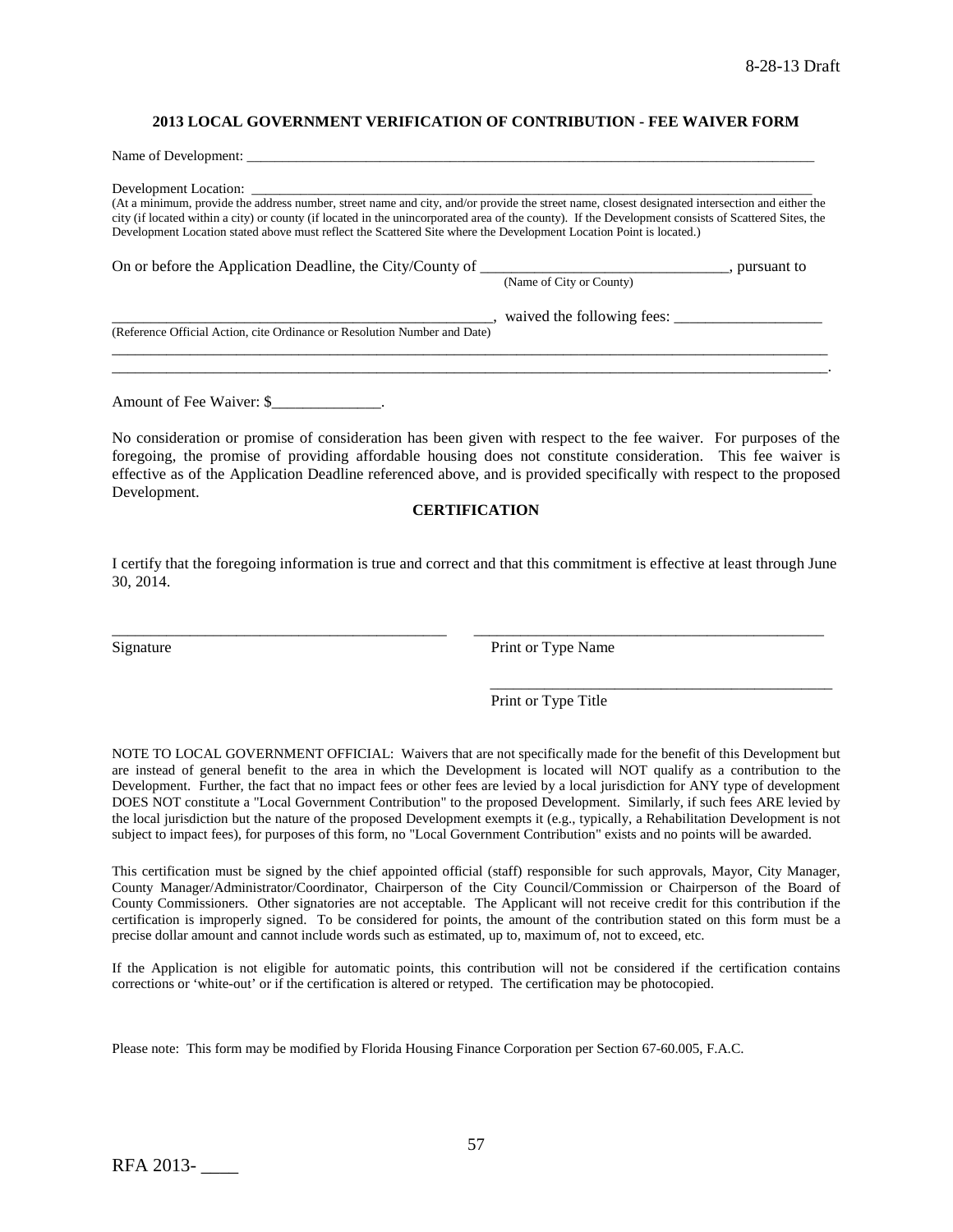# 2013 LOCAL GOVERNMENT VERIFICATION OF CONTRIBUTION - FEE WAIVER FORM

Name of Development: ___________________________________________________________________________

Development Location: _________________________________________________________________________

(At a minimum, provide the address number, street name and city, and/or provide the street name, closest designated intersection and either the city (if located within a city) or county (if located in the unincorporated area of the county). If the Development consists of Scattered Sites, the Development Location stated above must reflect the Scattered Site where the Development Location Point is located.)

On or before the Application Deadline, the City/County of ______________________________, pursuant to
(Name of City or County)

__________________________________________________, waived the following fees: __________________
(Reference Official Action, cite Ordinance or Resolution Number and Date)

_____________________________________________________________________________________________
_____________________________________________________________________________________________.

Amount of Fee Waiver: $_____________.

No consideration or promise of consideration has been given with respect to the fee waiver. For purposes of the foregoing, the promise of providing affordable housing does not constitute consideration. This fee waiver is effective as of the Application Deadline referenced above, and is provided specifically with respect to the proposed Development.

**CERTIFICATION**

I certify that the foregoing information is true and correct and that this commitment is effective at least through June 30, 2014.

________________________________________ ____________________________________________
Signature Print or Type Name

____________________________________________
Print or Type Title

NOTE TO LOCAL GOVERNMENT OFFICIAL: Waivers that are not specifically made for the benefit of this Development but are instead of general benefit to the area in which the Development is located will NOT qualify as a contribution to the Development. Further, the fact that no impact fees or other fees are levied by a local jurisdiction for ANY type of development DOES NOT constitute a "Local Government Contribution" to the proposed Development. Similarly, if such fees ARE levied by the local jurisdiction but the nature of the proposed Development exempts it (e.g., typically, a Rehabilitation Development is not subject to impact fees), for purposes of this form, no "Local Government Contribution" exists and no points will be awarded.

This certification must be signed by the chief appointed official (staff) responsible for such approvals, Mayor, City Manager, County Manager/Administrator/Coordinator, Chairperson of the City Council/Commission or Chairperson of the Board of County Commissioners. Other signatories are not acceptable. The Applicant will not receive credit for this contribution if the certification is improperly signed. To be considered for points, the amount of the contribution stated on this form must be a precise dollar amount and cannot include words such as estimated, up to, maximum of, not to exceed, etc.

If the Application is not eligible for automatic points, this contribution will not be considered if the certification contains corrections or 'white-out' or if the certification is altered or retyped. The certification may be photocopied.

Please note: This form may be modified by Florida Housing Finance Corporation per Section 67-60.005, F.A.C.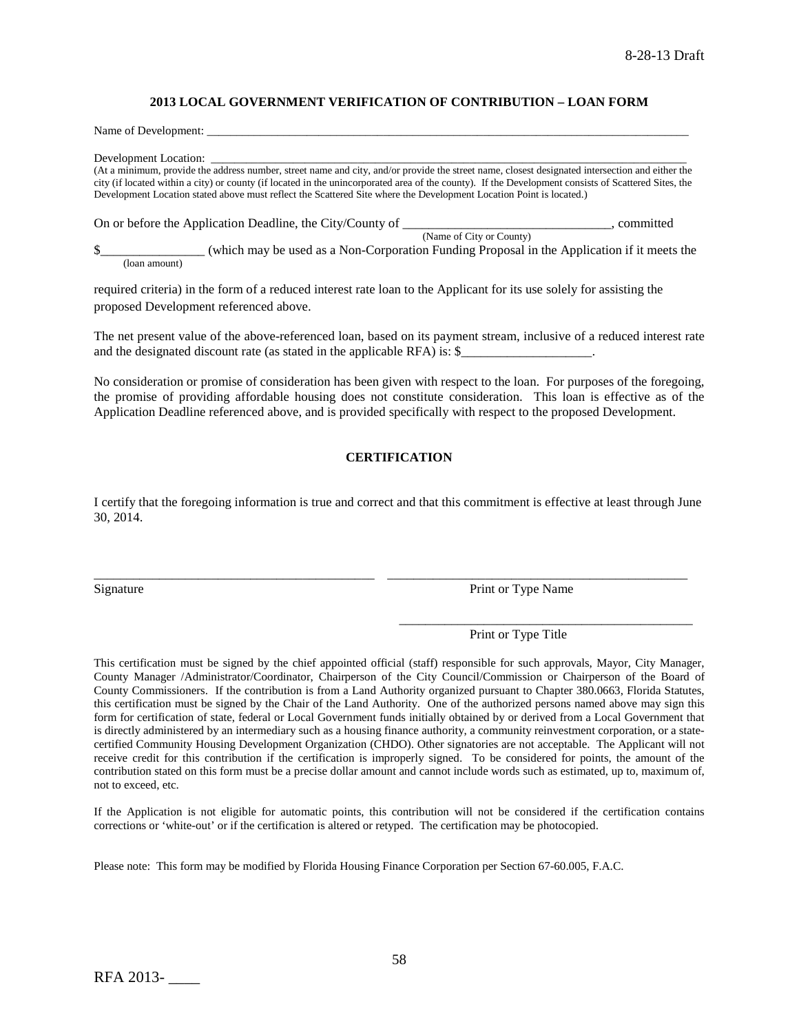## 2013 LOCAL GOVERNMENT VERIFICATION OF CONTRIBUTION – LOAN FORM

Name of Development: ___________________________________________________________________________________

Development Location: _________________________________________________________________________________

(At a minimum, provide the address number, street name and city, and/or provide the street name, closest designated intersection and either the city (if located within a city) or county (if located in the unincorporated area of the county). If the Development consists of Scattered Sites, the Development Location stated above must reflect the Scattered Site where the Development Location Point is located.)

On or before the Application Deadline, the City/County of ________________________________, committed
(Name of City or County)

$________________ (which may be used as a Non-Corporation Funding Proposal in the Application if it meets the
(loan amount)

required criteria) in the form of a reduced interest rate loan to the Applicant for its use solely for assisting the proposed Development referenced above.

The net present value of the above-referenced loan, based on its payment stream, inclusive of a reduced interest rate and the designated discount rate (as stated in the applicable RFA) is: $____________________.

No consideration or promise of consideration has been given with respect to the loan. For purposes of the foregoing, the promise of providing affordable housing does not constitute consideration. This loan is effective as of the Application Deadline referenced above, and is provided specifically with respect to the proposed Development.

### CERTIFICATION

I certify that the foregoing information is true and correct and that this commitment is effective at least through June 30, 2014.

_____________________________________________ _____________________________________________
Signature Print or Type Name

_____________________________________________
Print or Type Title

This certification must be signed by the chief appointed official (staff) responsible for such approvals, Mayor, City Manager, County Manager /Administrator/Coordinator, Chairperson of the City Council/Commission or Chairperson of the Board of County Commissioners. If the contribution is from a Land Authority organized pursuant to Chapter 380.0663, Florida Statutes, this certification must be signed by the Chair of the Land Authority. One of the authorized persons named above may sign this form for certification of state, federal or Local Government funds initially obtained by or derived from a Local Government that is directly administered by an intermediary such as a housing finance authority, a community reinvestment corporation, or a state-certified Community Housing Development Organization (CHDO). Other signatories are not acceptable. The Applicant will not receive credit for this contribution if the certification is improperly signed. To be considered for points, the amount of the contribution stated on this form must be a precise dollar amount and cannot include words such as estimated, up to, maximum of, not to exceed, etc.

If the Application is not eligible for automatic points, this contribution will not be considered if the certification contains corrections or 'white-out' or if the certification is altered or retyped. The certification may be photocopied.

Please note: This form may be modified by Florida Housing Finance Corporation per Section 67-60.005, F.A.C.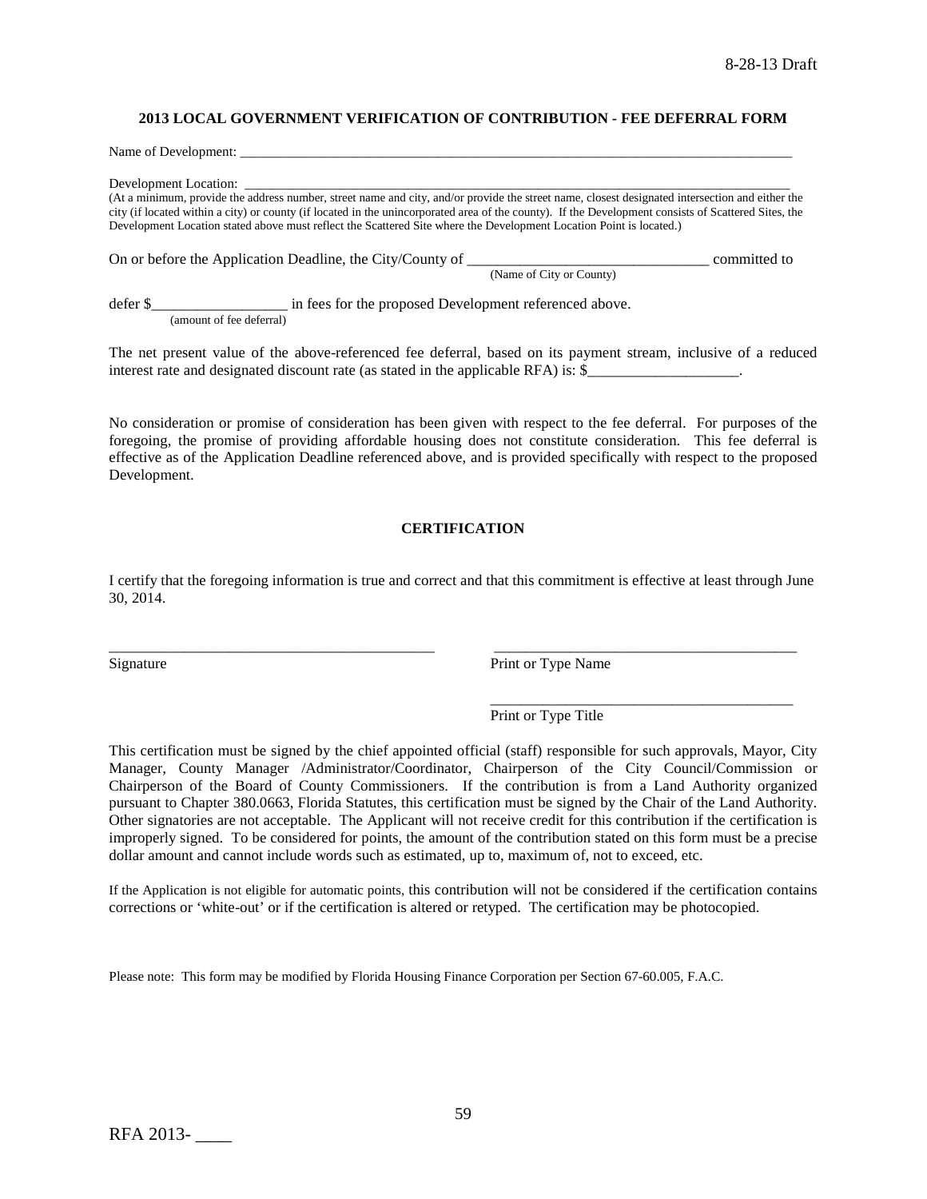## 2013 LOCAL GOVERNMENT VERIFICATION OF CONTRIBUTION - FEE DEFERRAL FORM

Name of Development: ___________________________________________________________________________________

Development Location: _________________________________________________________________________________

(At a minimum, provide the address number, street name and city, and/or provide the street name, closest designated intersection and either the city (if located within a city) or county (if located in the unincorporated area of the county). If the Development consists of Scattered Sites, the Development Location stated above must reflect the Scattered Site where the Development Location Point is located.)

On or before the Application Deadline, the City/County of ________________________________ committed to
(Name of City or County)

defer $__________________ in fees for the proposed Development referenced above.
(amount of fee deferral)

The net present value of the above-referenced fee deferral, based on its payment stream, inclusive of a reduced interest rate and designated discount rate (as stated in the applicable RFA) is: $____________________.

No consideration or promise of consideration has been given with respect to the fee deferral. For purposes of the foregoing, the promise of providing affordable housing does not constitute consideration. This fee deferral is effective as of the Application Deadline referenced above, and is provided specifically with respect to the proposed Development.

### CERTIFICATION

I certify that the foregoing information is true and correct and that this commitment is effective at least through June 30, 2014.

_____________________________________________ _________________________________________
Signature Print or Type Name

_________________________________________
Print or Type Title

This certification must be signed by the chief appointed official (staff) responsible for such approvals, Mayor, City Manager, County Manager /Administrator/Coordinator, Chairperson of the City Council/Commission or Chairperson of the Board of County Commissioners. If the contribution is from a Land Authority organized pursuant to Chapter 380.0663, Florida Statutes, this certification must be signed by the Chair of the Land Authority. Other signatories are not acceptable. The Applicant will not receive credit for this contribution if the certification is improperly signed. To be considered for points, the amount of the contribution stated on this form must be a precise dollar amount and cannot include words such as estimated, up to, maximum of, not to exceed, etc.

If the Application is not eligible for automatic points, this contribution will not be considered if the certification contains corrections or 'white-out' or if the certification is altered or retyped. The certification may be photocopied.

Please note: This form may be modified by Florida Housing Finance Corporation per Section 67-60.005, F.A.C.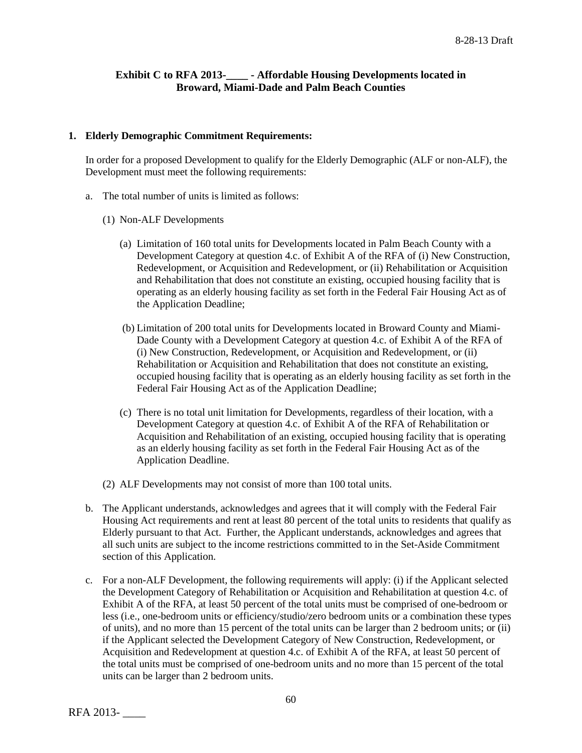### Exhibit C to RFA 2013-____ - Affordable Housing Developments located in Broward, Miami-Dade and Palm Beach Counties

**1. Elderly Demographic Commitment Requirements:**

In order for a proposed Development to qualify for the Elderly Demographic (ALF or non-ALF), the Development must meet the following requirements:

a. The total number of units is limited as follows:

(1) Non-ALF Developments

(a) Limitation of 160 total units for Developments located in Palm Beach County with a Development Category at question 4.c. of Exhibit A of the RFA of (i) New Construction, Redevelopment, or Acquisition and Redevelopment, or (ii) Rehabilitation or Acquisition and Rehabilitation that does not constitute an existing, occupied housing facility that is operating as an elderly housing facility as set forth in the Federal Fair Housing Act as of the Application Deadline;

(b) Limitation of 200 total units for Developments located in Broward County and Miami-Dade County with a Development Category at question 4.c. of Exhibit A of the RFA of (i) New Construction, Redevelopment, or Acquisition and Redevelopment, or (ii) Rehabilitation or Acquisition and Rehabilitation that does not constitute an existing, occupied housing facility that is operating as an elderly housing facility as set forth in the Federal Fair Housing Act as of the Application Deadline;

(c) There is no total unit limitation for Developments, regardless of their location, with a Development Category at question 4.c. of Exhibit A of the RFA of Rehabilitation or Acquisition and Rehabilitation of an existing, occupied housing facility that is operating as an elderly housing facility as set forth in the Federal Fair Housing Act as of the Application Deadline.

(2) ALF Developments may not consist of more than 100 total units.

b. The Applicant understands, acknowledges and agrees that it will comply with the Federal Fair Housing Act requirements and rent at least 80 percent of the total units to residents that qualify as Elderly pursuant to that Act. Further, the Applicant understands, acknowledges and agrees that all such units are subject to the income restrictions committed to in the Set-Aside Commitment section of this Application.

c. For a non-ALF Development, the following requirements will apply: (i) if the Applicant selected the Development Category of Rehabilitation or Acquisition and Rehabilitation at question 4.c. of Exhibit A of the RFA, at least 50 percent of the total units must be comprised of one-bedroom or less (i.e., one-bedroom units or efficiency/studio/zero bedroom units or a combination these types of units), and no more than 15 percent of the total units can be larger than 2 bedroom units; or (ii) if the Applicant selected the Development Category of New Construction, Redevelopment, or Acquisition and Redevelopment at question 4.c. of Exhibit A of the RFA, at least 50 percent of the total units must be comprised of one-bedroom units and no more than 15 percent of the total units can be larger than 2 bedroom units.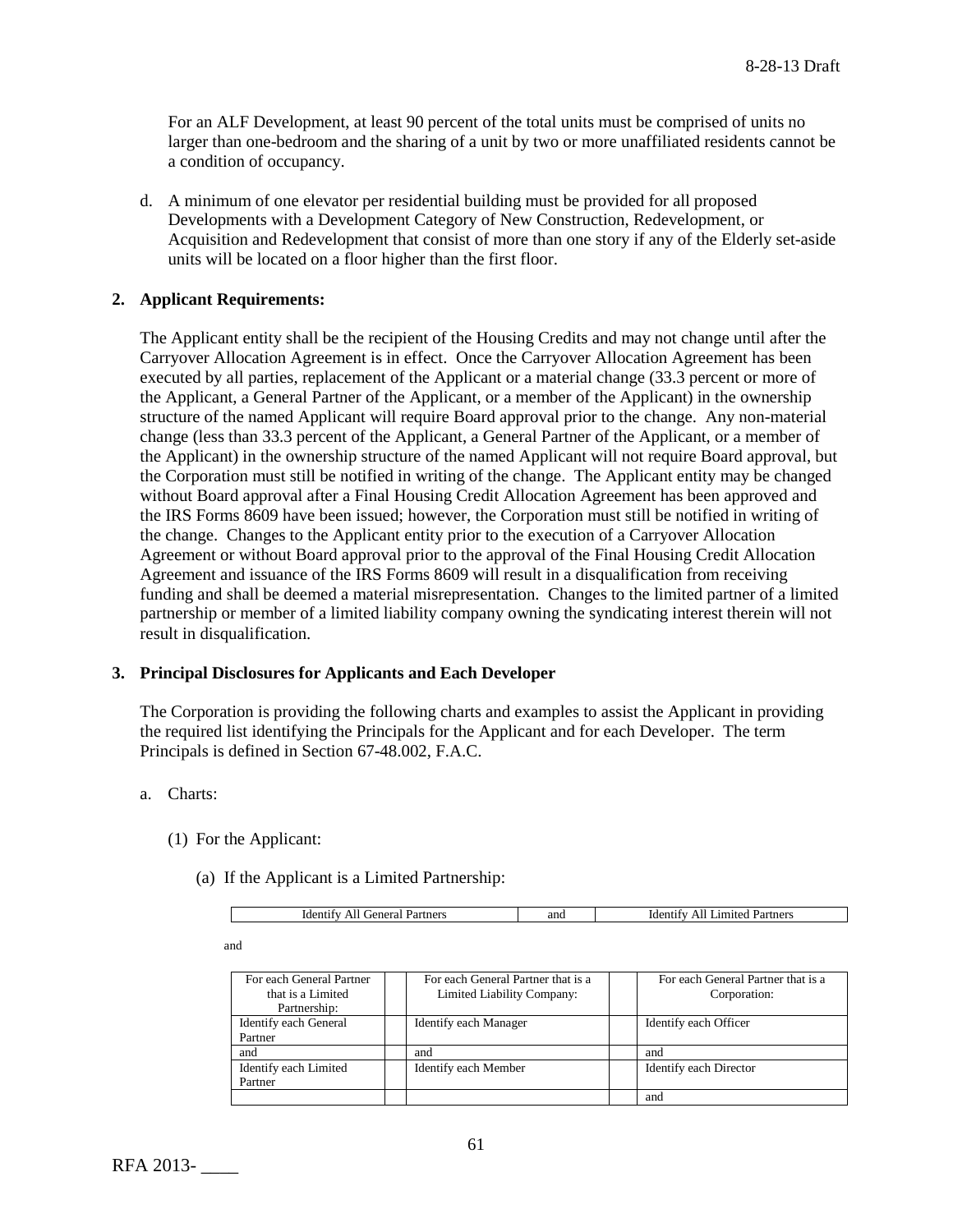For an ALF Development, at least 90 percent of the total units must be comprised of units no larger than one-bedroom and the sharing of a unit by two or more unaffiliated residents cannot be a condition of occupancy.

d. A minimum of one elevator per residential building must be provided for all proposed Developments with a Development Category of New Construction, Redevelopment, or Acquisition and Redevelopment that consist of more than one story if any of the Elderly set-aside units will be located on a floor higher than the first floor.

**2. Applicant Requirements:**

The Applicant entity shall be the recipient of the Housing Credits and may not change until after the Carryover Allocation Agreement is in effect. Once the Carryover Allocation Agreement has been executed by all parties, replacement of the Applicant or a material change (33.3 percent or more of the Applicant, a General Partner of the Applicant, or a member of the Applicant) in the ownership structure of the named Applicant will require Board approval prior to the change. Any non-material change (less than 33.3 percent of the Applicant, a General Partner of the Applicant, or a member of the Applicant) in the ownership structure of the named Applicant will not require Board approval, but the Corporation must still be notified in writing of the change. The Applicant entity may be changed without Board approval after a Final Housing Credit Allocation Agreement has been approved and the IRS Forms 8609 have been issued; however, the Corporation must still be notified in writing of the change. Changes to the Applicant entity prior to the execution of a Carryover Allocation Agreement or without Board approval prior to the approval of the Final Housing Credit Allocation Agreement and issuance of the IRS Forms 8609 will result in a disqualification from receiving funding and shall be deemed a material misrepresentation. Changes to the limited partner of a limited partnership or member of a limited liability company owning the syndicating interest therein will not result in disqualification.

**3. Principal Disclosures for Applicants and Each Developer**

The Corporation is providing the following charts and examples to assist the Applicant in providing the required list identifying the Principals for the Applicant and for each Developer. The term Principals is defined in Section 67-48.002, F.A.C.

a. Charts:

(1) For the Applicant:

(a) If the Applicant is a Limited Partnership:

| Identify All General Partners | and | Identify All Limited Partners |
|---|---|---|

and

| For each General Partner that is a Limited Partnership: | | For each General Partner that is a Limited Liability Company: | | For each General Partner that is a Corporation: |
|---|---|---|---|---|
| Identify each General Partner | | Identify each Manager | | Identify each Officer |
| and | | and | | and |
| Identify each Limited Partner | | Identify each Member | | Identify each Director |
| | | | | and |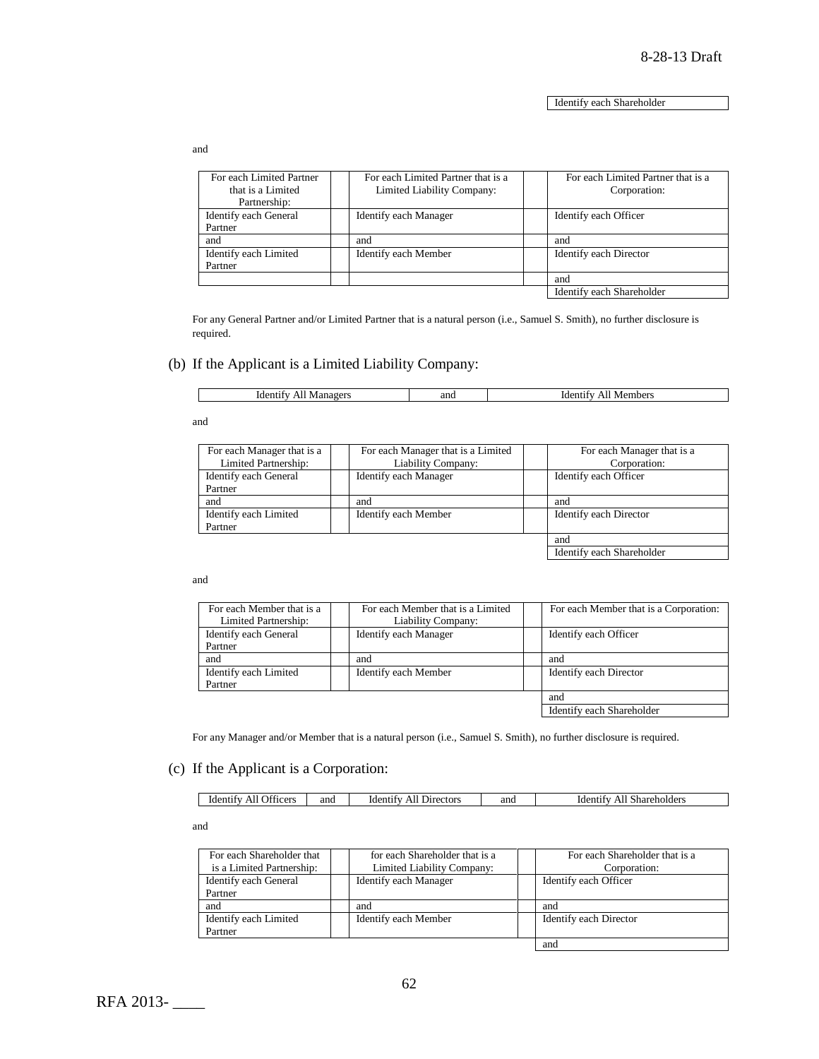| Identify each Shareholder |
|---|

and

| For each Limited Partner that is a Limited Partnership: | | For each Limited Partner that is a Limited Liability Company: | | For each Limited Partner that is a Corporation: |
|---|---|---|---|---|
| Identify each General Partner | | Identify each Manager | | Identify each Officer |
| and | | and | | and |
| Identify each Limited Partner | | Identify each Member | | Identify each Director |
| | | | | and |
| | | | | Identify each Shareholder |

For any General Partner and/or Limited Partner that is a natural person (i.e., Samuel S. Smith), no further disclosure is required.

## (b) If the Applicant is a Limited Liability Company:

| Identify All Managers | and | Identify All Members |
|---|---|---|

and

| For each Manager that is a Limited Partnership: | | For each Manager that is a Limited Liability Company: | | For each Manager that is a Corporation: |
|---|---|---|---|---|
| Identify each General Partner | | Identify each Manager | | Identify each Officer |
| and | | and | | and |
| Identify each Limited Partner | | Identify each Member | | Identify each Director |
| | | | | and |
| | | | | Identify each Shareholder |

and

| For each Member that is a Limited Partnership: | | For each Member that is a Limited Liability Company: | | For each Member that is a Corporation: |
|---|---|---|---|---|
| Identify each General Partner | | Identify each Manager | | Identify each Officer |
| and | | and | | and |
| Identify each Limited Partner | | Identify each Member | | Identify each Director |
| | | | | and |
| | | | | Identify each Shareholder |

For any Manager and/or Member that is a natural person (i.e., Samuel S. Smith), no further disclosure is required.

## (c) If the Applicant is a Corporation:

| Identify All Officers | and | Identify All Directors | and | Identify All Shareholders |
|---|---|---|---|---|

and

| For each Shareholder that is a Limited Partnership: | | for each Shareholder that is a Limited Liability Company: | | For each Shareholder that is a Corporation: |
|---|---|---|---|---|
| Identify each General Partner | | Identify each Manager | | Identify each Officer |
| and | | and | | and |
| Identify each Limited Partner | | Identify each Member | | Identify each Director |
| | | | | and |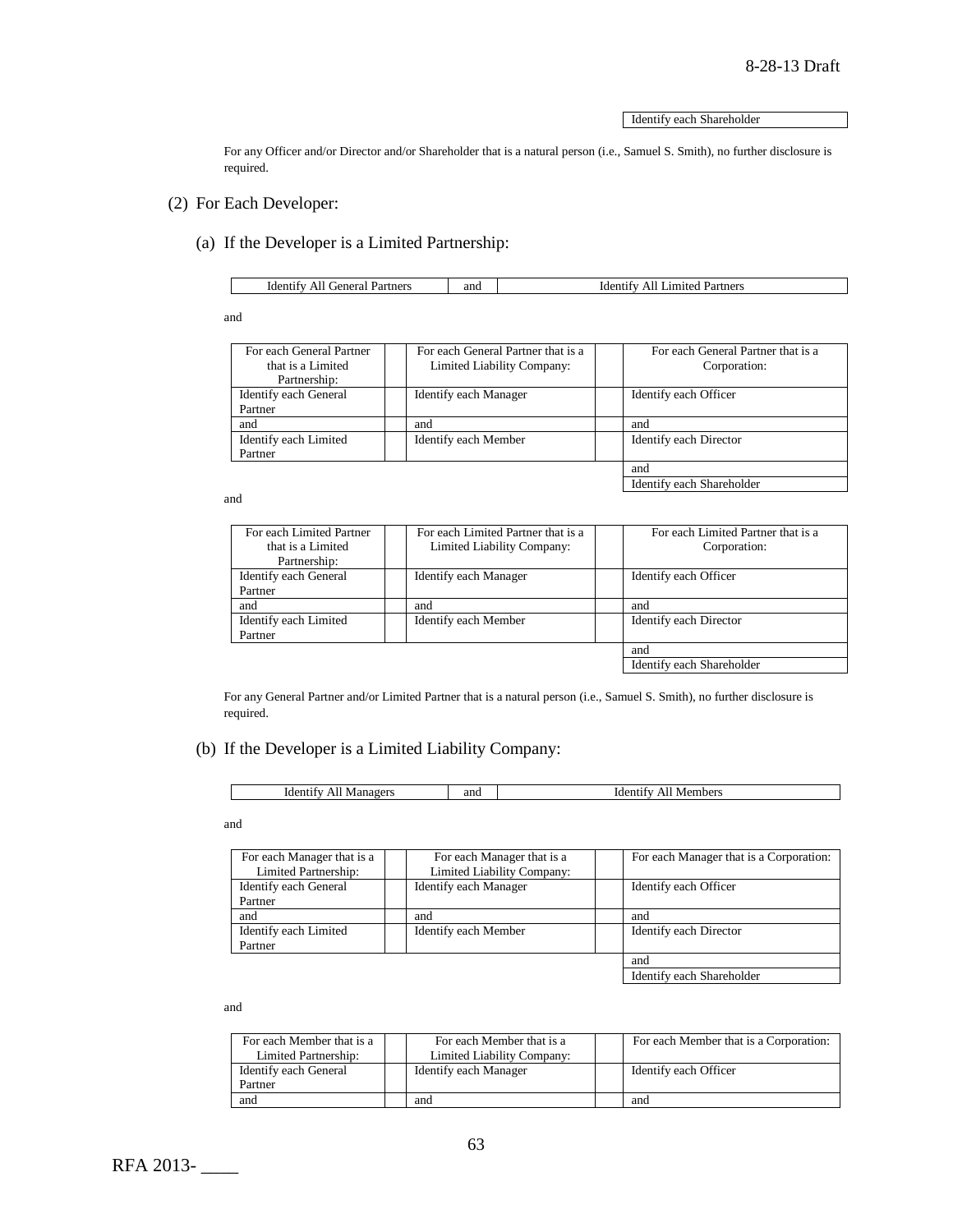| Identify each Shareholder |
|---|

For any Officer and/or Director and/or Shareholder that is a natural person (i.e., Samuel S. Smith), no further disclosure is required.

(2) For Each Developer:

(a) If the Developer is a Limited Partnership:

| Identify All General Partners | and | Identify All Limited Partners |
|---|---|---|

and

| For each General Partner that is a Limited Partnership: | | For each General Partner that is a Limited Liability Company: | | For each General Partner that is a Corporation: |
|---|---|---|---|---|
| Identify each General Partner | | Identify each Manager | | Identify each Officer |
| and | | and | | and |
| Identify each Limited Partner | | Identify each Member | | Identify each Director |
| | | | | and |
| | | | | Identify each Shareholder |

and

| For each Limited Partner that is a Limited Partnership: | | For each Limited Partner that is a Limited Liability Company: | | For each Limited Partner that is a Corporation: |
|---|---|---|---|---|
| Identify each General Partner | | Identify each Manager | | Identify each Officer |
| and | | and | | and |
| Identify each Limited Partner | | Identify each Member | | Identify each Director |
| | | | | and |
| | | | | Identify each Shareholder |

For any General Partner and/or Limited Partner that is a natural person (i.e., Samuel S. Smith), no further disclosure is required.

(b) If the Developer is a Limited Liability Company:

| Identify All Managers | and | Identify All Members |
|---|---|---|

and

| For each Manager that is a Limited Partnership: | | For each Manager that is a Limited Liability Company: | | For each Manager that is a Corporation: |
|---|---|---|---|---|
| Identify each General Partner | | Identify each Manager | | Identify each Officer |
| and | | and | | and |
| Identify each Limited Partner | | Identify each Member | | Identify each Director |
| | | | | and |
| | | | | Identify each Shareholder |

and

| For each Member that is a Limited Partnership: | | For each Member that is a Limited Liability Company: | | For each Member that is a Corporation: |
|---|---|---|---|---|
| Identify each General Partner | | Identify each Manager | | Identify each Officer |
| and | | and | | and |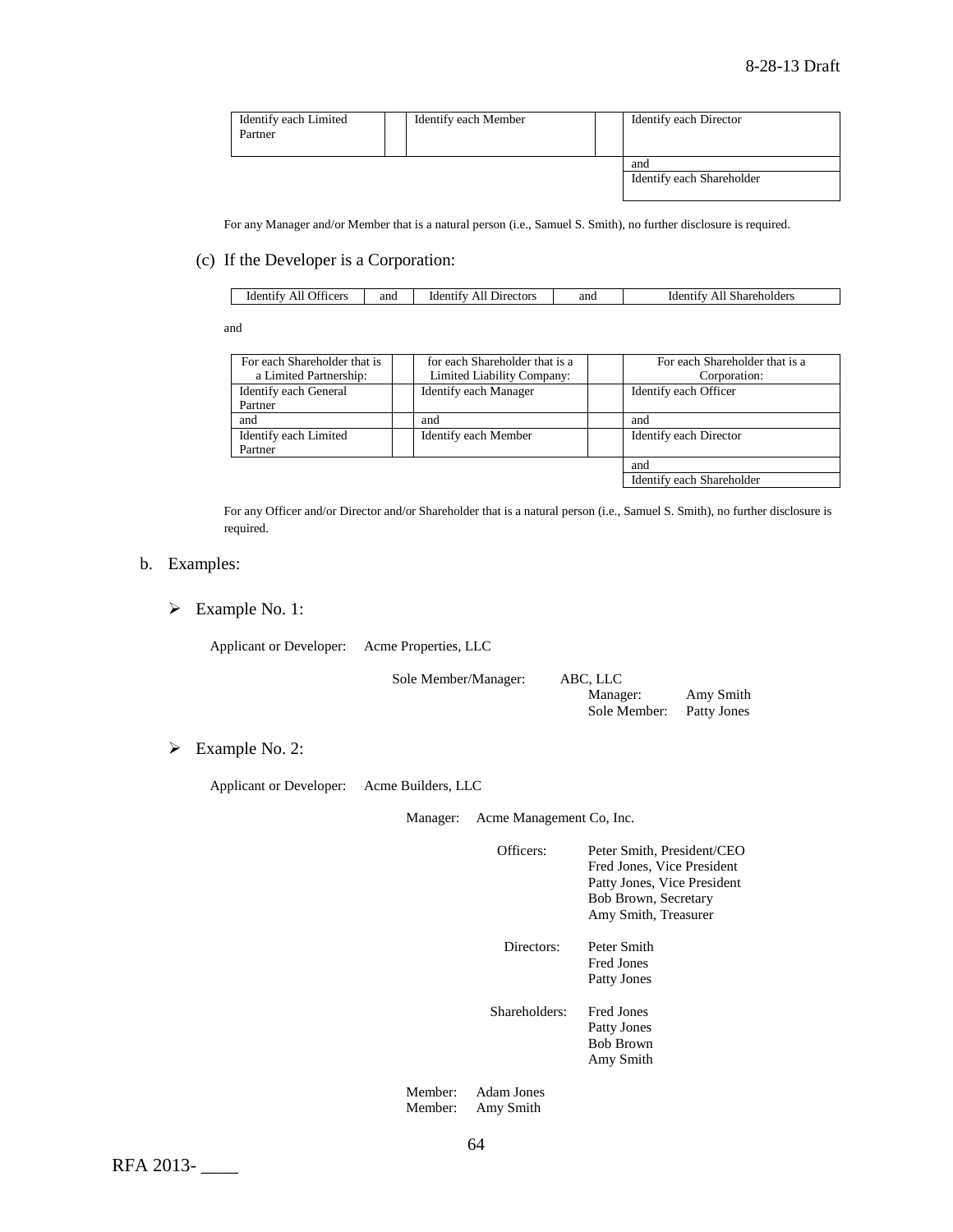| Identify each Limited Partner | | Identify each Member | | Identify each Director |
|---|---|---|---|---|
| | | | | and |
| | | | | Identify each Shareholder |

For any Manager and/or Member that is a natural person (i.e., Samuel S. Smith), no further disclosure is required.

(c) If the Developer is a Corporation:

| Identify All Officers | and | Identify All Directors | and | Identify All Shareholders |
|---|---|---|---|---|

and

| For each Shareholder that is a Limited Partnership: | | for each Shareholder that is a Limited Liability Company: | | For each Shareholder that is a Corporation: |
|---|---|---|---|---|
| Identify each General Partner | | Identify each Manager | | Identify each Officer |
| and | | and | | and |
| Identify each Limited Partner | | Identify each Member | | Identify each Director |
| | | | | and |
| | | | | Identify each Shareholder |

For any Officer and/or Director and/or Shareholder that is a natural person (i.e., Samuel S. Smith), no further disclosure is required.

b. Examples:

- Example No. 1:

Applicant or Developer: Acme Properties, LLC

Sole Member/Manager: ABC, LLC
- Manager: Amy Smith
- Sole Member: Patty Jones

- Example No. 2:

Applicant or Developer: Acme Builders, LLC

Manager: Acme Management Co, Inc.

Officers:
- Peter Smith, President/CEO
- Fred Jones, Vice President
- Patty Jones, Vice President
- Bob Brown, Secretary
- Amy Smith, Treasurer

Directors:
- Peter Smith
- Fred Jones
- Patty Jones

Shareholders:
- Fred Jones
- Patty Jones
- Bob Brown
- Amy Smith

Member: Adam Jones
Member: Amy Smith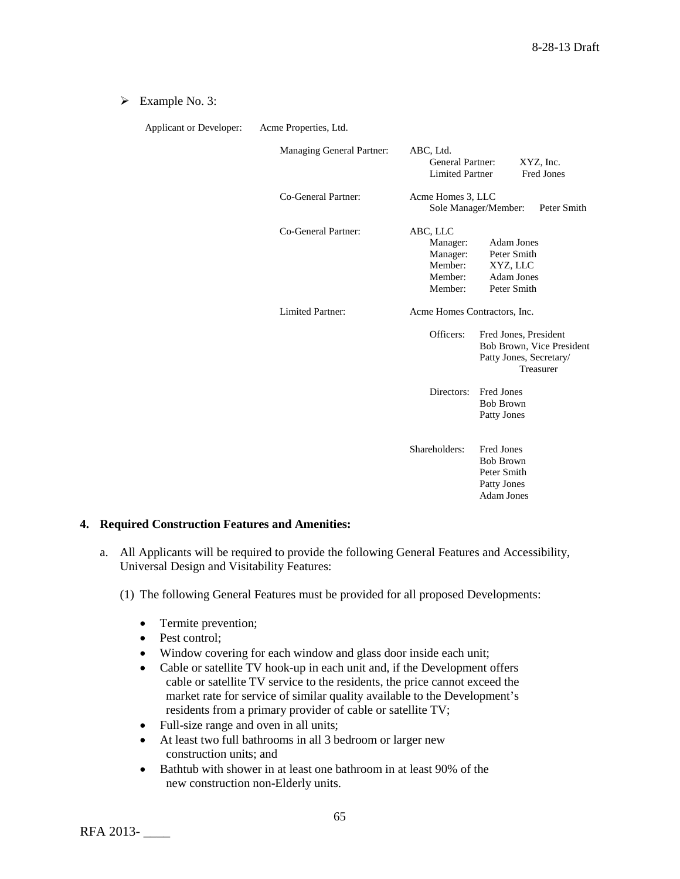➢ Example No. 3:

Applicant or Developer: Acme Properties, Ltd.

- Managing General Partner: ABC, Ltd.
  - General Partner: XYZ, Inc.
  - Limited Partner: Fred Jones
- Co-General Partner: Acme Homes 3, LLC
  - Sole Manager/Member: Peter Smith
- Co-General Partner: ABC, LLC
  - Manager: Adam Jones
  - Manager: Peter Smith
  - Member: XYZ, LLC
  - Member: Adam Jones
  - Member: Peter Smith
- Limited Partner: Acme Homes Contractors, Inc.
  - Officers: Fred Jones, President; Bob Brown, Vice President; Patty Jones, Secretary/Treasurer
  - Directors: Fred Jones; Bob Brown; Patty Jones
  - Shareholders: Fred Jones; Bob Brown; Peter Smith; Patty Jones; Adam Jones

**4. Required Construction Features and Amenities:**

a. All Applicants will be required to provide the following General Features and Accessibility, Universal Design and Visitability Features:

(1) The following General Features must be provided for all proposed Developments:

- Termite prevention;
- Pest control;
- Window covering for each window and glass door inside each unit;
- Cable or satellite TV hook-up in each unit and, if the Development offers cable or satellite TV service to the residents, the price cannot exceed the market rate for service of similar quality available to the Development's residents from a primary provider of cable or satellite TV;
- Full-size range and oven in all units;
- At least two full bathrooms in all 3 bedroom or larger new construction units; and
- Bathtub with shower in at least one bathroom in at least 90% of the new construction non-Elderly units.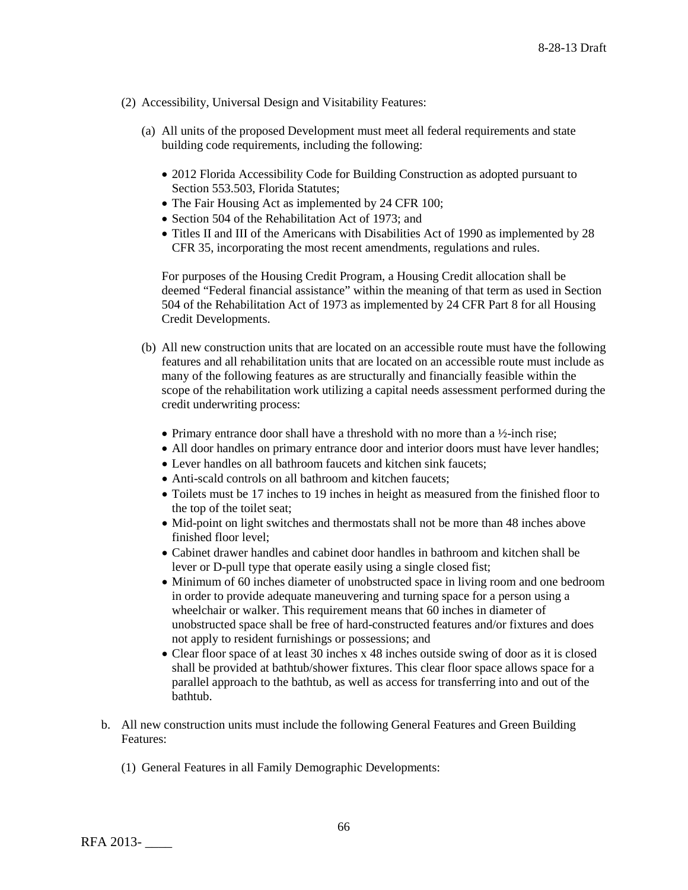(2) Accessibility, Universal Design and Visitability Features:

(a) All units of the proposed Development must meet all federal requirements and state building code requirements, including the following:

- 2012 Florida Accessibility Code for Building Construction as adopted pursuant to Section 553.503, Florida Statutes;
- The Fair Housing Act as implemented by 24 CFR 100;
- Section 504 of the Rehabilitation Act of 1973; and
- Titles II and III of the Americans with Disabilities Act of 1990 as implemented by 28 CFR 35, incorporating the most recent amendments, regulations and rules.

For purposes of the Housing Credit Program, a Housing Credit allocation shall be deemed "Federal financial assistance" within the meaning of that term as used in Section 504 of the Rehabilitation Act of 1973 as implemented by 24 CFR Part 8 for all Housing Credit Developments.

(b) All new construction units that are located on an accessible route must have the following features and all rehabilitation units that are located on an accessible route must include as many of the following features as are structurally and financially feasible within the scope of the rehabilitation work utilizing a capital needs assessment performed during the credit underwriting process:

- Primary entrance door shall have a threshold with no more than a ½-inch rise;
- All door handles on primary entrance door and interior doors must have lever handles;
- Lever handles on all bathroom faucets and kitchen sink faucets;
- Anti-scald controls on all bathroom and kitchen faucets;
- Toilets must be 17 inches to 19 inches in height as measured from the finished floor to the top of the toilet seat;
- Mid-point on light switches and thermostats shall not be more than 48 inches above finished floor level;
- Cabinet drawer handles and cabinet door handles in bathroom and kitchen shall be lever or D-pull type that operate easily using a single closed fist;
- Minimum of 60 inches diameter of unobstructed space in living room and one bedroom in order to provide adequate maneuvering and turning space for a person using a wheelchair or walker. This requirement means that 60 inches in diameter of unobstructed space shall be free of hard-constructed features and/or fixtures and does not apply to resident furnishings or possessions; and
- Clear floor space of at least 30 inches x 48 inches outside swing of door as it is closed shall be provided at bathtub/shower fixtures. This clear floor space allows space for a parallel approach to the bathtub, as well as access for transferring into and out of the bathtub.

b. All new construction units must include the following General Features and Green Building Features:

(1) General Features in all Family Demographic Developments: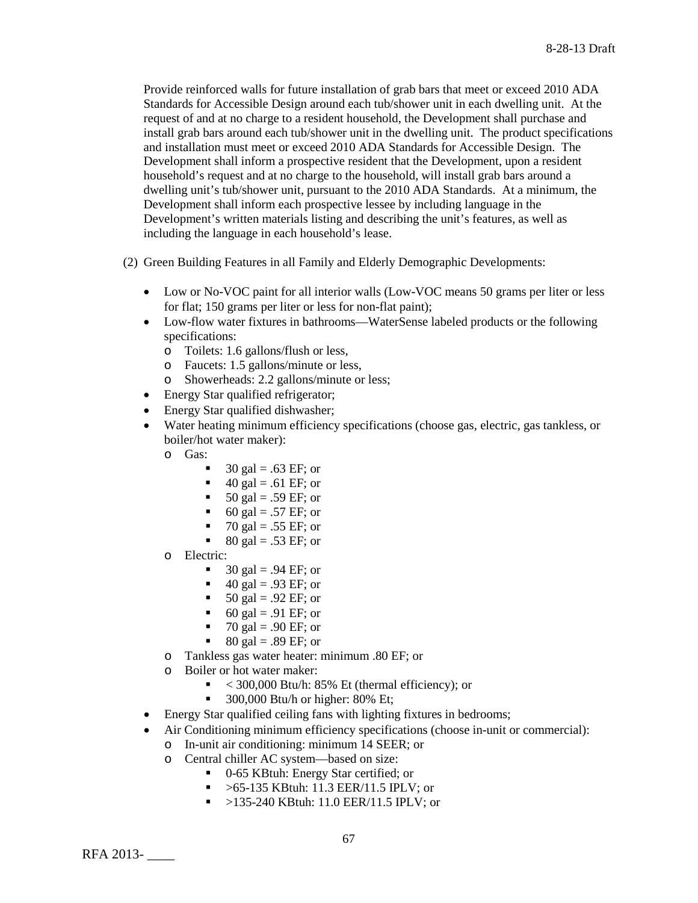Provide reinforced walls for future installation of grab bars that meet or exceed 2010 ADA Standards for Accessible Design around each tub/shower unit in each dwelling unit. At the request of and at no charge to a resident household, the Development shall purchase and install grab bars around each tub/shower unit in the dwelling unit. The product specifications and installation must meet or exceed 2010 ADA Standards for Accessible Design. The Development shall inform a prospective resident that the Development, upon a resident household's request and at no charge to the household, will install grab bars around a dwelling unit's tub/shower unit, pursuant to the 2010 ADA Standards. At a minimum, the Development shall inform each prospective lessee by including language in the Development's written materials listing and describing the unit's features, as well as including the language in each household's lease.

(2) Green Building Features in all Family and Elderly Demographic Developments:

- Low or No-VOC paint for all interior walls (Low-VOC means 50 grams per liter or less for flat; 150 grams per liter or less for non-flat paint);
- Low-flow water fixtures in bathrooms—WaterSense labeled products or the following specifications:
  - Toilets: 1.6 gallons/flush or less,
  - Faucets: 1.5 gallons/minute or less,
  - Showerheads: 2.2 gallons/minute or less;
- Energy Star qualified refrigerator;
- Energy Star qualified dishwasher;
- Water heating minimum efficiency specifications (choose gas, electric, gas tankless, or boiler/hot water maker):
  - Gas:
    - 30 gal = .63 EF; or
    - 40 gal = .61 EF; or
    - 50 gal = .59 EF; or
    - 60 gal = .57 EF; or
    - 70 gal = .55 EF; or
    - 80 gal = .53 EF; or
  - Electric:
    - 30 gal = .94 EF; or
    - 40 gal = .93 EF; or
    - 50 gal = .92 EF; or
    - 60 gal = .91 EF; or
    - 70 gal = .90 EF; or
    - 80 gal = .89 EF; or
  - Tankless gas water heater: minimum .80 EF; or
  - Boiler or hot water maker:
    - < 300,000 Btu/h: 85% Et (thermal efficiency); or
    - 300,000 Btu/h or higher: 80% Et;
- Energy Star qualified ceiling fans with lighting fixtures in bedrooms;
- Air Conditioning minimum efficiency specifications (choose in-unit or commercial):
  - In-unit air conditioning: minimum 14 SEER; or
  - Central chiller AC system—based on size:
    - 0-65 KBtuh: Energy Star certified; or
    - >65-135 KBtuh: 11.3 EER/11.5 IPLV; or
    - >135-240 KBtuh: 11.0 EER/11.5 IPLV; or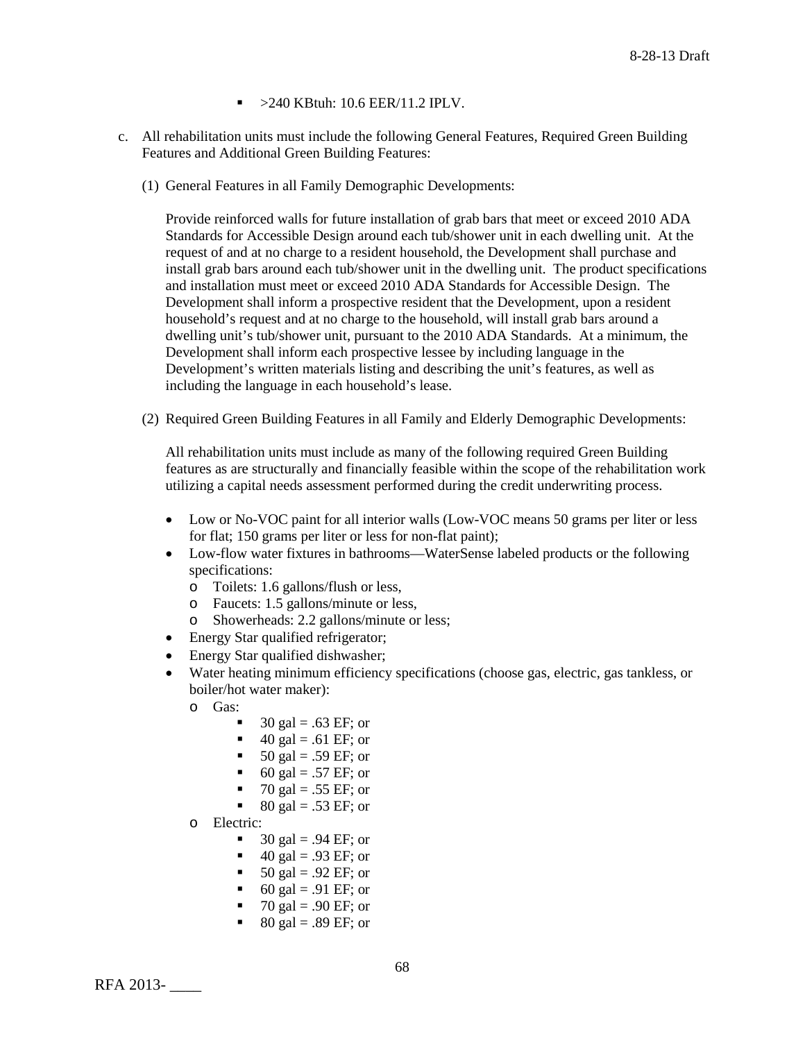- >240 KBtuh: 10.6 EER/11.2 IPLV.

c. All rehabilitation units must include the following General Features, Required Green Building Features and Additional Green Building Features:

(1) General Features in all Family Demographic Developments:

Provide reinforced walls for future installation of grab bars that meet or exceed 2010 ADA Standards for Accessible Design around each tub/shower unit in each dwelling unit. At the request of and at no charge to a resident household, the Development shall purchase and install grab bars around each tub/shower unit in the dwelling unit. The product specifications and installation must meet or exceed 2010 ADA Standards for Accessible Design. The Development shall inform a prospective resident that the Development, upon a resident household's request and at no charge to the household, will install grab bars around a dwelling unit's tub/shower unit, pursuant to the 2010 ADA Standards. At a minimum, the Development shall inform each prospective lessee by including language in the Development's written materials listing and describing the unit's features, as well as including the language in each household's lease.

(2) Required Green Building Features in all Family and Elderly Demographic Developments:

All rehabilitation units must include as many of the following required Green Building features as are structurally and financially feasible within the scope of the rehabilitation work utilizing a capital needs assessment performed during the credit underwriting process.

- Low or No-VOC paint for all interior walls (Low-VOC means 50 grams per liter or less for flat; 150 grams per liter or less for non-flat paint);
- Low-flow water fixtures in bathrooms—WaterSense labeled products or the following specifications:
  - Toilets: 1.6 gallons/flush or less,
  - Faucets: 1.5 gallons/minute or less,
  - Showerheads: 2.2 gallons/minute or less;
- Energy Star qualified refrigerator;
- Energy Star qualified dishwasher;
- Water heating minimum efficiency specifications (choose gas, electric, gas tankless, or boiler/hot water maker):
  - Gas:
    - 30 gal = .63 EF; or
    - 40 gal = .61 EF; or
    - 50 gal = .59 EF; or
    - 60 gal = .57 EF; or
    - 70 gal = .55 EF; or
    - 80 gal = .53 EF; or
  - Electric:
    - 30 gal = .94 EF; or
    - 40 gal = .93 EF; or
    - 50 gal = .92 EF; or
    - 60 gal = .91 EF; or
    - 70 gal = .90 EF; or
    - 80 gal = .89 EF; or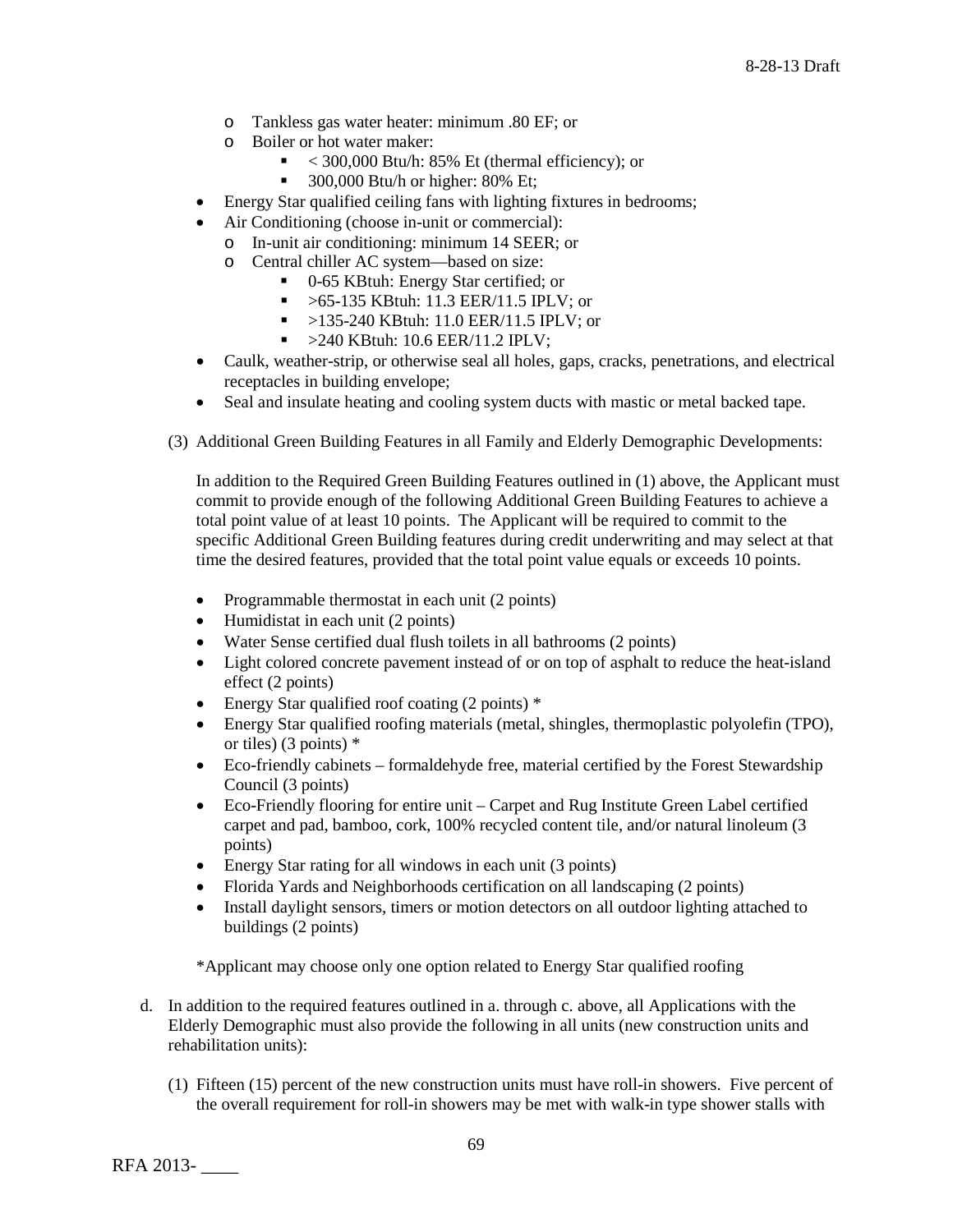- Tankless gas water heater: minimum .80 EF; or
  - Boiler or hot water maker:
    - < 300,000 Btu/h: 85% Et (thermal efficiency); or
    - 300,000 Btu/h or higher: 80% Et;
- Energy Star qualified ceiling fans with lighting fixtures in bedrooms;
- Air Conditioning (choose in-unit or commercial):
  - In-unit air conditioning: minimum 14 SEER; or
  - Central chiller AC system—based on size:
    - 0-65 KBtuh: Energy Star certified; or
    - >65-135 KBtuh: 11.3 EER/11.5 IPLV; or
    - >135-240 KBtuh: 11.0 EER/11.5 IPLV; or
    - >240 KBtuh: 10.6 EER/11.2 IPLV;
- Caulk, weather-strip, or otherwise seal all holes, gaps, cracks, penetrations, and electrical receptacles in building envelope;
- Seal and insulate heating and cooling system ducts with mastic or metal backed tape.

(3) Additional Green Building Features in all Family and Elderly Demographic Developments:

In addition to the Required Green Building Features outlined in (1) above, the Applicant must commit to provide enough of the following Additional Green Building Features to achieve a total point value of at least 10 points. The Applicant will be required to commit to the specific Additional Green Building features during credit underwriting and may select at that time the desired features, provided that the total point value equals or exceeds 10 points.

- Programmable thermostat in each unit (2 points)
- Humidistat in each unit (2 points)
- Water Sense certified dual flush toilets in all bathrooms (2 points)
- Light colored concrete pavement instead of or on top of asphalt to reduce the heat-island effect (2 points)
- Energy Star qualified roof coating (2 points) *
- Energy Star qualified roofing materials (metal, shingles, thermoplastic polyolefin (TPO), or tiles) (3 points) *
- Eco-friendly cabinets – formaldehyde free, material certified by the Forest Stewardship Council (3 points)
- Eco-Friendly flooring for entire unit – Carpet and Rug Institute Green Label certified carpet and pad, bamboo, cork, 100% recycled content tile, and/or natural linoleum (3 points)
- Energy Star rating for all windows in each unit (3 points)
- Florida Yards and Neighborhoods certification on all landscaping (2 points)
- Install daylight sensors, timers or motion detectors on all outdoor lighting attached to buildings (2 points)

*Applicant may choose only one option related to Energy Star qualified roofing

d. In addition to the required features outlined in a. through c. above, all Applications with the Elderly Demographic must also provide the following in all units (new construction units and rehabilitation units):

(1) Fifteen (15) percent of the new construction units must have roll-in showers. Five percent of the overall requirement for roll-in showers may be met with walk-in type shower stalls with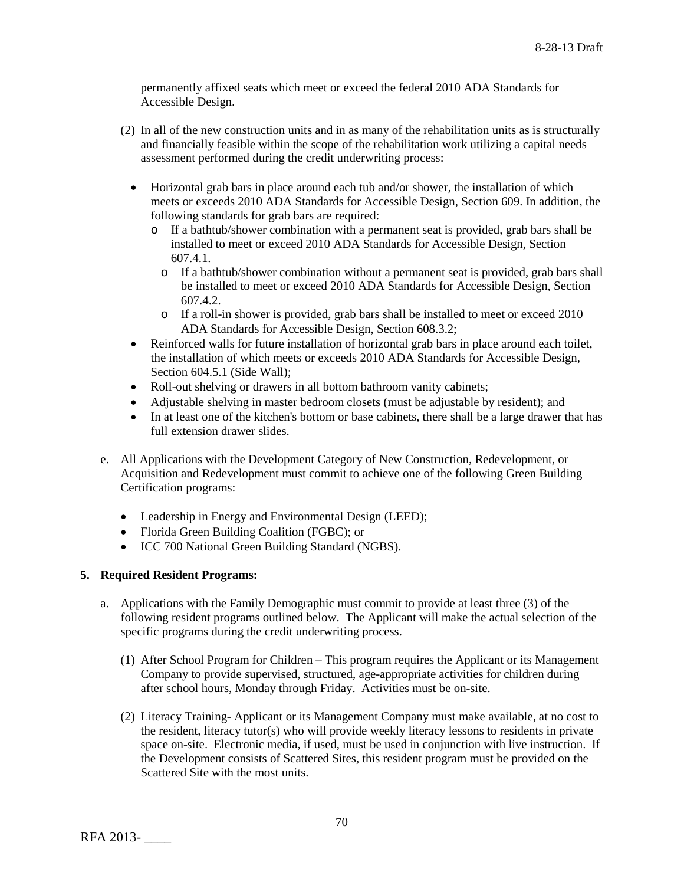permanently affixed seats which meet or exceed the federal 2010 ADA Standards for Accessible Design.

(2) In all of the new construction units and in as many of the rehabilitation units as is structurally and financially feasible within the scope of the rehabilitation work utilizing a capital needs assessment performed during the credit underwriting process:

- Horizontal grab bars in place around each tub and/or shower, the installation of which meets or exceeds 2010 ADA Standards for Accessible Design, Section 609. In addition, the following standards for grab bars are required:
  - If a bathtub/shower combination with a permanent seat is provided, grab bars shall be installed to meet or exceed 2010 ADA Standards for Accessible Design, Section 607.4.1.
  - If a bathtub/shower combination without a permanent seat is provided, grab bars shall be installed to meet or exceed 2010 ADA Standards for Accessible Design, Section 607.4.2.
  - If a roll-in shower is provided, grab bars shall be installed to meet or exceed 2010 ADA Standards for Accessible Design, Section 608.3.2;
- Reinforced walls for future installation of horizontal grab bars in place around each toilet, the installation of which meets or exceeds 2010 ADA Standards for Accessible Design, Section 604.5.1 (Side Wall);
- Roll-out shelving or drawers in all bottom bathroom vanity cabinets;
- Adjustable shelving in master bedroom closets (must be adjustable by resident); and
- In at least one of the kitchen's bottom or base cabinets, there shall be a large drawer that has full extension drawer slides.

e. All Applications with the Development Category of New Construction, Redevelopment, or Acquisition and Redevelopment must commit to achieve one of the following Green Building Certification programs:

- Leadership in Energy and Environmental Design (LEED);
- Florida Green Building Coalition (FGBC); or
- ICC 700 National Green Building Standard (NGBS).

**5. Required Resident Programs:**

a. Applications with the Family Demographic must commit to provide at least three (3) of the following resident programs outlined below. The Applicant will make the actual selection of the specific programs during the credit underwriting process.

(1) After School Program for Children – This program requires the Applicant or its Management Company to provide supervised, structured, age-appropriate activities for children during after school hours, Monday through Friday. Activities must be on-site.

(2) Literacy Training- Applicant or its Management Company must make available, at no cost to the resident, literacy tutor(s) who will provide weekly literacy lessons to residents in private space on-site. Electronic media, if used, must be used in conjunction with live instruction. If the Development consists of Scattered Sites, this resident program must be provided on the Scattered Site with the most units.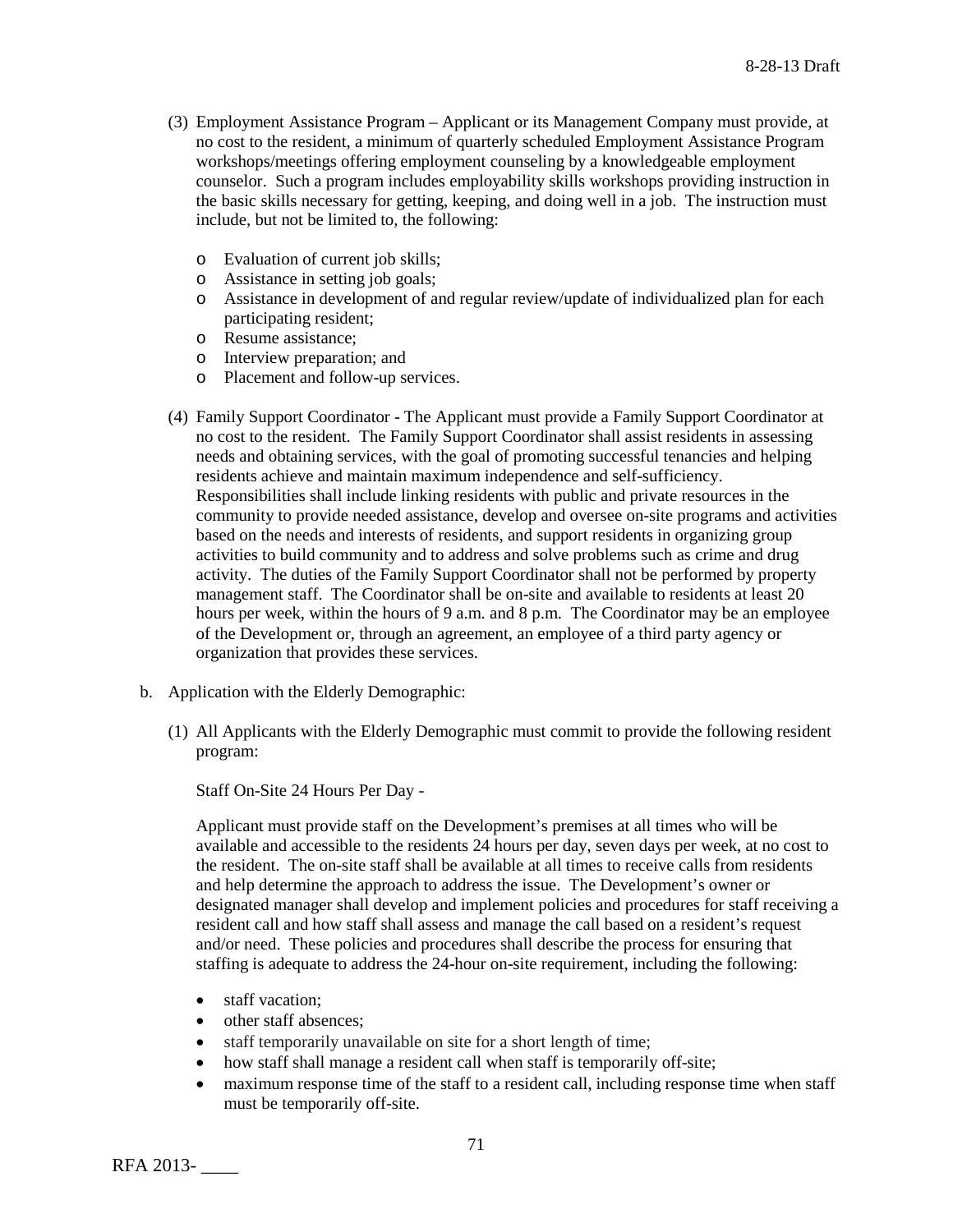(3) Employment Assistance Program – Applicant or its Management Company must provide, at no cost to the resident, a minimum of quarterly scheduled Employment Assistance Program workshops/meetings offering employment counseling by a knowledgeable employment counselor. Such a program includes employability skills workshops providing instruction in the basic skills necessary for getting, keeping, and doing well in a job. The instruction must include, but not be limited to, the following:

- Evaluation of current job skills;
- Assistance in setting job goals;
- Assistance in development of and regular review/update of individualized plan for each participating resident;
- Resume assistance;
- Interview preparation; and
- Placement and follow-up services.

(4) Family Support Coordinator - The Applicant must provide a Family Support Coordinator at no cost to the resident. The Family Support Coordinator shall assist residents in assessing needs and obtaining services, with the goal of promoting successful tenancies and helping residents achieve and maintain maximum independence and self-sufficiency. Responsibilities shall include linking residents with public and private resources in the community to provide needed assistance, develop and oversee on-site programs and activities based on the needs and interests of residents, and support residents in organizing group activities to build community and to address and solve problems such as crime and drug activity. The duties of the Family Support Coordinator shall not be performed by property management staff. The Coordinator shall be on-site and available to residents at least 20 hours per week, within the hours of 9 a.m. and 8 p.m. The Coordinator may be an employee of the Development or, through an agreement, an employee of a third party agency or organization that provides these services.

b. Application with the Elderly Demographic:

(1) All Applicants with the Elderly Demographic must commit to provide the following resident program:

Staff On-Site 24 Hours Per Day -

Applicant must provide staff on the Development's premises at all times who will be available and accessible to the residents 24 hours per day, seven days per week, at no cost to the resident. The on-site staff shall be available at all times to receive calls from residents and help determine the approach to address the issue. The Development's owner or designated manager shall develop and implement policies and procedures for staff receiving a resident call and how staff shall assess and manage the call based on a resident's request and/or need. These policies and procedures shall describe the process for ensuring that staffing is adequate to address the 24-hour on-site requirement, including the following:

- staff vacation;
- other staff absences;
- staff temporarily unavailable on site for a short length of time;
- how staff shall manage a resident call when staff is temporarily off-site;
- maximum response time of the staff to a resident call, including response time when staff must be temporarily off-site.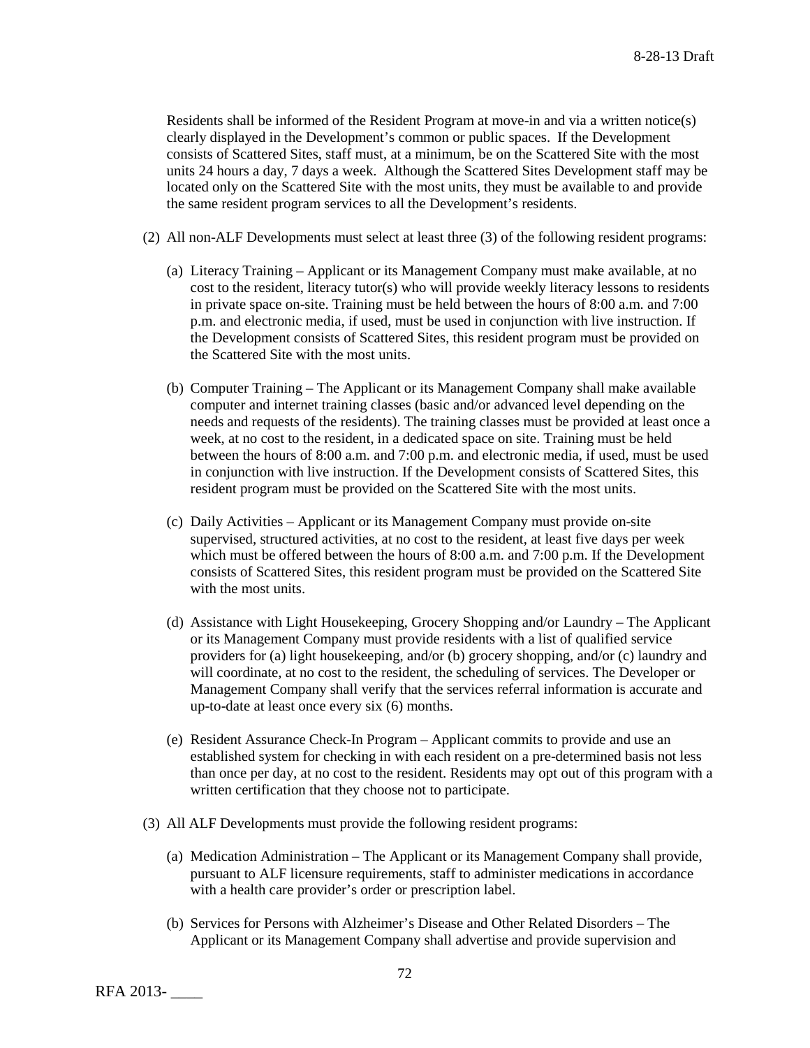Residents shall be informed of the Resident Program at move-in and via a written notice(s) clearly displayed in the Development's common or public spaces. If the Development consists of Scattered Sites, staff must, at a minimum, be on the Scattered Site with the most units 24 hours a day, 7 days a week. Although the Scattered Sites Development staff may be located only on the Scattered Site with the most units, they must be available to and provide the same resident program services to all the Development's residents.

(2) All non-ALF Developments must select at least three (3) of the following resident programs:

(a) Literacy Training – Applicant or its Management Company must make available, at no cost to the resident, literacy tutor(s) who will provide weekly literacy lessons to residents in private space on-site. Training must be held between the hours of 8:00 a.m. and 7:00 p.m. and electronic media, if used, must be used in conjunction with live instruction. If the Development consists of Scattered Sites, this resident program must be provided on the Scattered Site with the most units.

(b) Computer Training – The Applicant or its Management Company shall make available computer and internet training classes (basic and/or advanced level depending on the needs and requests of the residents). The training classes must be provided at least once a week, at no cost to the resident, in a dedicated space on site. Training must be held between the hours of 8:00 a.m. and 7:00 p.m. and electronic media, if used, must be used in conjunction with live instruction. If the Development consists of Scattered Sites, this resident program must be provided on the Scattered Site with the most units.

(c) Daily Activities – Applicant or its Management Company must provide on-site supervised, structured activities, at no cost to the resident, at least five days per week which must be offered between the hours of 8:00 a.m. and 7:00 p.m. If the Development consists of Scattered Sites, this resident program must be provided on the Scattered Site with the most units.

(d) Assistance with Light Housekeeping, Grocery Shopping and/or Laundry – The Applicant or its Management Company must provide residents with a list of qualified service providers for (a) light housekeeping, and/or (b) grocery shopping, and/or (c) laundry and will coordinate, at no cost to the resident, the scheduling of services. The Developer or Management Company shall verify that the services referral information is accurate and up-to-date at least once every six (6) months.

(e) Resident Assurance Check-In Program – Applicant commits to provide and use an established system for checking in with each resident on a pre-determined basis not less than once per day, at no cost to the resident. Residents may opt out of this program with a written certification that they choose not to participate.

(3) All ALF Developments must provide the following resident programs:

(a) Medication Administration – The Applicant or its Management Company shall provide, pursuant to ALF licensure requirements, staff to administer medications in accordance with a health care provider's order or prescription label.

(b) Services for Persons with Alzheimer's Disease and Other Related Disorders – The Applicant or its Management Company shall advertise and provide supervision and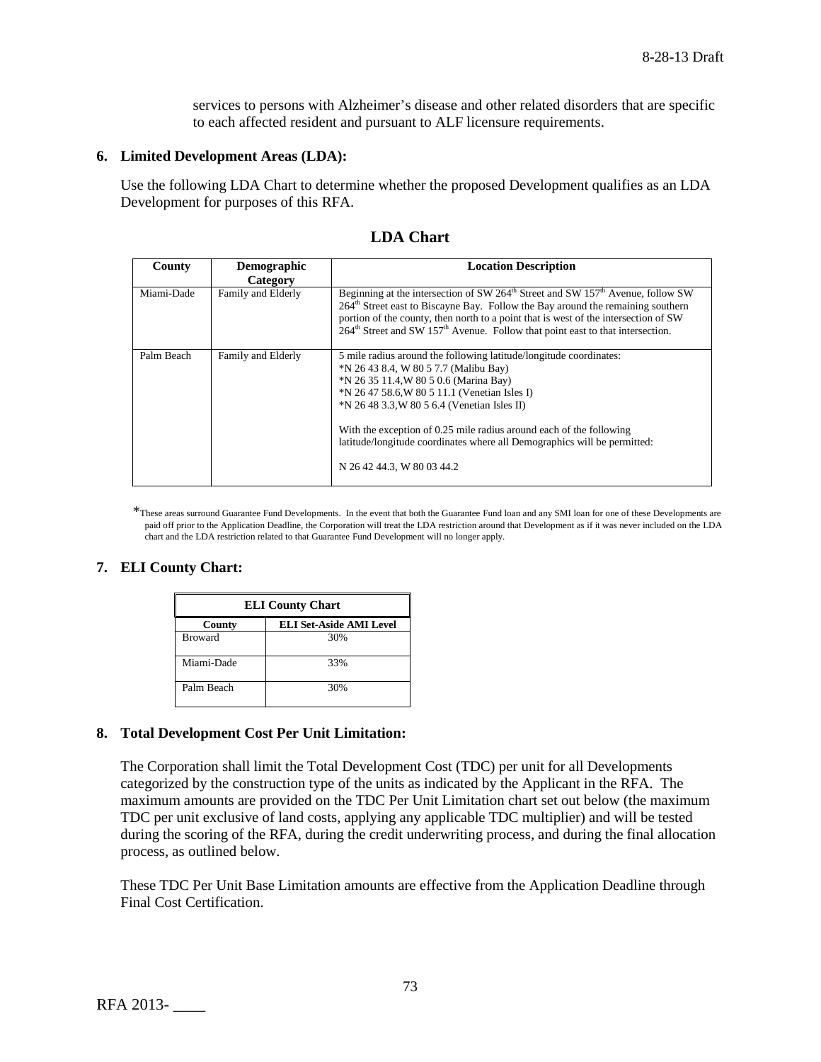services to persons with Alzheimer's disease and other related disorders that are specific to each affected resident and pursuant to ALF licensure requirements.

**6. Limited Development Areas (LDA):**

Use the following LDA Chart to determine whether the proposed Development qualifies as an LDA Development for purposes of this RFA.

**LDA Chart**

| County | Demographic Category | Location Description |
|---|---|---|
| Miami-Dade | Family and Elderly | Beginning at the intersection of SW 264th Street and SW 157th Avenue, follow SW 264th Street east to Biscayne Bay. Follow the Bay around the remaining southern portion of the county, then north to a point that is west of the intersection of SW 264th Street and SW 157th Avenue. Follow that point east to that intersection. |
| Palm Beach | Family and Elderly | 5 mile radius around the following latitude/longitude coordinates:<br>*N 26 43 8.4, W 80 5 7.7 (Malibu Bay)<br>*N 26 35 11.4,W 80 5 0.6 (Marina Bay)<br>*N 26 47 58.6,W 80 5 11.1 (Venetian Isles I)<br>*N 26 48 3.3,W 80 5 6.4 (Venetian Isles II)<br><br>With the exception of 0.25 mile radius around each of the following latitude/longitude coordinates where all Demographics will be permitted:<br><br>N 26 42 44.3, W 80 03 44.2 |

*These areas surround Guarantee Fund Developments. In the event that both the Guarantee Fund loan and any SMI loan for one of these Developments are paid off prior to the Application Deadline, the Corporation will treat the LDA restriction around that Development as if it was never included on the LDA chart and the LDA restriction related to that Guarantee Fund Development will no longer apply.

**7. ELI County Chart:**

| ELI County Chart | |
|---|---|
| **County** | **ELI Set-Aside AMI Level** |
| Broward | 30% |
| Miami-Dade | 33% |
| Palm Beach | 30% |

**8. Total Development Cost Per Unit Limitation:**

The Corporation shall limit the Total Development Cost (TDC) per unit for all Developments categorized by the construction type of the units as indicated by the Applicant in the RFA. The maximum amounts are provided on the TDC Per Unit Limitation chart set out below (the maximum TDC per unit exclusive of land costs, applying any applicable TDC multiplier) and will be tested during the scoring of the RFA, during the credit underwriting process, and during the final allocation process, as outlined below.

These TDC Per Unit Base Limitation amounts are effective from the Application Deadline through Final Cost Certification.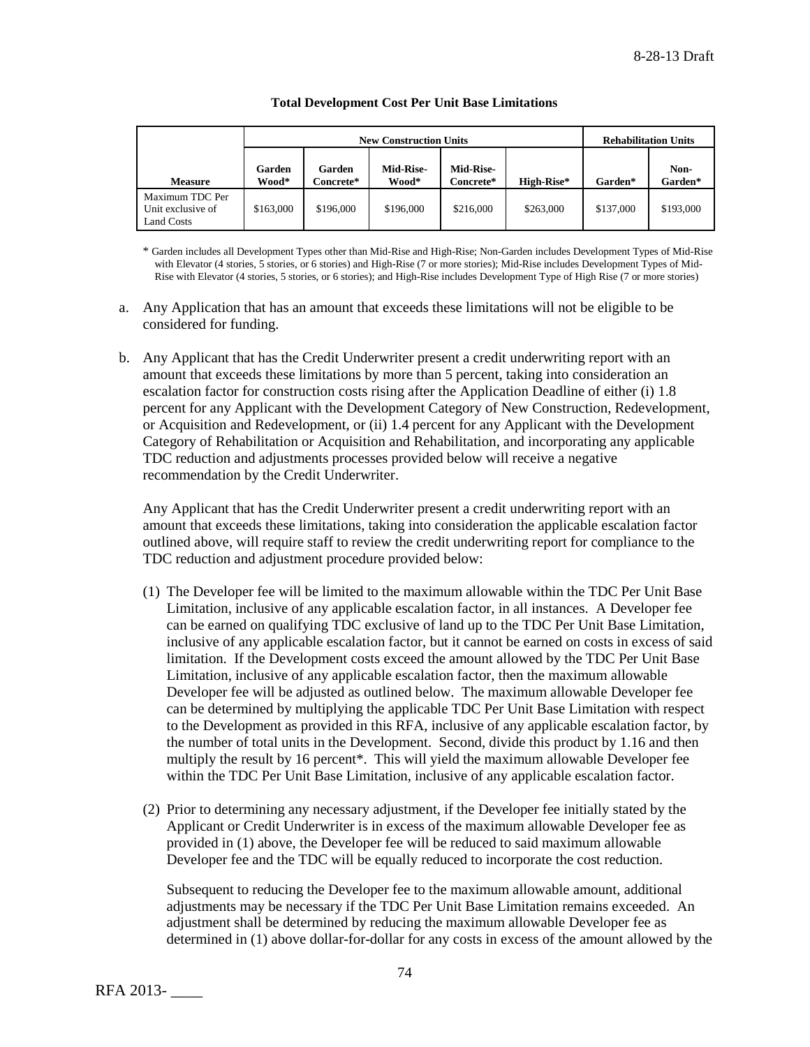**Total Development Cost Per Unit Base Limitations**

| | New Construction Units | | | | | Rehabilitation Units | |
|---|---|---|---|---|---|---|---|
| **Measure** | **Garden Wood*** | **Garden Concrete*** | **Mid-Rise-Wood*** | **Mid-Rise-Concrete*** | **High-Rise*** | **Garden*** | **Non-Garden*** |
| Maximum TDC Per Unit exclusive of Land Costs | $163,000 | $196,000 | $196,000 | $216,000 | $263,000 | $137,000 | $193,000 |

\* Garden includes all Development Types other than Mid-Rise and High-Rise; Non-Garden includes Development Types of Mid-Rise with Elevator (4 stories, 5 stories, or 6 stories) and High-Rise (7 or more stories); Mid-Rise includes Development Types of Mid-Rise with Elevator (4 stories, 5 stories, or 6 stories); and High-Rise includes Development Type of High Rise (7 or more stories)

a. Any Application that has an amount that exceeds these limitations will not be eligible to be considered for funding.

b. Any Applicant that has the Credit Underwriter present a credit underwriting report with an amount that exceeds these limitations by more than 5 percent, taking into consideration an escalation factor for construction costs rising after the Application Deadline of either (i) 1.8 percent for any Applicant with the Development Category of New Construction, Redevelopment, or Acquisition and Redevelopment, or (ii) 1.4 percent for any Applicant with the Development Category of Rehabilitation or Acquisition and Rehabilitation, and incorporating any applicable TDC reduction and adjustments processes provided below will receive a negative recommendation by the Credit Underwriter.

   Any Applicant that has the Credit Underwriter present a credit underwriting report with an amount that exceeds these limitations, taking into consideration the applicable escalation factor outlined above, will require staff to review the credit underwriting report for compliance to the TDC reduction and adjustment procedure provided below:

   (1) The Developer fee will be limited to the maximum allowable within the TDC Per Unit Base Limitation, inclusive of any applicable escalation factor, in all instances. A Developer fee can be earned on qualifying TDC exclusive of land up to the TDC Per Unit Base Limitation, inclusive of any applicable escalation factor, but it cannot be earned on costs in excess of said limitation. If the Development costs exceed the amount allowed by the TDC Per Unit Base Limitation, inclusive of any applicable escalation factor, then the maximum allowable Developer fee will be adjusted as outlined below. The maximum allowable Developer fee can be determined by multiplying the applicable TDC Per Unit Base Limitation with respect to the Development as provided in this RFA, inclusive of any applicable escalation factor, by the number of total units in the Development. Second, divide this product by 1.16 and then multiply the result by 16 percent*. This will yield the maximum allowable Developer fee within the TDC Per Unit Base Limitation, inclusive of any applicable escalation factor.

   (2) Prior to determining any necessary adjustment, if the Developer fee initially stated by the Applicant or Credit Underwriter is in excess of the maximum allowable Developer fee as provided in (1) above, the Developer fee will be reduced to said maximum allowable Developer fee and the TDC will be equally reduced to incorporate the cost reduction.

   Subsequent to reducing the Developer fee to the maximum allowable amount, additional adjustments may be necessary if the TDC Per Unit Base Limitation remains exceeded. An adjustment shall be determined by reducing the maximum allowable Developer fee as determined in (1) above dollar-for-dollar for any costs in excess of the amount allowed by the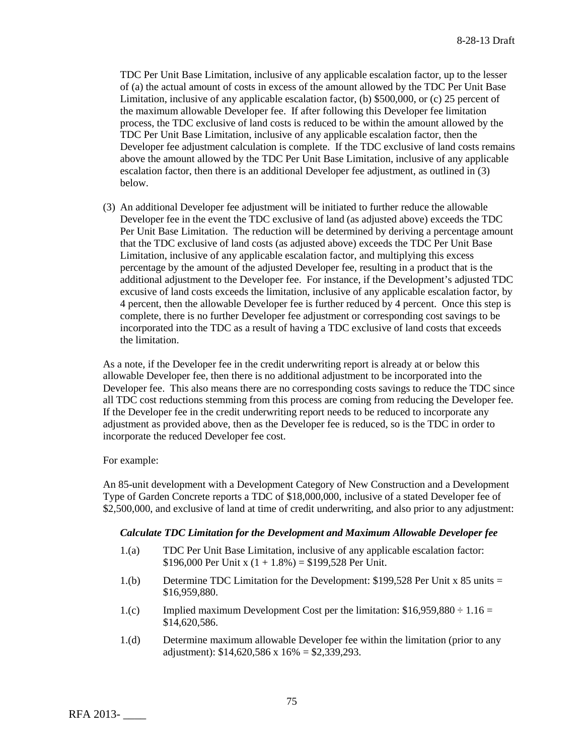TDC Per Unit Base Limitation, inclusive of any applicable escalation factor, up to the lesser of (a) the actual amount of costs in excess of the amount allowed by the TDC Per Unit Base Limitation, inclusive of any applicable escalation factor, (b) $500,000, or (c) 25 percent of the maximum allowable Developer fee. If after following this Developer fee limitation process, the TDC exclusive of land costs is reduced to be within the amount allowed by the TDC Per Unit Base Limitation, inclusive of any applicable escalation factor, then the Developer fee adjustment calculation is complete. If the TDC exclusive of land costs remains above the amount allowed by the TDC Per Unit Base Limitation, inclusive of any applicable escalation factor, then there is an additional Developer fee adjustment, as outlined in (3) below.

(3) An additional Developer fee adjustment will be initiated to further reduce the allowable Developer fee in the event the TDC exclusive of land (as adjusted above) exceeds the TDC Per Unit Base Limitation. The reduction will be determined by deriving a percentage amount that the TDC exclusive of land costs (as adjusted above) exceeds the TDC Per Unit Base Limitation, inclusive of any applicable escalation factor, and multiplying this excess percentage by the amount of the adjusted Developer fee, resulting in a product that is the additional adjustment to the Developer fee. For instance, if the Development's adjusted TDC excusive of land costs exceeds the limitation, inclusive of any applicable escalation factor, by 4 percent, then the allowable Developer fee is further reduced by 4 percent. Once this step is complete, there is no further Developer fee adjustment or corresponding cost savings to be incorporated into the TDC as a result of having a TDC exclusive of land costs that exceeds the limitation.

As a note, if the Developer fee in the credit underwriting report is already at or below this allowable Developer fee, then there is no additional adjustment to be incorporated into the Developer fee. This also means there are no corresponding costs savings to reduce the TDC since all TDC cost reductions stemming from this process are coming from reducing the Developer fee. If the Developer fee in the credit underwriting report needs to be reduced to incorporate any adjustment as provided above, then as the Developer fee is reduced, so is the TDC in order to incorporate the reduced Developer fee cost.

For example:

An 85-unit development with a Development Category of New Construction and a Development Type of Garden Concrete reports a TDC of $18,000,000, inclusive of a stated Developer fee of $2,500,000, and exclusive of land at time of credit underwriting, and also prior to any adjustment:

***Calculate TDC Limitation for the Development and Maximum Allowable Developer fee***

1.(a) TDC Per Unit Base Limitation, inclusive of any applicable escalation factor: $196,000 Per Unit x (1 + 1.8%) = $199,528 Per Unit.

1.(b) Determine TDC Limitation for the Development: $199,528 Per Unit x 85 units = $16,959,880.

1.(c) Implied maximum Development Cost per the limitation: $16,959,880 ÷ 1.16 = $14,620,586.

1.(d) Determine maximum allowable Developer fee within the limitation (prior to any adjustment): $14,620,586 x 16% = $2,339,293.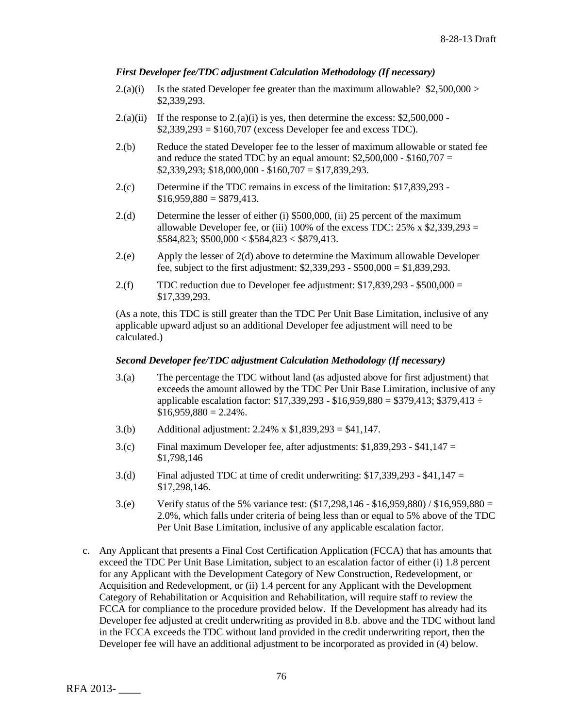*First Developer fee/TDC adjustment Calculation Methodology (If necessary)*

2.(a)(i) Is the stated Developer fee greater than the maximum allowable? $2,500,000 > $2,339,293.

2.(a)(ii) If the response to 2.(a)(i) is yes, then determine the excess: $2,500,000 - $2,339,293 = $160,707 (excess Developer fee and excess TDC).

2.(b) Reduce the stated Developer fee to the lesser of maximum allowable or stated fee and reduce the stated TDC by an equal amount: $2,500,000 - $160,707 = $2,339,293; $18,000,000 - $160,707 = $17,839,293.

2.(c) Determine if the TDC remains in excess of the limitation: $17,839,293 - $16,959,880 = $879,413.

2.(d) Determine the lesser of either (i) $500,000, (ii) 25 percent of the maximum allowable Developer fee, or (iii) 100% of the excess TDC: 25% x $2,339,293 = $584,823; $500,000 < $584,823 < $879,413.

2.(e) Apply the lesser of 2(d) above to determine the Maximum allowable Developer fee, subject to the first adjustment: $2,339,293 - $500,000 = $1,839,293.

2.(f) TDC reduction due to Developer fee adjustment: $17,839,293 - $500,000 = $17,339,293.

(As a note, this TDC is still greater than the TDC Per Unit Base Limitation, inclusive of any applicable upward adjust so an additional Developer fee adjustment will need to be calculated.)

*Second Developer fee/TDC adjustment Calculation Methodology (If necessary)*

3.(a) The percentage the TDC without land (as adjusted above for first adjustment) that exceeds the amount allowed by the TDC Per Unit Base Limitation, inclusive of any applicable escalation factor: $17,339,293 - $16,959,880 = $379,413; $379,413 ÷ $16,959,880 = 2.24%.

3.(b) Additional adjustment: 2.24% x $1,839,293 = $41,147.

3.(c) Final maximum Developer fee, after adjustments: $1,839,293 - $41,147 = $1,798,146

3.(d) Final adjusted TDC at time of credit underwriting: $17,339,293 - $41,147 = $17,298,146.

3.(e) Verify status of the 5% variance test: ($17,298,146 - $16,959,880) / $16,959,880 = 2.0%, which falls under criteria of being less than or equal to 5% above of the TDC Per Unit Base Limitation, inclusive of any applicable escalation factor.

c. Any Applicant that presents a Final Cost Certification Application (FCCA) that has amounts that exceed the TDC Per Unit Base Limitation, subject to an escalation factor of either (i) 1.8 percent for any Applicant with the Development Category of New Construction, Redevelopment, or Acquisition and Redevelopment, or (ii) 1.4 percent for any Applicant with the Development Category of Rehabilitation or Acquisition and Rehabilitation, will require staff to review the FCCA for compliance to the procedure provided below. If the Development has already had its Developer fee adjusted at credit underwriting as provided in 8.b. above and the TDC without land in the FCCA exceeds the TDC without land provided in the credit underwriting report, then the Developer fee will have an additional adjustment to be incorporated as provided in (4) below.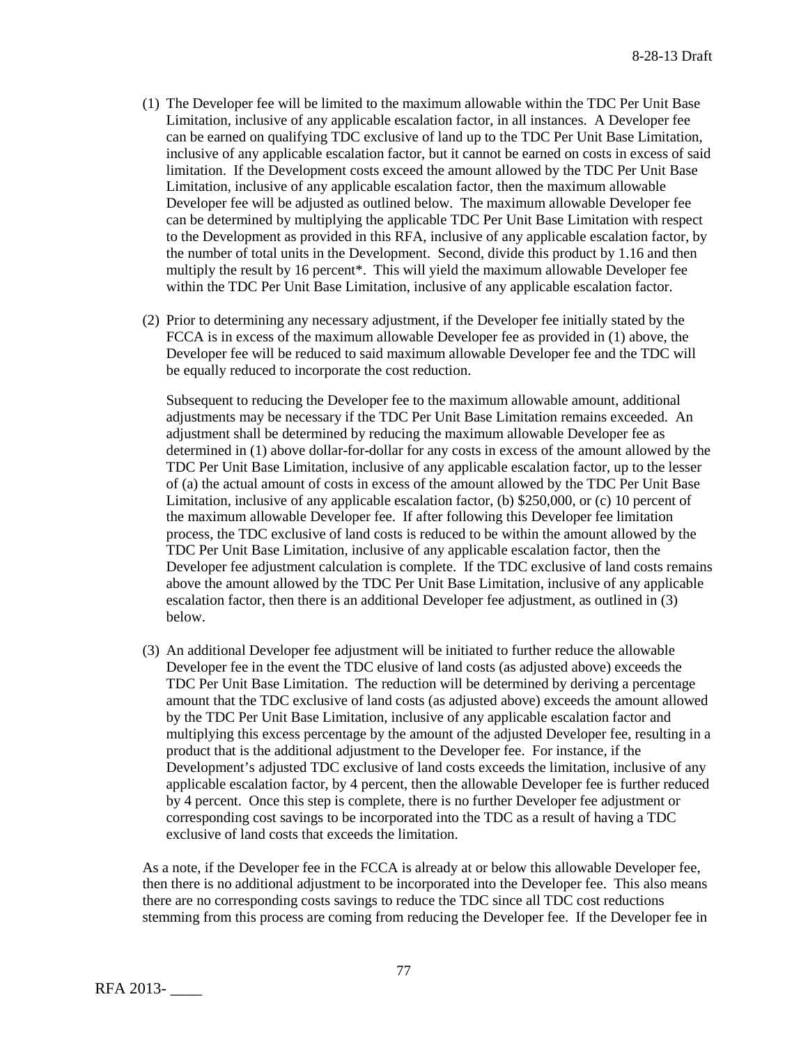(1) The Developer fee will be limited to the maximum allowable within the TDC Per Unit Base Limitation, inclusive of any applicable escalation factor, in all instances. A Developer fee can be earned on qualifying TDC exclusive of land up to the TDC Per Unit Base Limitation, inclusive of any applicable escalation factor, but it cannot be earned on costs in excess of said limitation. If the Development costs exceed the amount allowed by the TDC Per Unit Base Limitation, inclusive of any applicable escalation factor, then the maximum allowable Developer fee will be adjusted as outlined below. The maximum allowable Developer fee can be determined by multiplying the applicable TDC Per Unit Base Limitation with respect to the Development as provided in this RFA, inclusive of any applicable escalation factor, by the number of total units in the Development. Second, divide this product by 1.16 and then multiply the result by 16 percent*. This will yield the maximum allowable Developer fee within the TDC Per Unit Base Limitation, inclusive of any applicable escalation factor.

(2) Prior to determining any necessary adjustment, if the Developer fee initially stated by the FCCA is in excess of the maximum allowable Developer fee as provided in (1) above, the Developer fee will be reduced to said maximum allowable Developer fee and the TDC will be equally reduced to incorporate the cost reduction.

   Subsequent to reducing the Developer fee to the maximum allowable amount, additional adjustments may be necessary if the TDC Per Unit Base Limitation remains exceeded. An adjustment shall be determined by reducing the maximum allowable Developer fee as determined in (1) above dollar-for-dollar for any costs in excess of the amount allowed by the TDC Per Unit Base Limitation, inclusive of any applicable escalation factor, up to the lesser of (a) the actual amount of costs in excess of the amount allowed by the TDC Per Unit Base Limitation, inclusive of any applicable escalation factor, (b) $250,000, or (c) 10 percent of the maximum allowable Developer fee. If after following this Developer fee limitation process, the TDC exclusive of land costs is reduced to be within the amount allowed by the TDC Per Unit Base Limitation, inclusive of any applicable escalation factor, then the Developer fee adjustment calculation is complete. If the TDC exclusive of land costs remains above the amount allowed by the TDC Per Unit Base Limitation, inclusive of any applicable escalation factor, then there is an additional Developer fee adjustment, as outlined in (3) below.

(3) An additional Developer fee adjustment will be initiated to further reduce the allowable Developer fee in the event the TDC elusive of land costs (as adjusted above) exceeds the TDC Per Unit Base Limitation. The reduction will be determined by deriving a percentage amount that the TDC exclusive of land costs (as adjusted above) exceeds the amount allowed by the TDC Per Unit Base Limitation, inclusive of any applicable escalation factor and multiplying this excess percentage by the amount of the adjusted Developer fee, resulting in a product that is the additional adjustment to the Developer fee. For instance, if the Development's adjusted TDC exclusive of land costs exceeds the limitation, inclusive of any applicable escalation factor, by 4 percent, then the allowable Developer fee is further reduced by 4 percent. Once this step is complete, there is no further Developer fee adjustment or corresponding cost savings to be incorporated into the TDC as a result of having a TDC exclusive of land costs that exceeds the limitation.

As a note, if the Developer fee in the FCCA is already at or below this allowable Developer fee, then there is no additional adjustment to be incorporated into the Developer fee. This also means there are no corresponding costs savings to reduce the TDC since all TDC cost reductions stemming from this process are coming from reducing the Developer fee. If the Developer fee in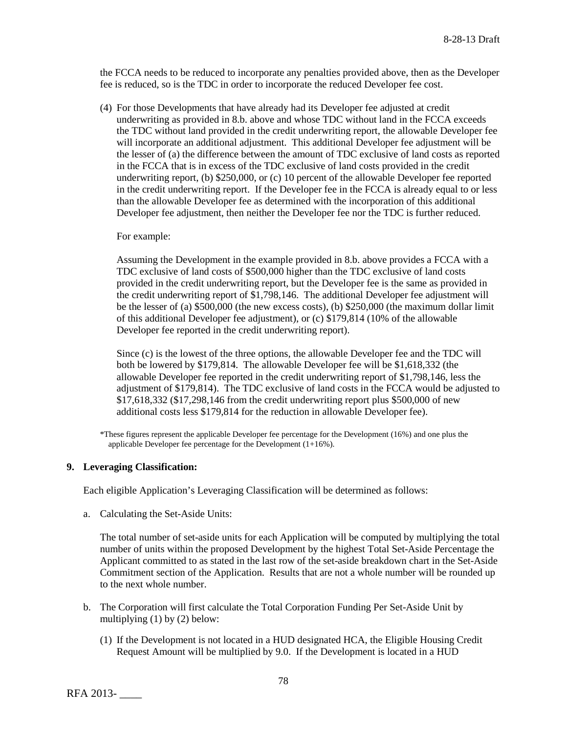the FCCA needs to be reduced to incorporate any penalties provided above, then as the Developer fee is reduced, so is the TDC in order to incorporate the reduced Developer fee cost.

(4) For those Developments that have already had its Developer fee adjusted at credit underwriting as provided in 8.b. above and whose TDC without land in the FCCA exceeds the TDC without land provided in the credit underwriting report, the allowable Developer fee will incorporate an additional adjustment. This additional Developer fee adjustment will be the lesser of (a) the difference between the amount of TDC exclusive of land costs as reported in the FCCA that is in excess of the TDC exclusive of land costs provided in the credit underwriting report, (b) \$250,000, or (c) 10 percent of the allowable Developer fee reported in the credit underwriting report. If the Developer fee in the FCCA is already equal to or less than the allowable Developer fee as determined with the incorporation of this additional Developer fee adjustment, then neither the Developer fee nor the TDC is further reduced.

For example:

Assuming the Development in the example provided in 8.b. above provides a FCCA with a TDC exclusive of land costs of \$500,000 higher than the TDC exclusive of land costs provided in the credit underwriting report, but the Developer fee is the same as provided in the credit underwriting report of \$1,798,146. The additional Developer fee adjustment will be the lesser of (a) \$500,000 (the new excess costs), (b) \$250,000 (the maximum dollar limit of this additional Developer fee adjustment), or (c) \$179,814 (10% of the allowable Developer fee reported in the credit underwriting report).

Since (c) is the lowest of the three options, the allowable Developer fee and the TDC will both be lowered by \$179,814. The allowable Developer fee will be \$1,618,332 (the allowable Developer fee reported in the credit underwriting report of \$1,798,146, less the adjustment of \$179,814). The TDC exclusive of land costs in the FCCA would be adjusted to \$17,618,332 (\$17,298,146 from the credit underwriting report plus \$500,000 of new additional costs less \$179,814 for the reduction in allowable Developer fee).

*These figures represent the applicable Developer fee percentage for the Development (16%) and one plus the applicable Developer fee percentage for the Development (1+16%).

**9. Leveraging Classification:**

Each eligible Application's Leveraging Classification will be determined as follows:

a. Calculating the Set-Aside Units:

The total number of set-aside units for each Application will be computed by multiplying the total number of units within the proposed Development by the highest Total Set-Aside Percentage the Applicant committed to as stated in the last row of the set-aside breakdown chart in the Set-Aside Commitment section of the Application. Results that are not a whole number will be rounded up to the next whole number.

b. The Corporation will first calculate the Total Corporation Funding Per Set-Aside Unit by multiplying (1) by (2) below:

(1) If the Development is not located in a HUD designated HCA, the Eligible Housing Credit Request Amount will be multiplied by 9.0. If the Development is located in a HUD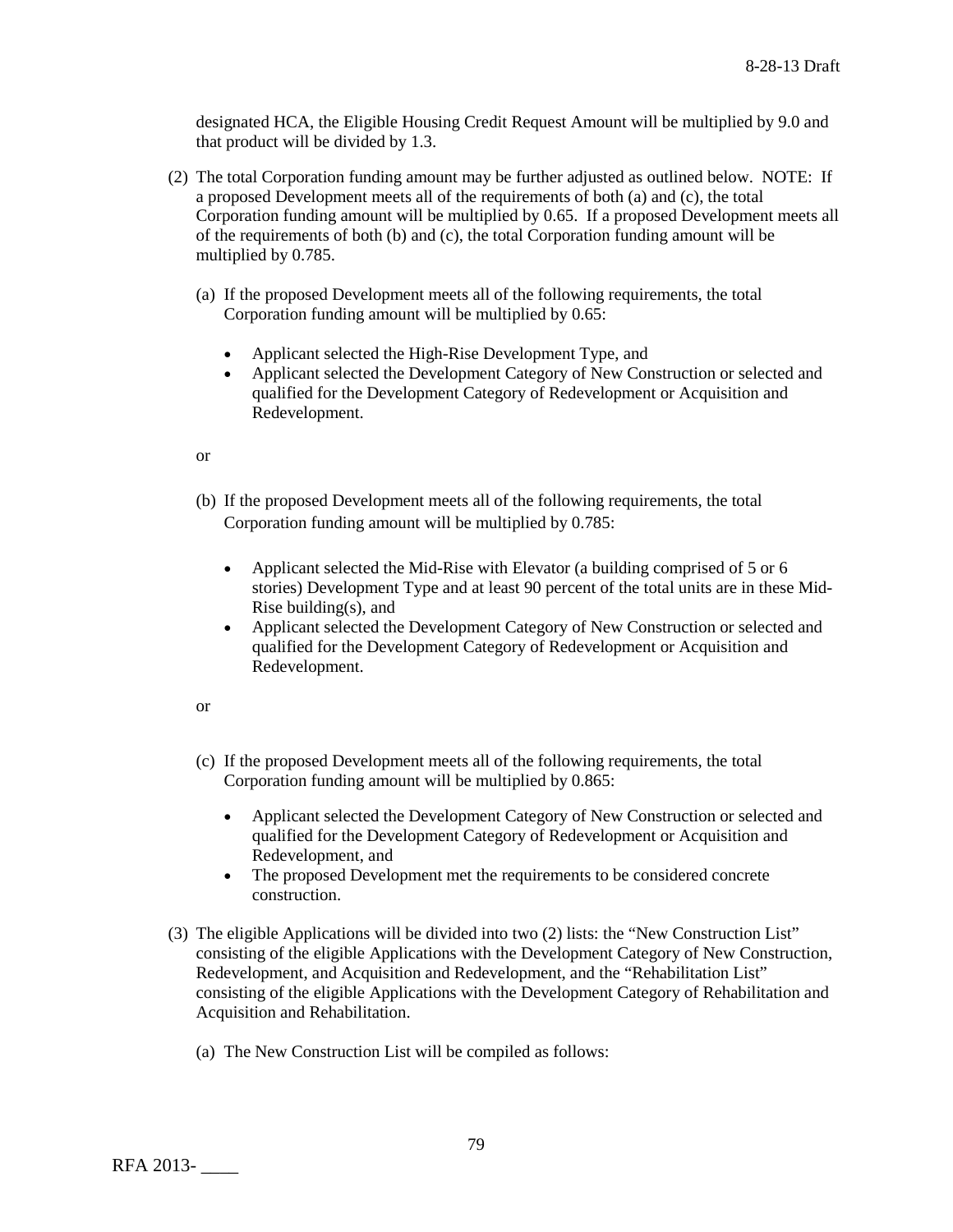designated HCA, the Eligible Housing Credit Request Amount will be multiplied by 9.0 and that product will be divided by 1.3.

(2) The total Corporation funding amount may be further adjusted as outlined below. NOTE: If a proposed Development meets all of the requirements of both (a) and (c), the total Corporation funding amount will be multiplied by 0.65. If a proposed Development meets all of the requirements of both (b) and (c), the total Corporation funding amount will be multiplied by 0.785.

(a) If the proposed Development meets all of the following requirements, the total Corporation funding amount will be multiplied by 0.65:

- Applicant selected the High-Rise Development Type, and
- Applicant selected the Development Category of New Construction or selected and qualified for the Development Category of Redevelopment or Acquisition and Redevelopment.

or

(b) If the proposed Development meets all of the following requirements, the total Corporation funding amount will be multiplied by 0.785:

- Applicant selected the Mid-Rise with Elevator (a building comprised of 5 or 6 stories) Development Type and at least 90 percent of the total units are in these Mid-Rise building(s), and
- Applicant selected the Development Category of New Construction or selected and qualified for the Development Category of Redevelopment or Acquisition and Redevelopment.

or

(c) If the proposed Development meets all of the following requirements, the total Corporation funding amount will be multiplied by 0.865:

- Applicant selected the Development Category of New Construction or selected and qualified for the Development Category of Redevelopment or Acquisition and Redevelopment, and
- The proposed Development met the requirements to be considered concrete construction.

(3) The eligible Applications will be divided into two (2) lists: the "New Construction List" consisting of the eligible Applications with the Development Category of New Construction, Redevelopment, and Acquisition and Redevelopment, and the "Rehabilitation List" consisting of the eligible Applications with the Development Category of Rehabilitation and Acquisition and Rehabilitation.

(a) The New Construction List will be compiled as follows: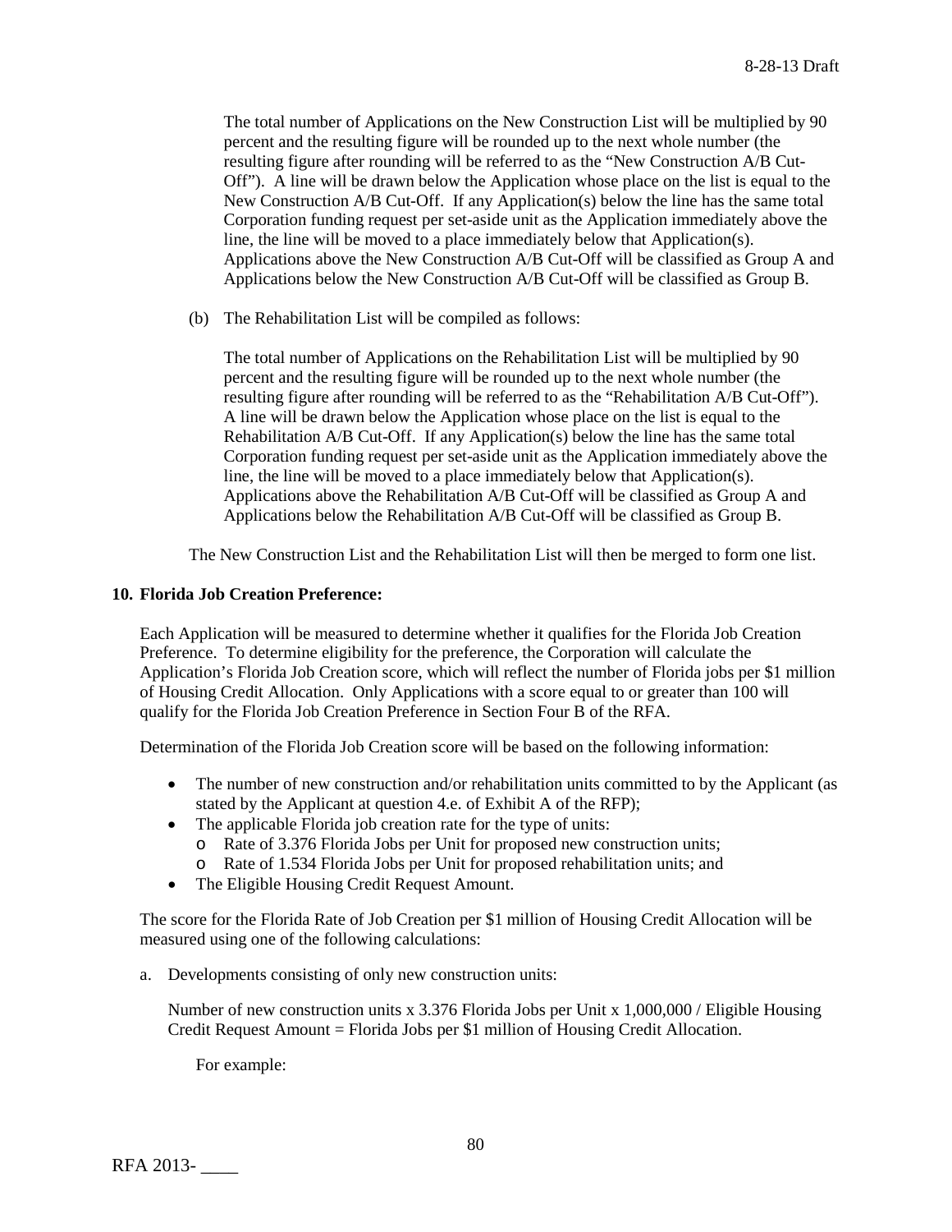The total number of Applications on the New Construction List will be multiplied by 90 percent and the resulting figure will be rounded up to the next whole number (the resulting figure after rounding will be referred to as the "New Construction A/B Cut-Off"). A line will be drawn below the Application whose place on the list is equal to the New Construction A/B Cut-Off. If any Application(s) below the line has the same total Corporation funding request per set-aside unit as the Application immediately above the line, the line will be moved to a place immediately below that Application(s). Applications above the New Construction A/B Cut-Off will be classified as Group A and Applications below the New Construction A/B Cut-Off will be classified as Group B.

(b) The Rehabilitation List will be compiled as follows:

The total number of Applications on the Rehabilitation List will be multiplied by 90 percent and the resulting figure will be rounded up to the next whole number (the resulting figure after rounding will be referred to as the "Rehabilitation A/B Cut-Off"). A line will be drawn below the Application whose place on the list is equal to the Rehabilitation A/B Cut-Off. If any Application(s) below the line has the same total Corporation funding request per set-aside unit as the Application immediately above the line, the line will be moved to a place immediately below that Application(s). Applications above the Rehabilitation A/B Cut-Off will be classified as Group A and Applications below the Rehabilitation A/B Cut-Off will be classified as Group B.

The New Construction List and the Rehabilitation List will then be merged to form one list.

**10. Florida Job Creation Preference:**

Each Application will be measured to determine whether it qualifies for the Florida Job Creation Preference. To determine eligibility for the preference, the Corporation will calculate the Application's Florida Job Creation score, which will reflect the number of Florida jobs per $1 million of Housing Credit Allocation. Only Applications with a score equal to or greater than 100 will qualify for the Florida Job Creation Preference in Section Four B of the RFA.

Determination of the Florida Job Creation score will be based on the following information:

- The number of new construction and/or rehabilitation units committed to by the Applicant (as stated by the Applicant at question 4.e. of Exhibit A of the RFP);
- The applicable Florida job creation rate for the type of units:
  - Rate of 3.376 Florida Jobs per Unit for proposed new construction units;
  - Rate of 1.534 Florida Jobs per Unit for proposed rehabilitation units; and
- The Eligible Housing Credit Request Amount.

The score for the Florida Rate of Job Creation per $1 million of Housing Credit Allocation will be measured using one of the following calculations:

a. Developments consisting of only new construction units:

   Number of new construction units x 3.376 Florida Jobs per Unit x 1,000,000 / Eligible Housing Credit Request Amount = Florida Jobs per $1 million of Housing Credit Allocation.

   For example: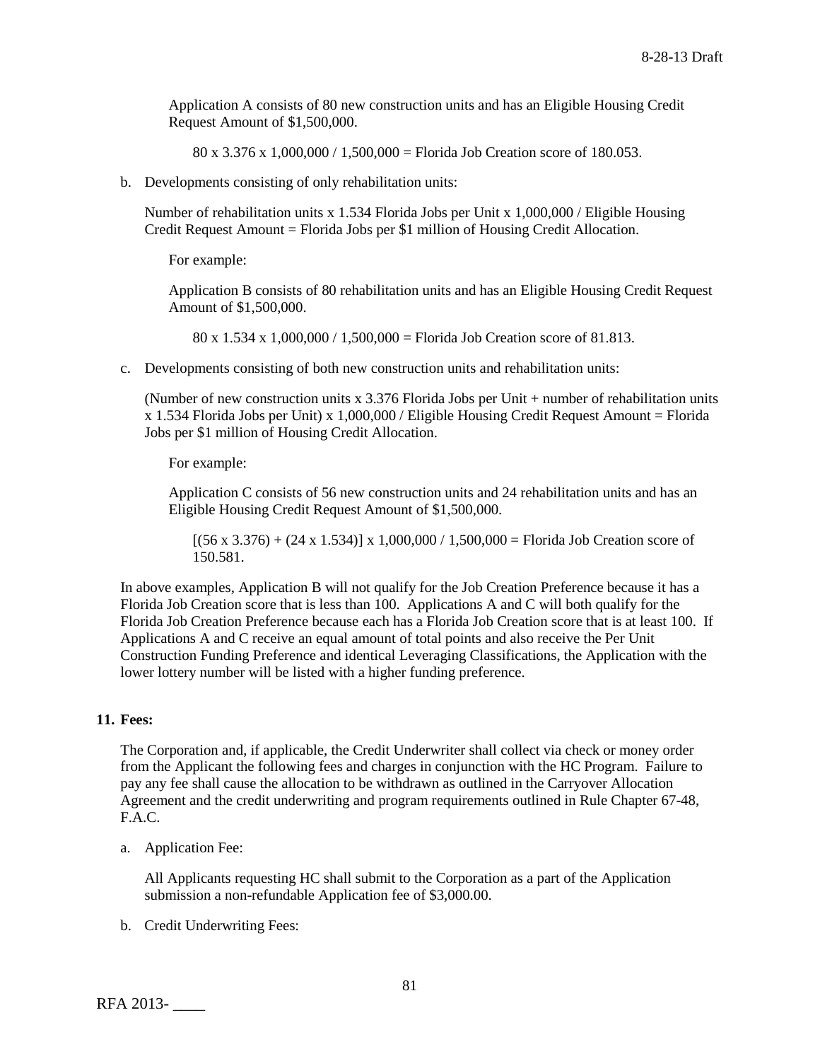Application A consists of 80 new construction units and has an Eligible Housing Credit Request Amount of $1,500,000.

80 x 3.376 x 1,000,000 / 1,500,000 = Florida Job Creation score of 180.053.

b. Developments consisting of only rehabilitation units:

Number of rehabilitation units x 1.534 Florida Jobs per Unit x 1,000,000 / Eligible Housing Credit Request Amount = Florida Jobs per $1 million of Housing Credit Allocation.

For example:

Application B consists of 80 rehabilitation units and has an Eligible Housing Credit Request Amount of $1,500,000.

80 x 1.534 x 1,000,000 / 1,500,000 = Florida Job Creation score of 81.813.

c. Developments consisting of both new construction units and rehabilitation units:

(Number of new construction units x 3.376 Florida Jobs per Unit + number of rehabilitation units x 1.534 Florida Jobs per Unit) x 1,000,000 / Eligible Housing Credit Request Amount = Florida Jobs per $1 million of Housing Credit Allocation.

For example:

Application C consists of 56 new construction units and 24 rehabilitation units and has an Eligible Housing Credit Request Amount of $1,500,000.

[(56 x 3.376) + (24 x 1.534)] x 1,000,000 / 1,500,000 = Florida Job Creation score of 150.581.

In above examples, Application B will not qualify for the Job Creation Preference because it has a Florida Job Creation score that is less than 100. Applications A and C will both qualify for the Florida Job Creation Preference because each has a Florida Job Creation score that is at least 100. If Applications A and C receive an equal amount of total points and also receive the Per Unit Construction Funding Preference and identical Leveraging Classifications, the Application with the lower lottery number will be listed with a higher funding preference.

**11. Fees:**

The Corporation and, if applicable, the Credit Underwriter shall collect via check or money order from the Applicant the following fees and charges in conjunction with the HC Program. Failure to pay any fee shall cause the allocation to be withdrawn as outlined in the Carryover Allocation Agreement and the credit underwriting and program requirements outlined in Rule Chapter 67-48, F.A.C.

a. Application Fee:

All Applicants requesting HC shall submit to the Corporation as a part of the Application submission a non-refundable Application fee of $3,000.00.

b. Credit Underwriting Fees: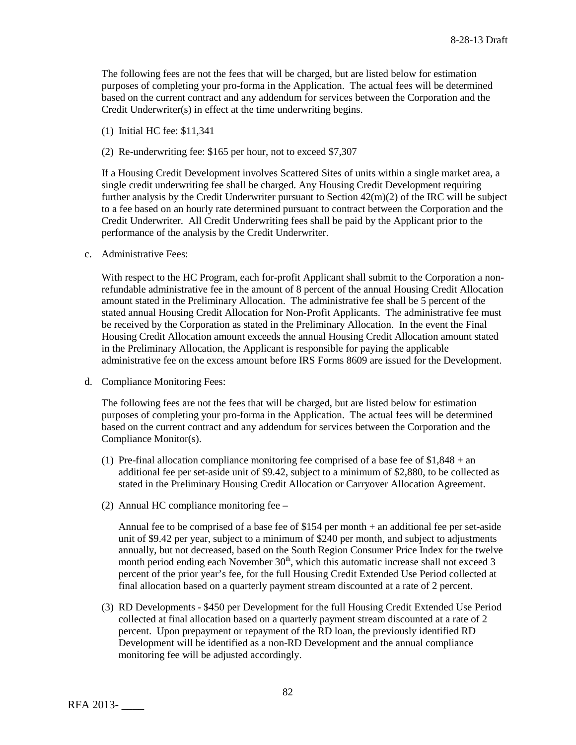The following fees are not the fees that will be charged, but are listed below for estimation purposes of completing your pro-forma in the Application. The actual fees will be determined based on the current contract and any addendum for services between the Corporation and the Credit Underwriter(s) in effect at the time underwriting begins.

(1) Initial HC fee: $11,341

(2) Re-underwriting fee: $165 per hour, not to exceed $7,307

If a Housing Credit Development involves Scattered Sites of units within a single market area, a single credit underwriting fee shall be charged. Any Housing Credit Development requiring further analysis by the Credit Underwriter pursuant to Section 42(m)(2) of the IRC will be subject to a fee based on an hourly rate determined pursuant to contract between the Corporation and the Credit Underwriter. All Credit Underwriting fees shall be paid by the Applicant prior to the performance of the analysis by the Credit Underwriter.

c. Administrative Fees:

With respect to the HC Program, each for-profit Applicant shall submit to the Corporation a non-refundable administrative fee in the amount of 8 percent of the annual Housing Credit Allocation amount stated in the Preliminary Allocation. The administrative fee shall be 5 percent of the stated annual Housing Credit Allocation for Non-Profit Applicants. The administrative fee must be received by the Corporation as stated in the Preliminary Allocation. In the event the Final Housing Credit Allocation amount exceeds the annual Housing Credit Allocation amount stated in the Preliminary Allocation, the Applicant is responsible for paying the applicable administrative fee on the excess amount before IRS Forms 8609 are issued for the Development.

d. Compliance Monitoring Fees:

The following fees are not the fees that will be charged, but are listed below for estimation purposes of completing your pro-forma in the Application. The actual fees will be determined based on the current contract and any addendum for services between the Corporation and the Compliance Monitor(s).

(1) Pre-final allocation compliance monitoring fee comprised of a base fee of $1,848 + an additional fee per set-aside unit of $9.42, subject to a minimum of $2,880, to be collected as stated in the Preliminary Housing Credit Allocation or Carryover Allocation Agreement.

(2) Annual HC compliance monitoring fee –

Annual fee to be comprised of a base fee of $154 per month + an additional fee per set-aside unit of $9.42 per year, subject to a minimum of $240 per month, and subject to adjustments annually, but not decreased, based on the South Region Consumer Price Index for the twelve month period ending each November 30th, which this automatic increase shall not exceed 3 percent of the prior year's fee, for the full Housing Credit Extended Use Period collected at final allocation based on a quarterly payment stream discounted at a rate of 2 percent.

(3) RD Developments - $450 per Development for the full Housing Credit Extended Use Period collected at final allocation based on a quarterly payment stream discounted at a rate of 2 percent. Upon prepayment or repayment of the RD loan, the previously identified RD Development will be identified as a non-RD Development and the annual compliance monitoring fee will be adjusted accordingly.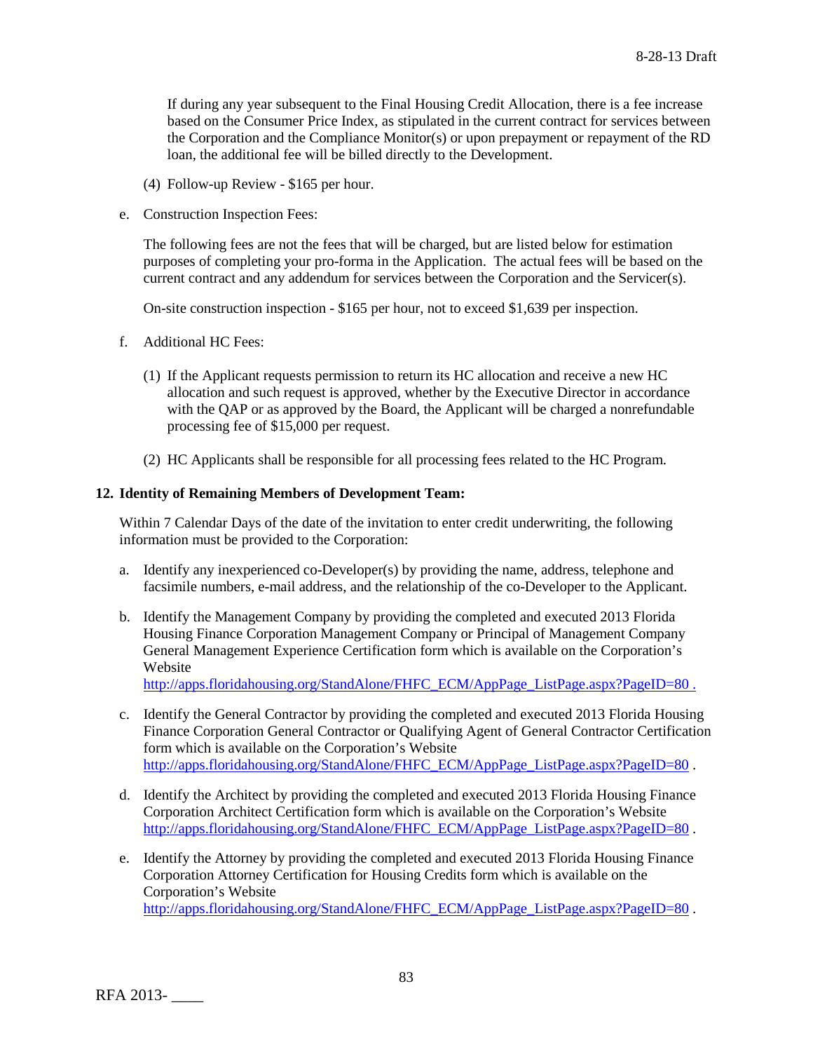If during any year subsequent to the Final Housing Credit Allocation, there is a fee increase based on the Consumer Price Index, as stipulated in the current contract for services between the Corporation and the Compliance Monitor(s) or upon prepayment or repayment of the RD loan, the additional fee will be billed directly to the Development.

(4) Follow-up Review - $165 per hour.

e. Construction Inspection Fees:

The following fees are not the fees that will be charged, but are listed below for estimation purposes of completing your pro-forma in the Application. The actual fees will be based on the current contract and any addendum for services between the Corporation and the Servicer(s).

On-site construction inspection - $165 per hour, not to exceed $1,639 per inspection.

f. Additional HC Fees:

(1) If the Applicant requests permission to return its HC allocation and receive a new HC allocation and such request is approved, whether by the Executive Director in accordance with the QAP or as approved by the Board, the Applicant will be charged a nonrefundable processing fee of $15,000 per request.

(2) HC Applicants shall be responsible for all processing fees related to the HC Program.

**12. Identity of Remaining Members of Development Team:**

Within 7 Calendar Days of the date of the invitation to enter credit underwriting, the following information must be provided to the Corporation:

a. Identify any inexperienced co-Developer(s) by providing the name, address, telephone and facsimile numbers, e-mail address, and the relationship of the co-Developer to the Applicant.

b. Identify the Management Company by providing the completed and executed 2013 Florida Housing Finance Corporation Management Company or Principal of Management Company General Management Experience Certification form which is available on the Corporation's Website http://apps.floridahousing.org/StandAlone/FHFC_ECM/AppPage_ListPage.aspx?PageID=80 .

c. Identify the General Contractor by providing the completed and executed 2013 Florida Housing Finance Corporation General Contractor or Qualifying Agent of General Contractor Certification form which is available on the Corporation's Website http://apps.floridahousing.org/StandAlone/FHFC_ECM/AppPage_ListPage.aspx?PageID=80 .

d. Identify the Architect by providing the completed and executed 2013 Florida Housing Finance Corporation Architect Certification form which is available on the Corporation's Website http://apps.floridahousing.org/StandAlone/FHFC_ECM/AppPage_ListPage.aspx?PageID=80 .

e. Identify the Attorney by providing the completed and executed 2013 Florida Housing Finance Corporation Attorney Certification for Housing Credits form which is available on the Corporation's Website http://apps.floridahousing.org/StandAlone/FHFC_ECM/AppPage_ListPage.aspx?PageID=80 .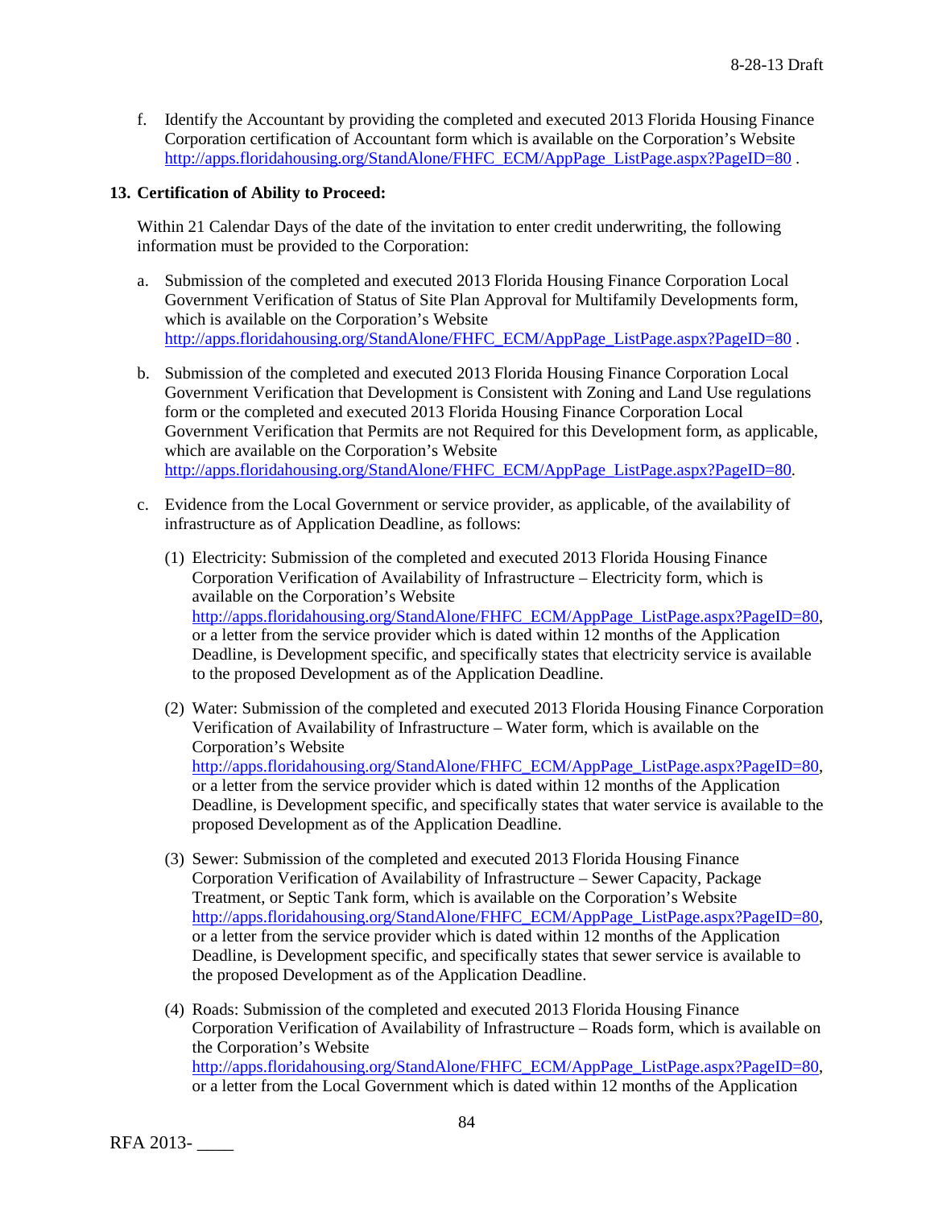f. Identify the Accountant by providing the completed and executed 2013 Florida Housing Finance Corporation certification of Accountant form which is available on the Corporation's Website http://apps.floridahousing.org/StandAlone/FHFC_ECM/AppPage_ListPage.aspx?PageID=80 .

**13. Certification of Ability to Proceed:**

Within 21 Calendar Days of the date of the invitation to enter credit underwriting, the following information must be provided to the Corporation:

a. Submission of the completed and executed 2013 Florida Housing Finance Corporation Local Government Verification of Status of Site Plan Approval for Multifamily Developments form, which is available on the Corporation's Website http://apps.floridahousing.org/StandAlone/FHFC_ECM/AppPage_ListPage.aspx?PageID=80 .

b. Submission of the completed and executed 2013 Florida Housing Finance Corporation Local Government Verification that Development is Consistent with Zoning and Land Use regulations form or the completed and executed 2013 Florida Housing Finance Corporation Local Government Verification that Permits are not Required for this Development form, as applicable, which are available on the Corporation's Website http://apps.floridahousing.org/StandAlone/FHFC_ECM/AppPage_ListPage.aspx?PageID=80.

c. Evidence from the Local Government or service provider, as applicable, of the availability of infrastructure as of Application Deadline, as follows:

   (1) Electricity: Submission of the completed and executed 2013 Florida Housing Finance Corporation Verification of Availability of Infrastructure – Electricity form, which is available on the Corporation's Website http://apps.floridahousing.org/StandAlone/FHFC_ECM/AppPage_ListPage.aspx?PageID=80, or a letter from the service provider which is dated within 12 months of the Application Deadline, is Development specific, and specifically states that electricity service is available to the proposed Development as of the Application Deadline.

   (2) Water: Submission of the completed and executed 2013 Florida Housing Finance Corporation Verification of Availability of Infrastructure – Water form, which is available on the Corporation's Website http://apps.floridahousing.org/StandAlone/FHFC_ECM/AppPage_ListPage.aspx?PageID=80, or a letter from the service provider which is dated within 12 months of the Application Deadline, is Development specific, and specifically states that water service is available to the proposed Development as of the Application Deadline.

   (3) Sewer: Submission of the completed and executed 2013 Florida Housing Finance Corporation Verification of Availability of Infrastructure – Sewer Capacity, Package Treatment, or Septic Tank form, which is available on the Corporation's Website http://apps.floridahousing.org/StandAlone/FHFC_ECM/AppPage_ListPage.aspx?PageID=80, or a letter from the service provider which is dated within 12 months of the Application Deadline, is Development specific, and specifically states that sewer service is available to the proposed Development as of the Application Deadline.

   (4) Roads: Submission of the completed and executed 2013 Florida Housing Finance Corporation Verification of Availability of Infrastructure – Roads form, which is available on the Corporation's Website http://apps.floridahousing.org/StandAlone/FHFC_ECM/AppPage_ListPage.aspx?PageID=80, or a letter from the Local Government which is dated within 12 months of the Application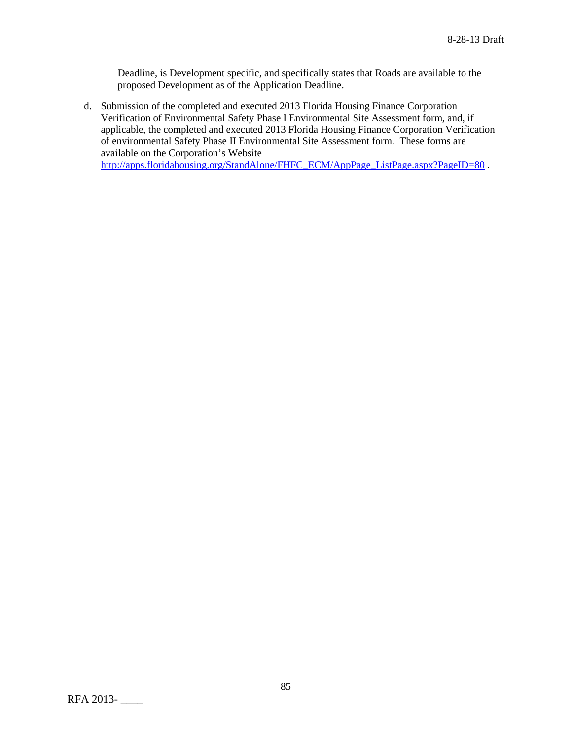Deadline, is Development specific, and specifically states that Roads are available to the proposed Development as of the Application Deadline.

d. Submission of the completed and executed 2013 Florida Housing Finance Corporation Verification of Environmental Safety Phase I Environmental Site Assessment form, and, if applicable, the completed and executed 2013 Florida Housing Finance Corporation Verification of environmental Safety Phase II Environmental Site Assessment form. These forms are available on the Corporation's Website http://apps.floridahousing.org/StandAlone/FHFC_ECM/AppPage_ListPage.aspx?PageID=80 .